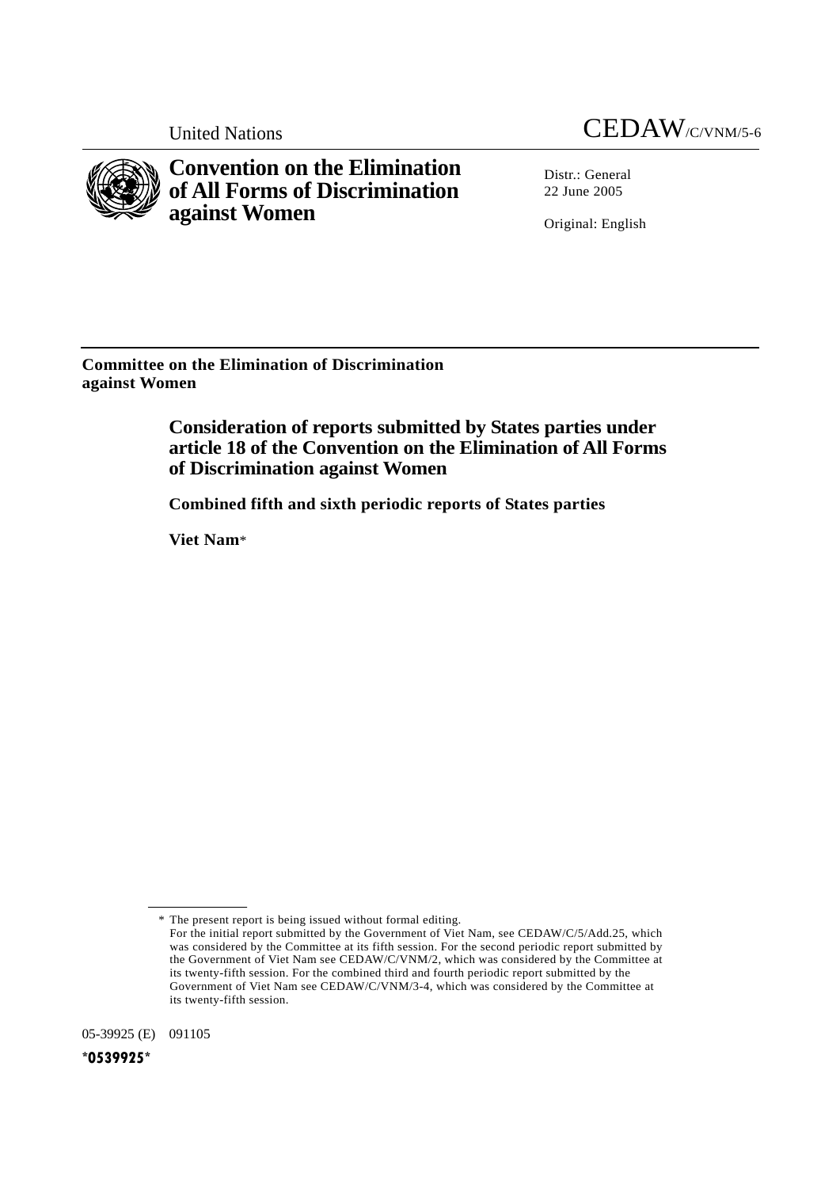United Nations

CEDAW/C/VNM/5-6

# Convention on the Elimination of All Forms of Discrimination against Women

Distr.: General
22 June 2005

Original: English

**Committee on the Elimination of Discrimination against Women**

## Consideration of reports submitted by States parties under article 18 of the Convention on the Elimination of All Forms of Discrimination against Women

### Combined fifth and sixth periodic reports of States parties

**Viet Nam***

---

\* The present report is being issued without formal editing.
For the initial report submitted by the Government of Viet Nam, see CEDAW/C/5/Add.25, which was considered by the Committee at its fifth session. For the second periodic report submitted by the Government of Viet Nam see CEDAW/C/VNM/2, which was considered by the Committee at its twenty-fifth session. For the combined third and fourth periodic report submitted by the Government of Viet Nam see CEDAW/C/VNM/3-4, which was considered by the Committee at its twenty-fifth session.

05-39925 (E) 091105

*0539925*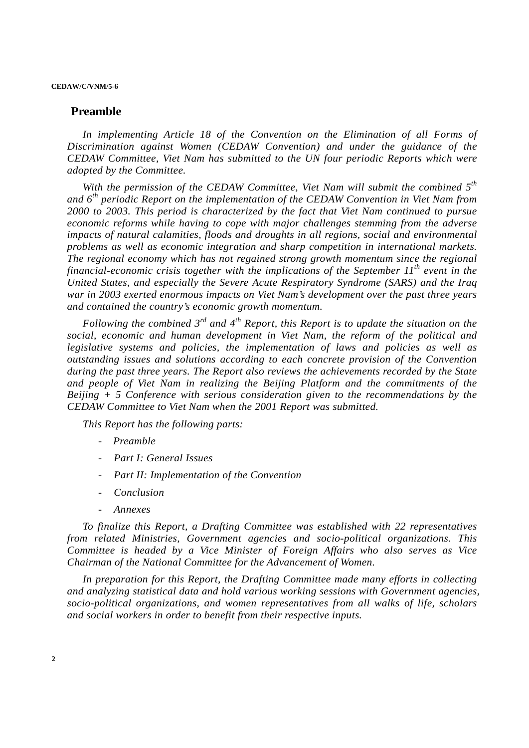## Preamble

*In implementing Article 18 of the Convention on the Elimination of all Forms of Discrimination against Women (CEDAW Convention) and under the guidance of the CEDAW Committee, Viet Nam has submitted to the UN four periodic Reports which were adopted by the Committee.*

*With the permission of the CEDAW Committee, Viet Nam will submit the combined 5th and 6th periodic Report on the implementation of the CEDAW Convention in Viet Nam from 2000 to 2003. This period is characterized by the fact that Viet Nam continued to pursue economic reforms while having to cope with major challenges stemming from the adverse impacts of natural calamities, floods and droughts in all regions, social and environmental problems as well as economic integration and sharp competition in international markets. The regional economy which has not regained strong growth momentum since the regional financial-economic crisis together with the implications of the September 11th event in the United States, and especially the Severe Acute Respiratory Syndrome (SARS) and the Iraq war in 2003 exerted enormous impacts on Viet Nam's development over the past three years and contained the country's economic growth momentum.*

*Following the combined 3rd and 4th Report, this Report is to update the situation on the social, economic and human development in Viet Nam, the reform of the political and legislative systems and policies, the implementation of laws and policies as well as outstanding issues and solutions according to each concrete provision of the Convention during the past three years. The Report also reviews the achievements recorded by the State and people of Viet Nam in realizing the Beijing Platform and the commitments of the Beijing + 5 Conference with serious consideration given to the recommendations by the CEDAW Committee to Viet Nam when the 2001 Report was submitted.*

*This Report has the following parts:*

- *Preamble*
- *Part I: General Issues*
- *Part II: Implementation of the Convention*
- *Conclusion*
- *Annexes*

*To finalize this Report, a Drafting Committee was established with 22 representatives from related Ministries, Government agencies and socio-political organizations. This Committee is headed by a Vice Minister of Foreign Affairs who also serves as Vice Chairman of the National Committee for the Advancement of Women.*

*In preparation for this Report, the Drafting Committee made many efforts in collecting and analyzing statistical data and hold various working sessions with Government agencies, socio-political organizations, and women representatives from all walks of life, scholars and social workers in order to benefit from their respective inputs.*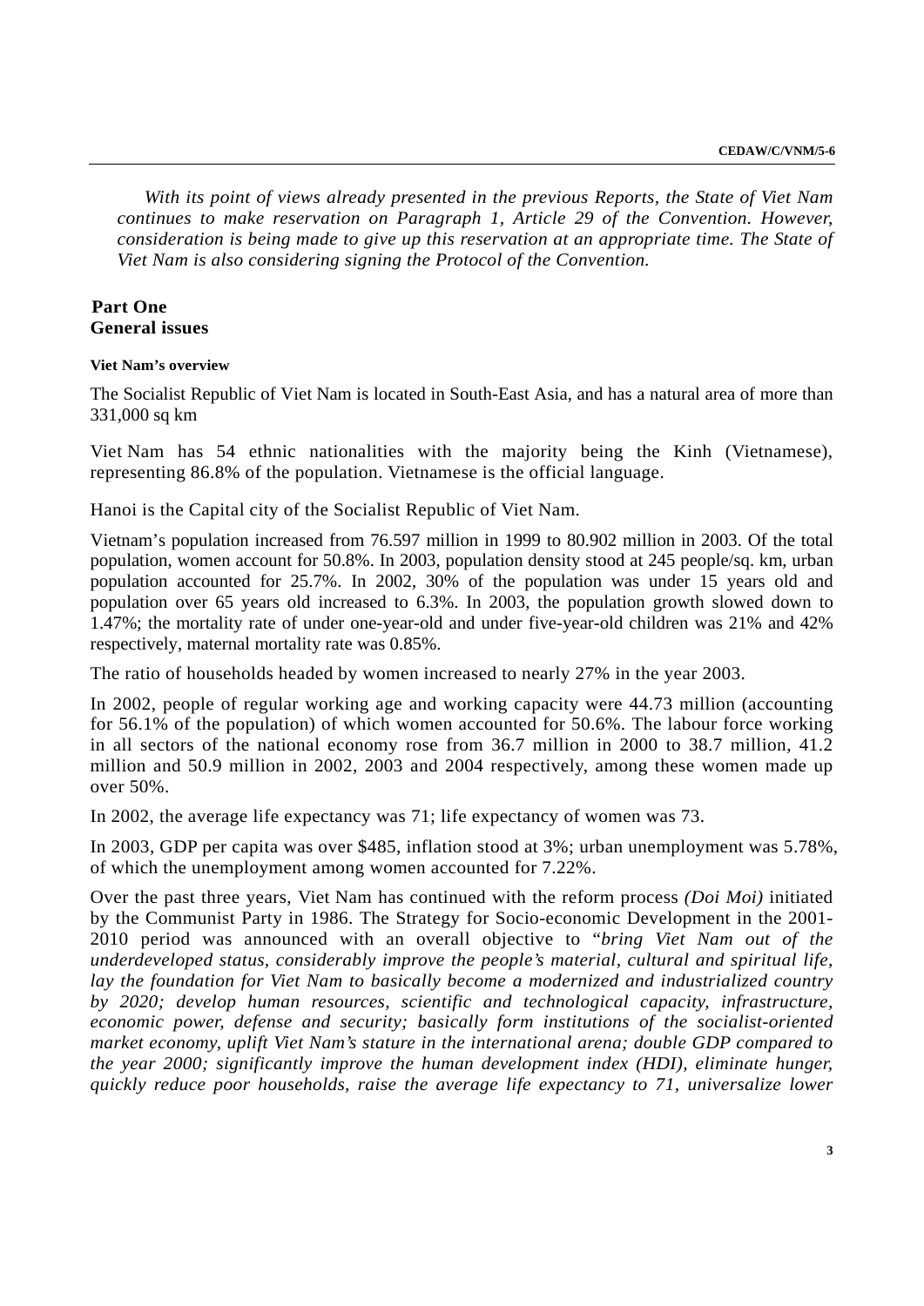*With its point of views already presented in the previous Reports, the State of Viet Nam continues to make reservation on Paragraph 1, Article 29 of the Convention. However, consideration is being made to give up this reservation at an appropriate time. The State of Viet Nam is also considering signing the Protocol of the Convention.*

# Part One
# General issues

### Viet Nam's overview

The Socialist Republic of Viet Nam is located in South-East Asia, and has a natural area of more than 331,000 sq km

Viet Nam has 54 ethnic nationalities with the majority being the Kinh (Vietnamese), representing 86.8% of the population. Vietnamese is the official language.

Hanoi is the Capital city of the Socialist Republic of Viet Nam.

Vietnam's population increased from 76.597 million in 1999 to 80.902 million in 2003. Of the total population, women account for 50.8%. In 2003, population density stood at 245 people/sq. km, urban population accounted for 25.7%. In 2002, 30% of the population was under 15 years old and population over 65 years old increased to 6.3%. In 2003, the population growth slowed down to 1.47%; the mortality rate of under one-year-old and under five-year-old children was 21% and 42% respectively, maternal mortality rate was 0.85%.

The ratio of households headed by women increased to nearly 27% in the year 2003.

In 2002, people of regular working age and working capacity were 44.73 million (accounting for 56.1% of the population) of which women accounted for 50.6%. The labour force working in all sectors of the national economy rose from 36.7 million in 2000 to 38.7 million, 41.2 million and 50.9 million in 2002, 2003 and 2004 respectively, among these women made up over 50%.

In 2002, the average life expectancy was 71; life expectancy of women was 73.

In 2003, GDP per capita was over $485, inflation stood at 3%; urban unemployment was 5.78%, of which the unemployment among women accounted for 7.22%.

Over the past three years, Viet Nam has continued with the reform process *(Doi Moi)* initiated by the Communist Party in 1986. The Strategy for Socio-economic Development in the 2001-2010 period was announced with an overall objective to "*bring Viet Nam out of the underdeveloped status, considerably improve the people's material, cultural and spiritual life, lay the foundation for Viet Nam to basically become a modernized and industrialized country by 2020; develop human resources, scientific and technological capacity, infrastructure, economic power, defense and security; basically form institutions of the socialist-oriented market economy, uplift Viet Nam's stature in the international arena; double GDP compared to the year 2000; significantly improve the human development index (HDI), eliminate hunger, quickly reduce poor households, raise the average life expectancy to 71, universalize lower*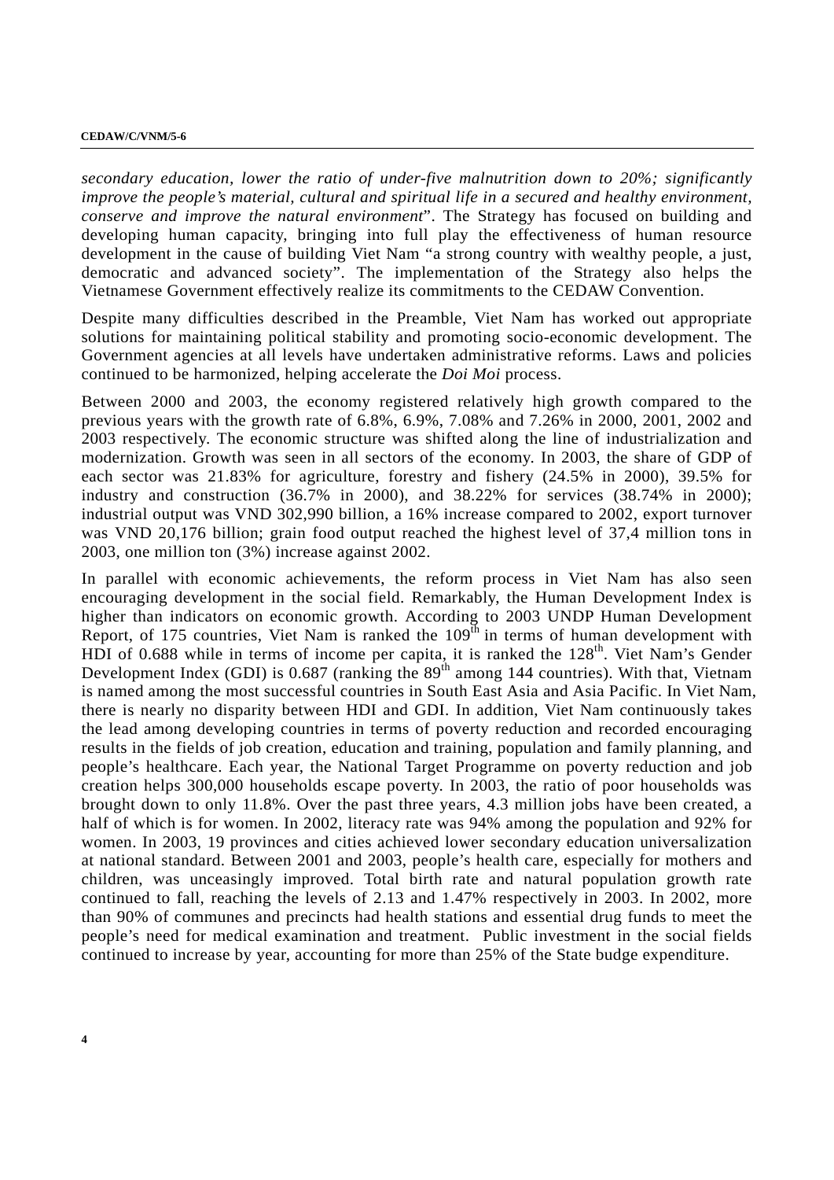*secondary education, lower the ratio of under-five malnutrition down to 20%; significantly improve the people's material, cultural and spiritual life in a secured and healthy environment, conserve and improve the natural environment*". The Strategy has focused on building and developing human capacity, bringing into full play the effectiveness of human resource development in the cause of building Viet Nam "a strong country with wealthy people, a just, democratic and advanced society". The implementation of the Strategy also helps the Vietnamese Government effectively realize its commitments to the CEDAW Convention.

Despite many difficulties described in the Preamble, Viet Nam has worked out appropriate solutions for maintaining political stability and promoting socio-economic development. The Government agencies at all levels have undertaken administrative reforms. Laws and policies continued to be harmonized, helping accelerate the *Doi Moi* process.

Between 2000 and 2003, the economy registered relatively high growth compared to the previous years with the growth rate of 6.8%, 6.9%, 7.08% and 7.26% in 2000, 2001, 2002 and 2003 respectively. The economic structure was shifted along the line of industrialization and modernization. Growth was seen in all sectors of the economy. In 2003, the share of GDP of each sector was 21.83% for agriculture, forestry and fishery (24.5% in 2000), 39.5% for industry and construction (36.7% in 2000), and 38.22% for services (38.74% in 2000); industrial output was VND 302,990 billion, a 16% increase compared to 2002, export turnover was VND 20,176 billion; grain food output reached the highest level of 37,4 million tons in 2003, one million ton (3%) increase against 2002.

In parallel with economic achievements, the reform process in Viet Nam has also seen encouraging development in the social field. Remarkably, the Human Development Index is higher than indicators on economic growth. According to 2003 UNDP Human Development Report, of 175 countries, Viet Nam is ranked the 109th in terms of human development with HDI of 0.688 while in terms of income per capita, it is ranked the 128th. Viet Nam's Gender Development Index (GDI) is 0.687 (ranking the 89th among 144 countries). With that, Vietnam is named among the most successful countries in South East Asia and Asia Pacific. In Viet Nam, there is nearly no disparity between HDI and GDI. In addition, Viet Nam continuously takes the lead among developing countries in terms of poverty reduction and recorded encouraging results in the fields of job creation, education and training, population and family planning, and people's healthcare. Each year, the National Target Programme on poverty reduction and job creation helps 300,000 households escape poverty. In 2003, the ratio of poor households was brought down to only 11.8%. Over the past three years, 4.3 million jobs have been created, a half of which is for women. In 2002, literacy rate was 94% among the population and 92% for women. In 2003, 19 provinces and cities achieved lower secondary education universalization at national standard. Between 2001 and 2003, people's health care, especially for mothers and children, was unceasingly improved. Total birth rate and natural population growth rate continued to fall, reaching the levels of 2.13 and 1.47% respectively in 2003. In 2002, more than 90% of communes and precincts had health stations and essential drug funds to meet the people's need for medical examination and treatment. Public investment in the social fields continued to increase by year, accounting for more than 25% of the State budge expenditure.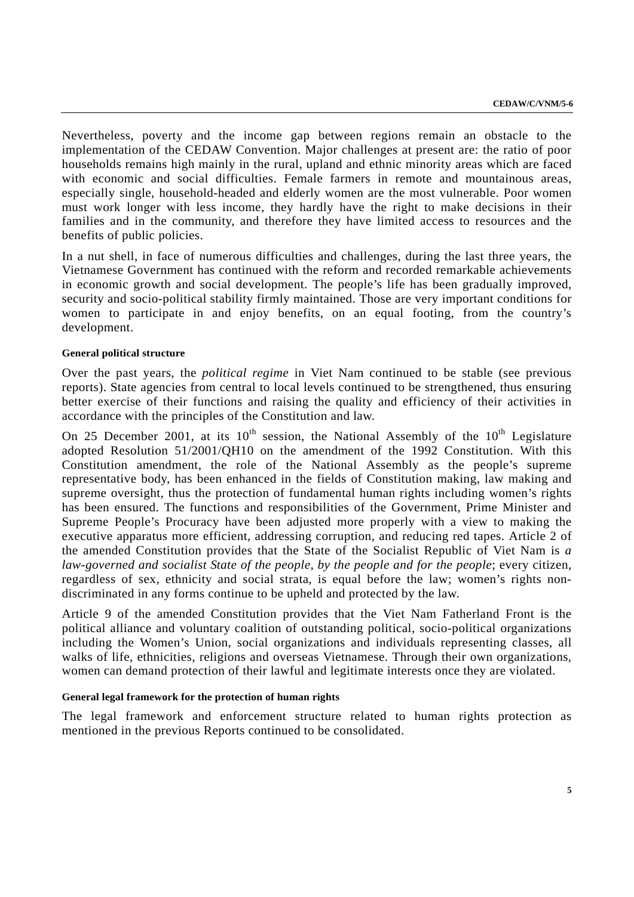Nevertheless, poverty and the income gap between regions remain an obstacle to the implementation of the CEDAW Convention. Major challenges at present are: the ratio of poor households remains high mainly in the rural, upland and ethnic minority areas which are faced with economic and social difficulties. Female farmers in remote and mountainous areas, especially single, household-headed and elderly women are the most vulnerable. Poor women must work longer with less income, they hardly have the right to make decisions in their families and in the community, and therefore they have limited access to resources and the benefits of public policies.

In a nut shell, in face of numerous difficulties and challenges, during the last three years, the Vietnamese Government has continued with the reform and recorded remarkable achievements in economic growth and social development. The people's life has been gradually improved, security and socio-political stability firmly maintained. Those are very important conditions for women to participate in and enjoy benefits, on an equal footing, from the country's development.

#### General political structure

Over the past years, the *political regime* in Viet Nam continued to be stable (see previous reports). State agencies from central to local levels continued to be strengthened, thus ensuring better exercise of their functions and raising the quality and efficiency of their activities in accordance with the principles of the Constitution and law.

On 25 December 2001, at its 10th session, the National Assembly of the 10th Legislature adopted Resolution 51/2001/QH10 on the amendment of the 1992 Constitution. With this Constitution amendment, the role of the National Assembly as the people's supreme representative body, has been enhanced in the fields of Constitution making, law making and supreme oversight, thus the protection of fundamental human rights including women's rights has been ensured. The functions and responsibilities of the Government, Prime Minister and Supreme People's Procuracy have been adjusted more properly with a view to making the executive apparatus more efficient, addressing corruption, and reducing red tapes. Article 2 of the amended Constitution provides that the State of the Socialist Republic of Viet Nam is *a law-governed and socialist State of the people, by the people and for the people*; every citizen, regardless of sex, ethnicity and social strata, is equal before the law; women's rights non-discriminated in any forms continue to be upheld and protected by the law.

Article 9 of the amended Constitution provides that the Viet Nam Fatherland Front is the political alliance and voluntary coalition of outstanding political, socio-political organizations including the Women's Union, social organizations and individuals representing classes, all walks of life, ethnicities, religions and overseas Vietnamese. Through their own organizations, women can demand protection of their lawful and legitimate interests once they are violated.

#### General legal framework for the protection of human rights

The legal framework and enforcement structure related to human rights protection as mentioned in the previous Reports continued to be consolidated.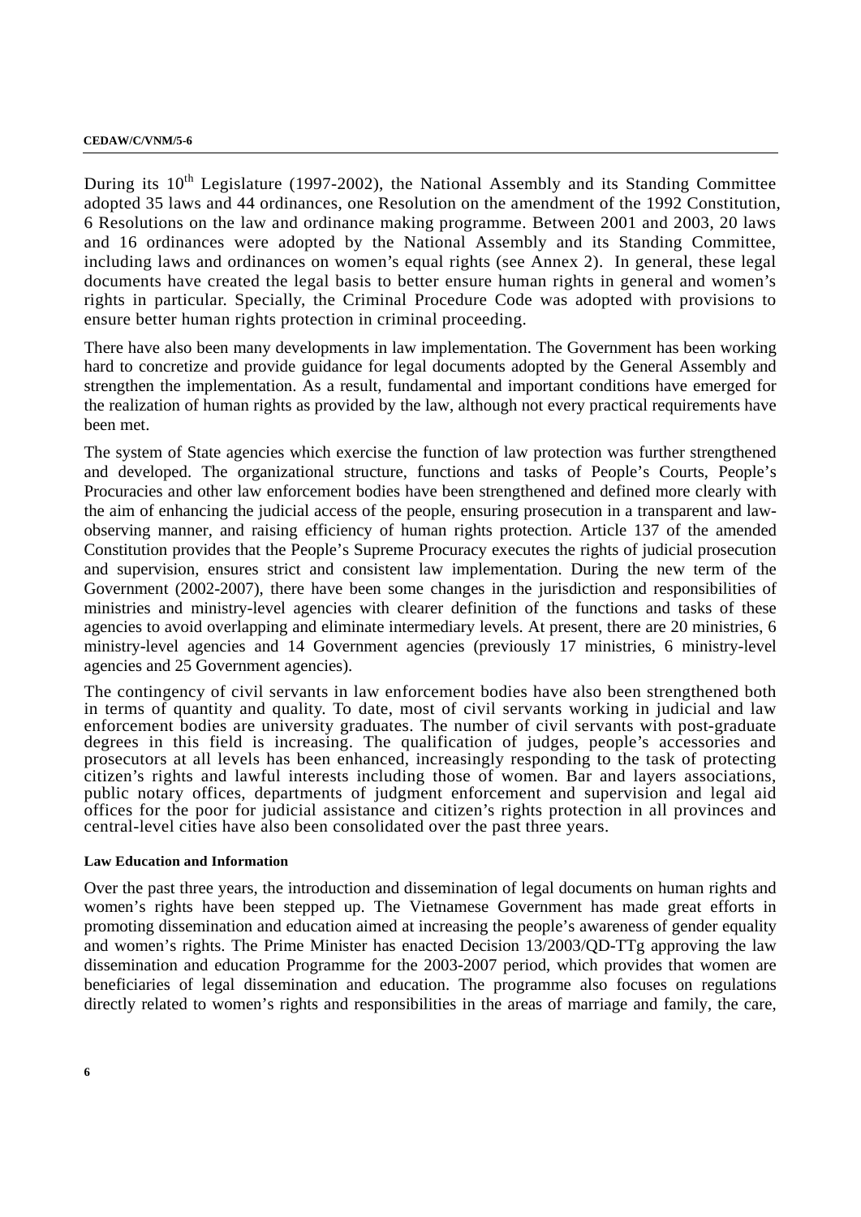During its 10th Legislature (1997-2002), the National Assembly and its Standing Committee adopted 35 laws and 44 ordinances, one Resolution on the amendment of the 1992 Constitution, 6 Resolutions on the law and ordinance making programme. Between 2001 and 2003, 20 laws and 16 ordinances were adopted by the National Assembly and its Standing Committee, including laws and ordinances on women's equal rights (see Annex 2). In general, these legal documents have created the legal basis to better ensure human rights in general and women's rights in particular. Specially, the Criminal Procedure Code was adopted with provisions to ensure better human rights protection in criminal proceeding.

There have also been many developments in law implementation. The Government has been working hard to concretize and provide guidance for legal documents adopted by the General Assembly and strengthen the implementation. As a result, fundamental and important conditions have emerged for the realization of human rights as provided by the law, although not every practical requirements have been met.

The system of State agencies which exercise the function of law protection was further strengthened and developed. The organizational structure, functions and tasks of People's Courts, People's Procuracies and other law enforcement bodies have been strengthened and defined more clearly with the aim of enhancing the judicial access of the people, ensuring prosecution in a transparent and law-observing manner, and raising efficiency of human rights protection. Article 137 of the amended Constitution provides that the People's Supreme Procuracy executes the rights of judicial prosecution and supervision, ensures strict and consistent law implementation. During the new term of the Government (2002-2007), there have been some changes in the jurisdiction and responsibilities of ministries and ministry-level agencies with clearer definition of the functions and tasks of these agencies to avoid overlapping and eliminate intermediary levels. At present, there are 20 ministries, 6 ministry-level agencies and 14 Government agencies (previously 17 ministries, 6 ministry-level agencies and 25 Government agencies).

The contingency of civil servants in law enforcement bodies have also been strengthened both in terms of quantity and quality. To date, most of civil servants working in judicial and law enforcement bodies are university graduates. The number of civil servants with post-graduate degrees in this field is increasing. The qualification of judges, people's accessories and prosecutors at all levels has been enhanced, increasingly responding to the task of protecting citizen's rights and lawful interests including those of women. Bar and layers associations, public notary offices, departments of judgment enforcement and supervision and legal aid offices for the poor for judicial assistance and citizen's rights protection in all provinces and central-level cities have also been consolidated over the past three years.

**Law Education and Information**

Over the past three years, the introduction and dissemination of legal documents on human rights and women's rights have been stepped up. The Vietnamese Government has made great efforts in promoting dissemination and education aimed at increasing the people's awareness of gender equality and women's rights. The Prime Minister has enacted Decision 13/2003/QD-TTg approving the law dissemination and education Programme for the 2003-2007 period, which provides that women are beneficiaries of legal dissemination and education. The programme also focuses on regulations directly related to women's rights and responsibilities in the areas of marriage and family, the care,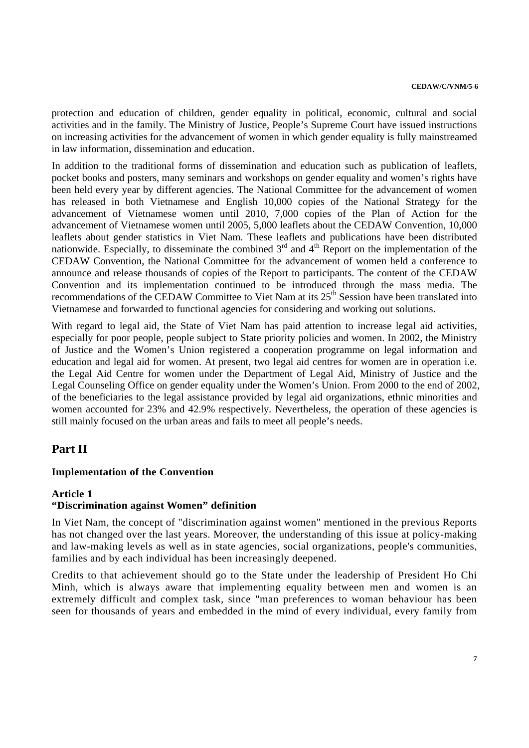protection and education of children, gender equality in political, economic, cultural and social activities and in the family. The Ministry of Justice, People's Supreme Court have issued instructions on increasing activities for the advancement of women in which gender equality is fully mainstreamed in law information, dissemination and education.

In addition to the traditional forms of dissemination and education such as publication of leaflets, pocket books and posters, many seminars and workshops on gender equality and women's rights have been held every year by different agencies. The National Committee for the advancement of women has released in both Vietnamese and English 10,000 copies of the National Strategy for the advancement of Vietnamese women until 2010, 7,000 copies of the Plan of Action for the advancement of Vietnamese women until 2005, 5,000 leaflets about the CEDAW Convention, 10,000 leaflets about gender statistics in Viet Nam. These leaflets and publications have been distributed nationwide. Especially, to disseminate the combined 3rd and 4th Report on the implementation of the CEDAW Convention, the National Committee for the advancement of women held a conference to announce and release thousands of copies of the Report to participants. The content of the CEDAW Convention and its implementation continued to be introduced through the mass media. The recommendations of the CEDAW Committee to Viet Nam at its 25th Session have been translated into Vietnamese and forwarded to functional agencies for considering and working out solutions.

With regard to legal aid, the State of Viet Nam has paid attention to increase legal aid activities, especially for poor people, people subject to State priority policies and women. In 2002, the Ministry of Justice and the Women's Union registered a cooperation programme on legal information and education and legal aid for women. At present, two legal aid centres for women are in operation i.e. the Legal Aid Centre for women under the Department of Legal Aid, Ministry of Justice and the Legal Counseling Office on gender equality under the Women's Union. From 2000 to the end of 2002, of the beneficiaries to the legal assistance provided by legal aid organizations, ethnic minorities and women accounted for 23% and 42.9% respectively. Nevertheless, the operation of these agencies is still mainly focused on the urban areas and fails to meet all people's needs.

# Part II

## Implementation of the Convention

### Article 1
### "Discrimination against Women" definition

In Viet Nam, the concept of "discrimination against women" mentioned in the previous Reports has not changed over the last years. Moreover, the understanding of this issue at policy-making and law-making levels as well as in state agencies, social organizations, people's communities, families and by each individual has been increasingly deepened.

Credits to that achievement should go to the State under the leadership of President Ho Chi Minh, which is always aware that implementing equality between men and women is an extremely difficult and complex task, since "man preferences to woman behaviour has been seen for thousands of years and embedded in the mind of every individual, every family from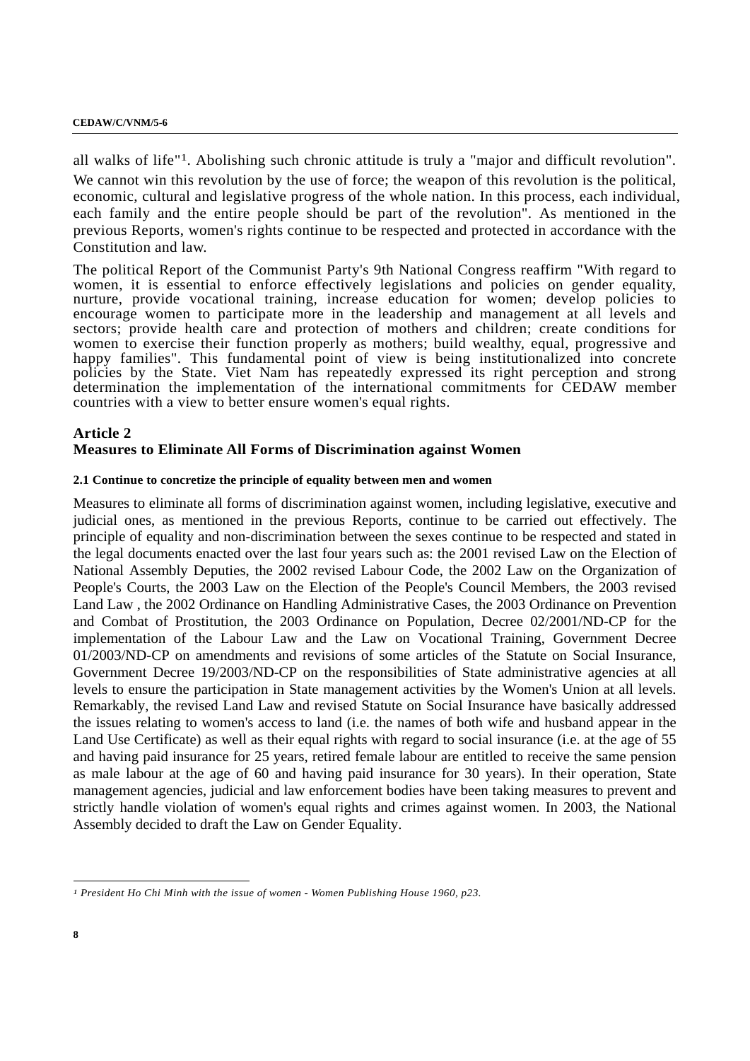all walks of life"[1]. Abolishing such chronic attitude is truly a "major and difficult revolution". We cannot win this revolution by the use of force; the weapon of this revolution is the political, economic, cultural and legislative progress of the whole nation. In this process, each individual, each family and the entire people should be part of the revolution". As mentioned in the previous Reports, women's rights continue to be respected and protected in accordance with the Constitution and law.

The political Report of the Communist Party's 9th National Congress reaffirm "With regard to women, it is essential to enforce effectively legislations and policies on gender equality, nurture, provide vocational training, increase education for women; develop policies to encourage women to participate more in the leadership and management at all levels and sectors; provide health care and protection of mothers and children; create conditions for women to exercise their function properly as mothers; build wealthy, equal, progressive and happy families". This fundamental point of view is being institutionalized into concrete policies by the State. Viet Nam has repeatedly expressed its right perception and strong determination the implementation of the international commitments for CEDAW member countries with a view to better ensure women's equal rights.

## Article 2
## Measures to Eliminate All Forms of Discrimination against Women

#### 2.1 Continue to concretize the principle of equality between men and women

Measures to eliminate all forms of discrimination against women, including legislative, executive and judicial ones, as mentioned in the previous Reports, continue to be carried out effectively. The principle of equality and non-discrimination between the sexes continue to be respected and stated in the legal documents enacted over the last four years such as: the 2001 revised Law on the Election of National Assembly Deputies, the 2002 revised Labour Code, the 2002 Law on the Organization of People's Courts, the 2003 Law on the Election of the People's Council Members, the 2003 revised Land Law , the 2002 Ordinance on Handling Administrative Cases, the 2003 Ordinance on Prevention and Combat of Prostitution, the 2003 Ordinance on Population, Decree 02/2001/ND-CP for the implementation of the Labour Law and the Law on Vocational Training, Government Decree 01/2003/ND-CP on amendments and revisions of some articles of the Statute on Social Insurance, Government Decree 19/2003/ND-CP on the responsibilities of State administrative agencies at all levels to ensure the participation in State management activities by the Women's Union at all levels. Remarkably, the revised Land Law and revised Statute on Social Insurance have basically addressed the issues relating to women's access to land (i.e. the names of both wife and husband appear in the Land Use Certificate) as well as their equal rights with regard to social insurance (i.e. at the age of 55 and having paid insurance for 25 years, retired female labour are entitled to receive the same pension as male labour at the age of 60 and having paid insurance for 30 years). In their operation, State management agencies, judicial and law enforcement bodies have been taking measures to prevent and strictly handle violation of women's equal rights and crimes against women. In 2003, the National Assembly decided to draft the Law on Gender Equality.

---

[1] *President Ho Chi Minh with the issue of women - Women Publishing House 1960, p23.*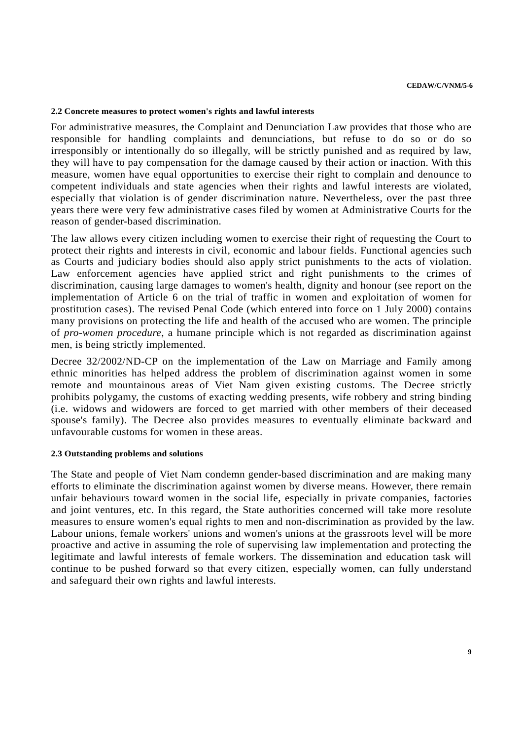#### 2.2 Concrete measures to protect women's rights and lawful interests

For administrative measures, the Complaint and Denunciation Law provides that those who are responsible for handling complaints and denunciations, but refuse to do so or do so irresponsibly or intentionally do so illegally, will be strictly punished and as required by law, they will have to pay compensation for the damage caused by their action or inaction. With this measure, women have equal opportunities to exercise their right to complain and denounce to competent individuals and state agencies when their rights and lawful interests are violated, especially that violation is of gender discrimination nature. Nevertheless, over the past three years there were very few administrative cases filed by women at Administrative Courts for the reason of gender-based discrimination.

The law allows every citizen including women to exercise their right of requesting the Court to protect their rights and interests in civil, economic and labour fields. Functional agencies such as Courts and judiciary bodies should also apply strict punishments to the acts of violation. Law enforcement agencies have applied strict and right punishments to the crimes of discrimination, causing large damages to women's health, dignity and honour (see report on the implementation of Article 6 on the trial of traffic in women and exploitation of women for prostitution cases). The revised Penal Code (which entered into force on 1 July 2000) contains many provisions on protecting the life and health of the accused who are women. The principle of *pro-women procedure*, a humane principle which is not regarded as discrimination against men, is being strictly implemented.

Decree 32/2002/ND-CP on the implementation of the Law on Marriage and Family among ethnic minorities has helped address the problem of discrimination against women in some remote and mountainous areas of Viet Nam given existing customs. The Decree strictly prohibits polygamy, the customs of exacting wedding presents, wife robbery and string binding (i.e. widows and widowers are forced to get married with other members of their deceased spouse's family). The Decree also provides measures to eventually eliminate backward and unfavourable customs for women in these areas.

#### 2.3 Outstanding problems and solutions

The State and people of Viet Nam condemn gender-based discrimination and are making many efforts to eliminate the discrimination against women by diverse means. However, there remain unfair behaviours toward women in the social life, especially in private companies, factories and joint ventures, etc. In this regard, the State authorities concerned will take more resolute measures to ensure women's equal rights to men and non-discrimination as provided by the law. Labour unions, female workers' unions and women's unions at the grassroots level will be more proactive and active in assuming the role of supervising law implementation and protecting the legitimate and lawful interests of female workers. The dissemination and education task will continue to be pushed forward so that every citizen, especially women, can fully understand and safeguard their own rights and lawful interests.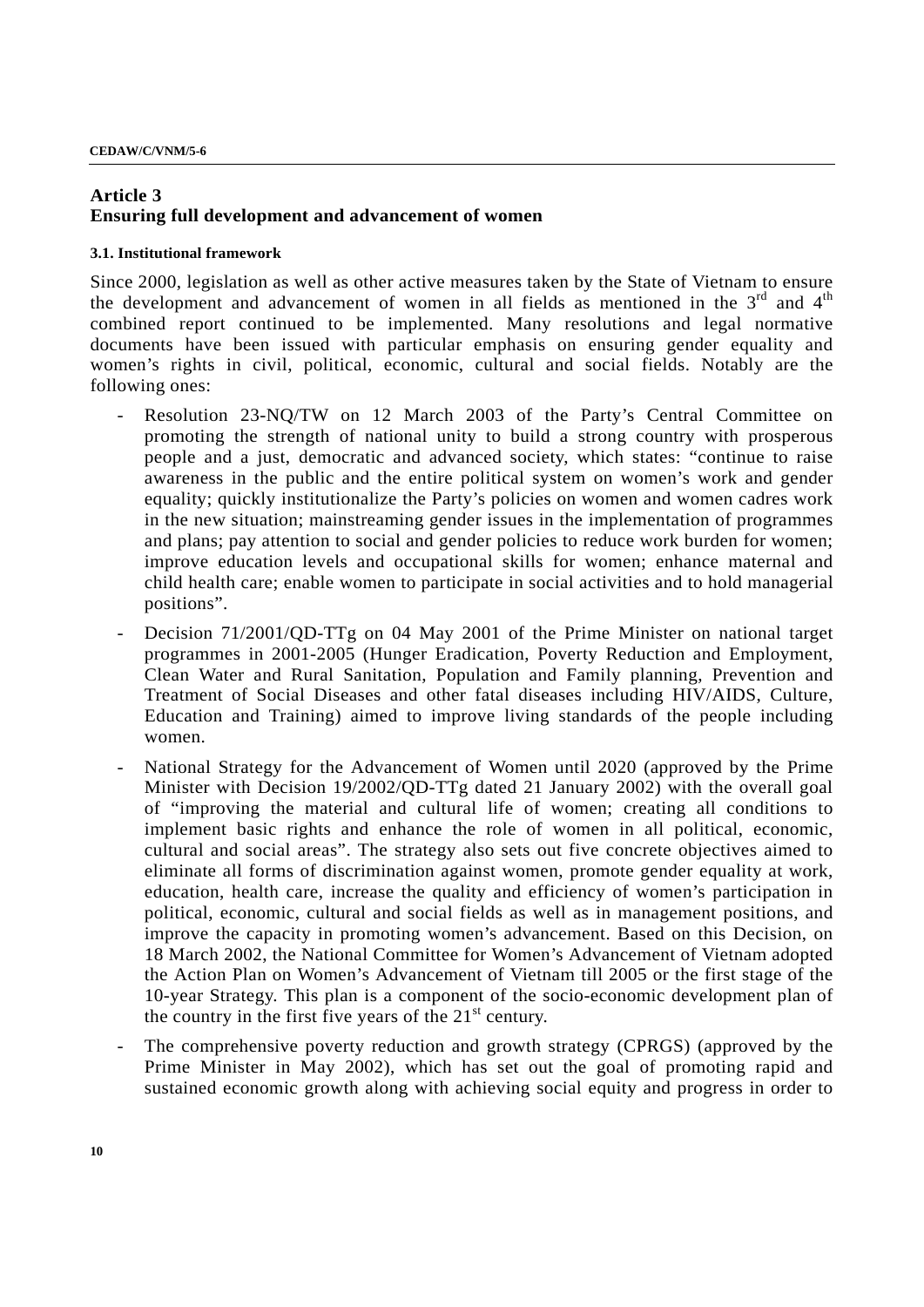## Article 3
## Ensuring full development and advancement of women

### 3.1. Institutional framework

Since 2000, legislation as well as other active measures taken by the State of Vietnam to ensure the development and advancement of women in all fields as mentioned in the 3rd and 4th combined report continued to be implemented. Many resolutions and legal normative documents have been issued with particular emphasis on ensuring gender equality and women's rights in civil, political, economic, cultural and social fields. Notably are the following ones:

- Resolution 23-NQ/TW on 12 March 2003 of the Party's Central Committee on promoting the strength of national unity to build a strong country with prosperous people and a just, democratic and advanced society, which states: "continue to raise awareness in the public and the entire political system on women's work and gender equality; quickly institutionalize the Party's policies on women and women cadres work in the new situation; mainstreaming gender issues in the implementation of programmes and plans; pay attention to social and gender policies to reduce work burden for women; improve education levels and occupational skills for women; enhance maternal and child health care; enable women to participate in social activities and to hold managerial positions".
- Decision 71/2001/QD-TTg on 04 May 2001 of the Prime Minister on national target programmes in 2001-2005 (Hunger Eradication, Poverty Reduction and Employment, Clean Water and Rural Sanitation, Population and Family planning, Prevention and Treatment of Social Diseases and other fatal diseases including HIV/AIDS, Culture, Education and Training) aimed to improve living standards of the people including women.
- National Strategy for the Advancement of Women until 2020 (approved by the Prime Minister with Decision 19/2002/QD-TTg dated 21 January 2002) with the overall goal of "improving the material and cultural life of women; creating all conditions to implement basic rights and enhance the role of women in all political, economic, cultural and social areas". The strategy also sets out five concrete objectives aimed to eliminate all forms of discrimination against women, promote gender equality at work, education, health care, increase the quality and efficiency of women's participation in political, economic, cultural and social fields as well as in management positions, and improve the capacity in promoting women's advancement. Based on this Decision, on 18 March 2002, the National Committee for Women's Advancement of Vietnam adopted the Action Plan on Women's Advancement of Vietnam till 2005 or the first stage of the 10-year Strategy. This plan is a component of the socio-economic development plan of the country in the first five years of the 21st century.
- The comprehensive poverty reduction and growth strategy (CPRGS) (approved by the Prime Minister in May 2002), which has set out the goal of promoting rapid and sustained economic growth along with achieving social equity and progress in order to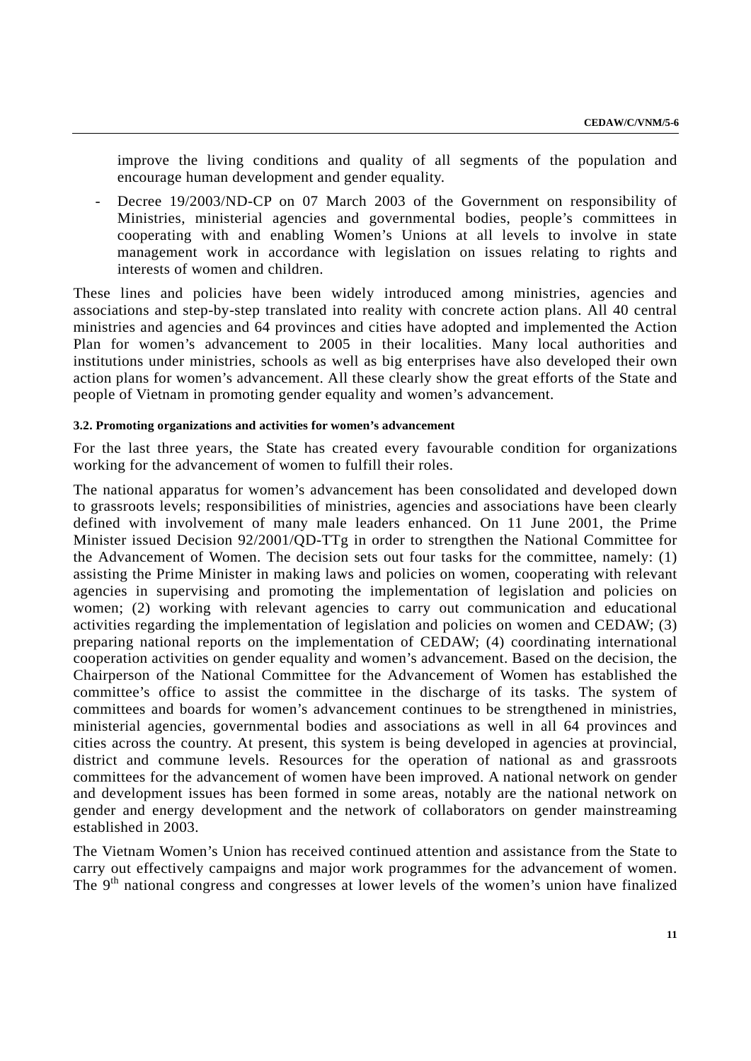improve the living conditions and quality of all segments of the population and encourage human development and gender equality.

- Decree 19/2003/ND-CP on 07 March 2003 of the Government on responsibility of Ministries, ministerial agencies and governmental bodies, people's committees in cooperating with and enabling Women's Unions at all levels to involve in state management work in accordance with legislation on issues relating to rights and interests of women and children.

These lines and policies have been widely introduced among ministries, agencies and associations and step-by-step translated into reality with concrete action plans. All 40 central ministries and agencies and 64 provinces and cities have adopted and implemented the Action Plan for women's advancement to 2005 in their localities. Many local authorities and institutions under ministries, schools as well as big enterprises have also developed their own action plans for women's advancement. All these clearly show the great efforts of the State and people of Vietnam in promoting gender equality and women's advancement.

#### 3.2. Promoting organizations and activities for women's advancement

For the last three years, the State has created every favourable condition for organizations working for the advancement of women to fulfill their roles.

The national apparatus for women's advancement has been consolidated and developed down to grassroots levels; responsibilities of ministries, agencies and associations have been clearly defined with involvement of many male leaders enhanced. On 11 June 2001, the Prime Minister issued Decision 92/2001/QD-TTg in order to strengthen the National Committee for the Advancement of Women. The decision sets out four tasks for the committee, namely: (1) assisting the Prime Minister in making laws and policies on women, cooperating with relevant agencies in supervising and promoting the implementation of legislation and policies on women; (2) working with relevant agencies to carry out communication and educational activities regarding the implementation of legislation and policies on women and CEDAW; (3) preparing national reports on the implementation of CEDAW; (4) coordinating international cooperation activities on gender equality and women's advancement. Based on the decision, the Chairperson of the National Committee for the Advancement of Women has established the committee's office to assist the committee in the discharge of its tasks. The system of committees and boards for women's advancement continues to be strengthened in ministries, ministerial agencies, governmental bodies and associations as well in all 64 provinces and cities across the country. At present, this system is being developed in agencies at provincial, district and commune levels. Resources for the operation of national as and grassroots committees for the advancement of women have been improved. A national network on gender and development issues has been formed in some areas, notably are the national network on gender and energy development and the network of collaborators on gender mainstreaming established in 2003.

The Vietnam Women's Union has received continued attention and assistance from the State to carry out effectively campaigns and major work programmes for the advancement of women. The 9th national congress and congresses at lower levels of the women's union have finalized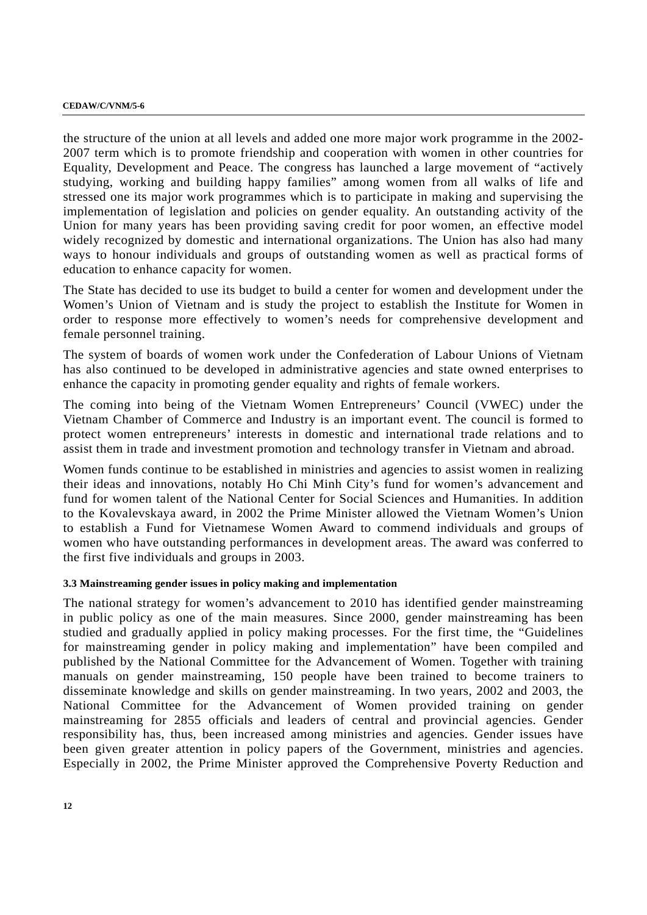the structure of the union at all levels and added one more major work programme in the 2002-2007 term which is to promote friendship and cooperation with women in other countries for Equality, Development and Peace. The congress has launched a large movement of "actively studying, working and building happy families" among women from all walks of life and stressed one its major work programmes which is to participate in making and supervising the implementation of legislation and policies on gender equality. An outstanding activity of the Union for many years has been providing saving credit for poor women, an effective model widely recognized by domestic and international organizations. The Union has also had many ways to honour individuals and groups of outstanding women as well as practical forms of education to enhance capacity for women.

The State has decided to use its budget to build a center for women and development under the Women's Union of Vietnam and is study the project to establish the Institute for Women in order to response more effectively to women's needs for comprehensive development and female personnel training.

The system of boards of women work under the Confederation of Labour Unions of Vietnam has also continued to be developed in administrative agencies and state owned enterprises to enhance the capacity in promoting gender equality and rights of female workers.

The coming into being of the Vietnam Women Entrepreneurs' Council (VWEC) under the Vietnam Chamber of Commerce and Industry is an important event. The council is formed to protect women entrepreneurs' interests in domestic and international trade relations and to assist them in trade and investment promotion and technology transfer in Vietnam and abroad.

Women funds continue to be established in ministries and agencies to assist women in realizing their ideas and innovations, notably Ho Chi Minh City's fund for women's advancement and fund for women talent of the National Center for Social Sciences and Humanities. In addition to the Kovalevskaya award, in 2002 the Prime Minister allowed the Vietnam Women's Union to establish a Fund for Vietnamese Women Award to commend individuals and groups of women who have outstanding performances in development areas. The award was conferred to the first five individuals and groups in 2003.

#### 3.3 Mainstreaming gender issues in policy making and implementation

The national strategy for women's advancement to 2010 has identified gender mainstreaming in public policy as one of the main measures. Since 2000, gender mainstreaming has been studied and gradually applied in policy making processes. For the first time, the "Guidelines for mainstreaming gender in policy making and implementation" have been compiled and published by the National Committee for the Advancement of Women. Together with training manuals on gender mainstreaming, 150 people have been trained to become trainers to disseminate knowledge and skills on gender mainstreaming. In two years, 2002 and 2003, the National Committee for the Advancement of Women provided training on gender mainstreaming for 2855 officials and leaders of central and provincial agencies. Gender responsibility has, thus, been increased among ministries and agencies. Gender issues have been given greater attention in policy papers of the Government, ministries and agencies. Especially in 2002, the Prime Minister approved the Comprehensive Poverty Reduction and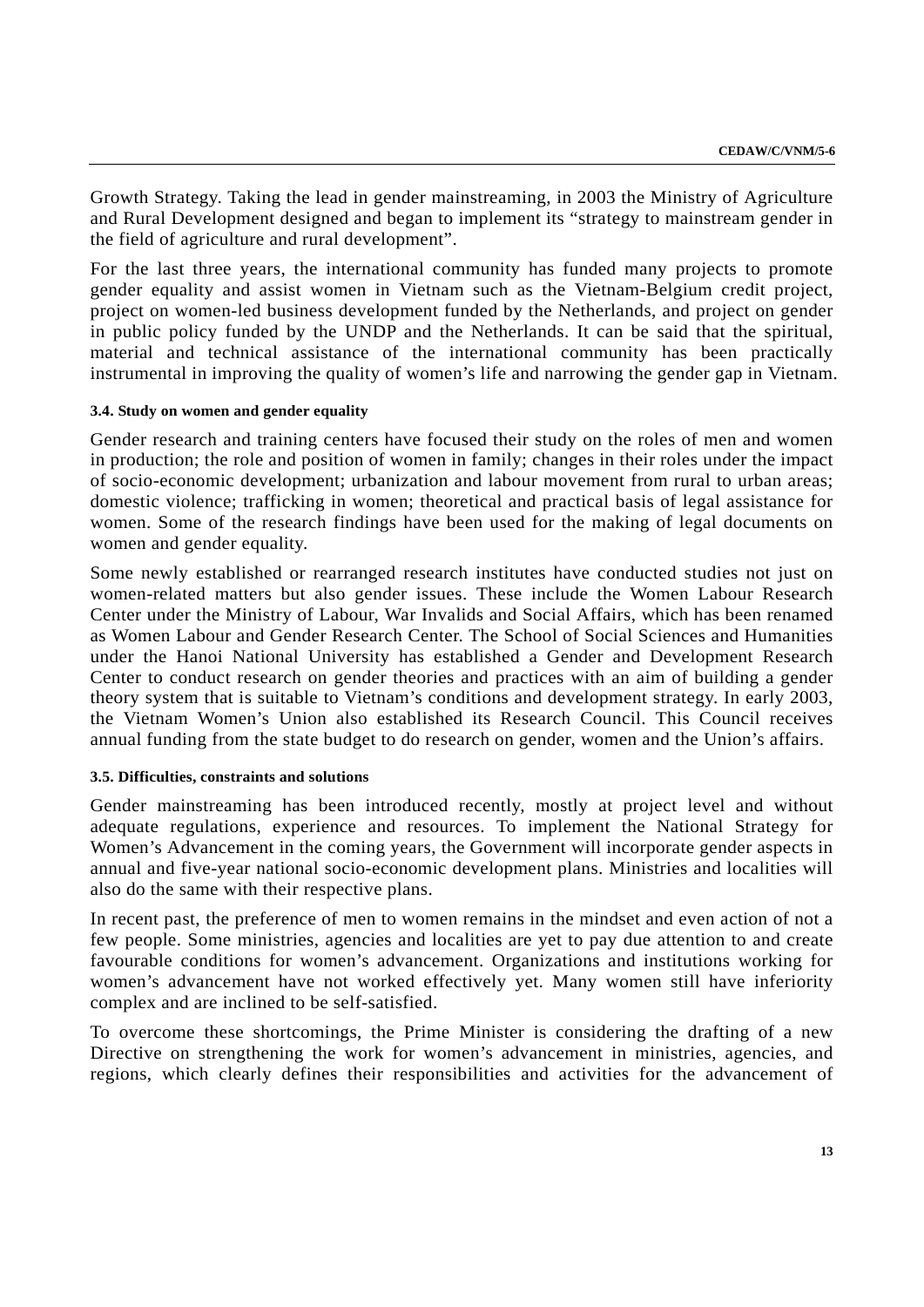Growth Strategy. Taking the lead in gender mainstreaming, in 2003 the Ministry of Agriculture and Rural Development designed and began to implement its “strategy to mainstream gender in the field of agriculture and rural development”.

For the last three years, the international community has funded many projects to promote gender equality and assist women in Vietnam such as the Vietnam-Belgium credit project, project on women-led business development funded by the Netherlands, and project on gender in public policy funded by the UNDP and the Netherlands. It can be said that the spiritual, material and technical assistance of the international community has been practically instrumental in improving the quality of women’s life and narrowing the gender gap in Vietnam.

#### 3.4. Study on women and gender equality

Gender research and training centers have focused their study on the roles of men and women in production; the role and position of women in family; changes in their roles under the impact of socio-economic development; urbanization and labour movement from rural to urban areas; domestic violence; trafficking in women; theoretical and practical basis of legal assistance for women. Some of the research findings have been used for the making of legal documents on women and gender equality.

Some newly established or rearranged research institutes have conducted studies not just on women-related matters but also gender issues. These include the Women Labour Research Center under the Ministry of Labour, War Invalids and Social Affairs, which has been renamed as Women Labour and Gender Research Center. The School of Social Sciences and Humanities under the Hanoi National University has established a Gender and Development Research Center to conduct research on gender theories and practices with an aim of building a gender theory system that is suitable to Vietnam’s conditions and development strategy. In early 2003, the Vietnam Women’s Union also established its Research Council. This Council receives annual funding from the state budget to do research on gender, women and the Union’s affairs.

#### 3.5. Difficulties, constraints and solutions

Gender mainstreaming has been introduced recently, mostly at project level and without adequate regulations, experience and resources. To implement the National Strategy for Women’s Advancement in the coming years, the Government will incorporate gender aspects in annual and five-year national socio-economic development plans. Ministries and localities will also do the same with their respective plans.

In recent past, the preference of men to women remains in the mindset and even action of not a few people. Some ministries, agencies and localities are yet to pay due attention to and create favourable conditions for women’s advancement. Organizations and institutions working for women’s advancement have not worked effectively yet. Many women still have inferiority complex and are inclined to be self-satisfied.

To overcome these shortcomings, the Prime Minister is considering the drafting of a new Directive on strengthening the work for women’s advancement in ministries, agencies, and regions, which clearly defines their responsibilities and activities for the advancement of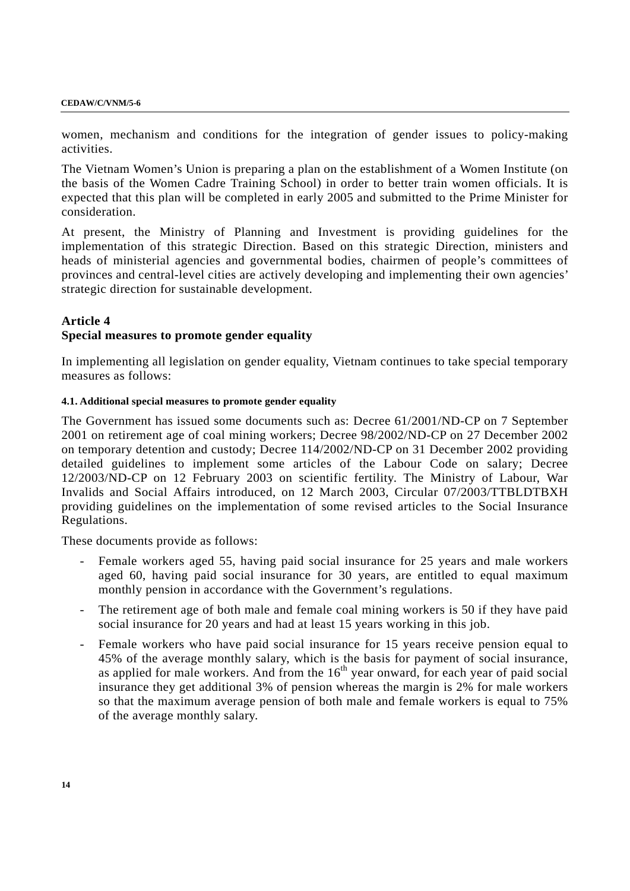women, mechanism and conditions for the integration of gender issues to policy-making activities.

The Vietnam Women's Union is preparing a plan on the establishment of a Women Institute (on the basis of the Women Cadre Training School) in order to better train women officials. It is expected that this plan will be completed in early 2005 and submitted to the Prime Minister for consideration.

At present, the Ministry of Planning and Investment is providing guidelines for the implementation of this strategic Direction. Based on this strategic Direction, ministers and heads of ministerial agencies and governmental bodies, chairmen of people's committees of provinces and central-level cities are actively developing and implementing their own agencies' strategic direction for sustainable development.

## Article 4
## Special measures to promote gender equality

In implementing all legislation on gender equality, Vietnam continues to take special temporary measures as follows:

#### 4.1. Additional special measures to promote gender equality

The Government has issued some documents such as: Decree 61/2001/ND-CP on 7 September 2001 on retirement age of coal mining workers; Decree 98/2002/ND-CP on 27 December 2002 on temporary detention and custody; Decree 114/2002/ND-CP on 31 December 2002 providing detailed guidelines to implement some articles of the Labour Code on salary; Decree 12/2003/ND-CP on 12 February 2003 on scientific fertility. The Ministry of Labour, War Invalids and Social Affairs introduced, on 12 March 2003, Circular 07/2003/TTBLDTBXH providing guidelines on the implementation of some revised articles to the Social Insurance Regulations.

These documents provide as follows:

- Female workers aged 55, having paid social insurance for 25 years and male workers aged 60, having paid social insurance for 30 years, are entitled to equal maximum monthly pension in accordance with the Government's regulations.
- The retirement age of both male and female coal mining workers is 50 if they have paid social insurance for 20 years and had at least 15 years working in this job.
- Female workers who have paid social insurance for 15 years receive pension equal to 45% of the average monthly salary, which is the basis for payment of social insurance, as applied for male workers. And from the 16th year onward, for each year of paid social insurance they get additional 3% of pension whereas the margin is 2% for male workers so that the maximum average pension of both male and female workers is equal to 75% of the average monthly salary.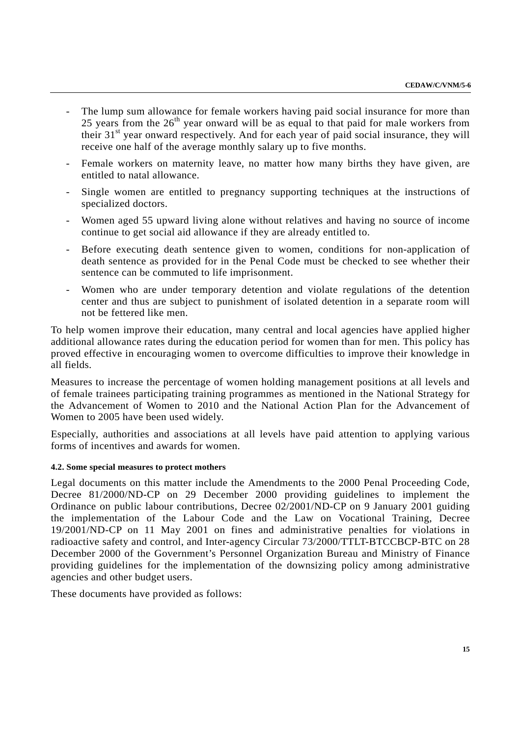- The lump sum allowance for female workers having paid social insurance for more than 25 years from the 26th year onward will be as equal to that paid for male workers from their 31st year onward respectively. And for each year of paid social insurance, they will receive one half of the average monthly salary up to five months.
- Female workers on maternity leave, no matter how many births they have given, are entitled to natal allowance.
- Single women are entitled to pregnancy supporting techniques at the instructions of specialized doctors.
- Women aged 55 upward living alone without relatives and having no source of income continue to get social aid allowance if they are already entitled to.
- Before executing death sentence given to women, conditions for non-application of death sentence as provided for in the Penal Code must be checked to see whether their sentence can be commuted to life imprisonment.
- Women who are under temporary detention and violate regulations of the detention center and thus are subject to punishment of isolated detention in a separate room will not be fettered like men.

To help women improve their education, many central and local agencies have applied higher additional allowance rates during the education period for women than for men. This policy has proved effective in encouraging women to overcome difficulties to improve their knowledge in all fields.

Measures to increase the percentage of women holding management positions at all levels and of female trainees participating training programmes as mentioned in the National Strategy for the Advancement of Women to 2010 and the National Action Plan for the Advancement of Women to 2005 have been used widely.

Especially, authorities and associations at all levels have paid attention to applying various forms of incentives and awards for women.

#### 4.2. Some special measures to protect mothers

Legal documents on this matter include the Amendments to the 2000 Penal Proceeding Code, Decree 81/2000/ND-CP on 29 December 2000 providing guidelines to implement the Ordinance on public labour contributions, Decree 02/2001/ND-CP on 9 January 2001 guiding the implementation of the Labour Code and the Law on Vocational Training, Decree 19/2001/ND-CP on 11 May 2001 on fines and administrative penalties for violations in radioactive safety and control, and Inter-agency Circular 73/2000/TTLT-BTCCBCP-BTC on 28 December 2000 of the Government's Personnel Organization Bureau and Ministry of Finance providing guidelines for the implementation of the downsizing policy among administrative agencies and other budget users.

These documents have provided as follows: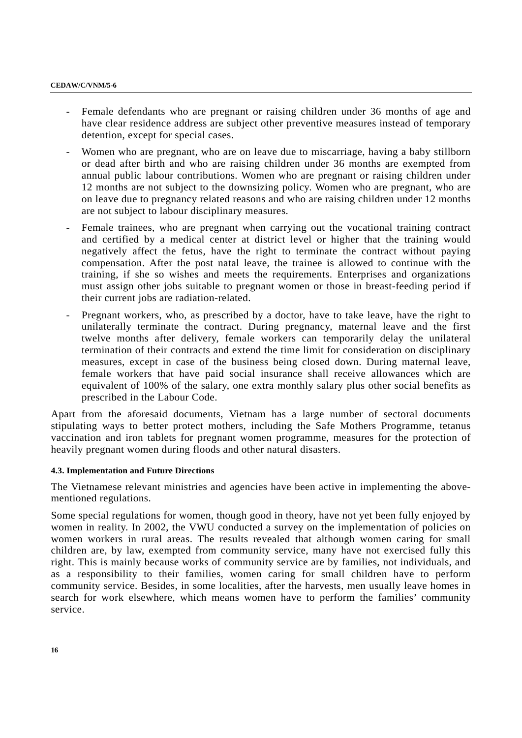- Female defendants who are pregnant or raising children under 36 months of age and have clear residence address are subject other preventive measures instead of temporary detention, except for special cases.
- Women who are pregnant, who are on leave due to miscarriage, having a baby stillborn or dead after birth and who are raising children under 36 months are exempted from annual public labour contributions. Women who are pregnant or raising children under 12 months are not subject to the downsizing policy. Women who are pregnant, who are on leave due to pregnancy related reasons and who are raising children under 12 months are not subject to labour disciplinary measures.
- Female trainees, who are pregnant when carrying out the vocational training contract and certified by a medical center at district level or higher that the training would negatively affect the fetus, have the right to terminate the contract without paying compensation. After the post natal leave, the trainee is allowed to continue with the training, if she so wishes and meets the requirements. Enterprises and organizations must assign other jobs suitable to pregnant women or those in breast-feeding period if their current jobs are radiation-related.
- Pregnant workers, who, as prescribed by a doctor, have to take leave, have the right to unilaterally terminate the contract. During pregnancy, maternal leave and the first twelve months after delivery, female workers can temporarily delay the unilateral termination of their contracts and extend the time limit for consideration on disciplinary measures, except in case of the business being closed down. During maternal leave, female workers that have paid social insurance shall receive allowances which are equivalent of 100% of the salary, one extra monthly salary plus other social benefits as prescribed in the Labour Code.

Apart from the aforesaid documents, Vietnam has a large number of sectoral documents stipulating ways to better protect mothers, including the Safe Mothers Programme, tetanus vaccination and iron tablets for pregnant women programme, measures for the protection of heavily pregnant women during floods and other natural disasters.

#### 4.3. Implementation and Future Directions

The Vietnamese relevant ministries and agencies have been active in implementing the above-mentioned regulations.

Some special regulations for women, though good in theory, have not yet been fully enjoyed by women in reality. In 2002, the VWU conducted a survey on the implementation of policies on women workers in rural areas. The results revealed that although women caring for small children are, by law, exempted from community service, many have not exercised fully this right. This is mainly because works of community service are by families, not individuals, and as a responsibility to their families, women caring for small children have to perform community service. Besides, in some localities, after the harvests, men usually leave homes in search for work elsewhere, which means women have to perform the families' community service.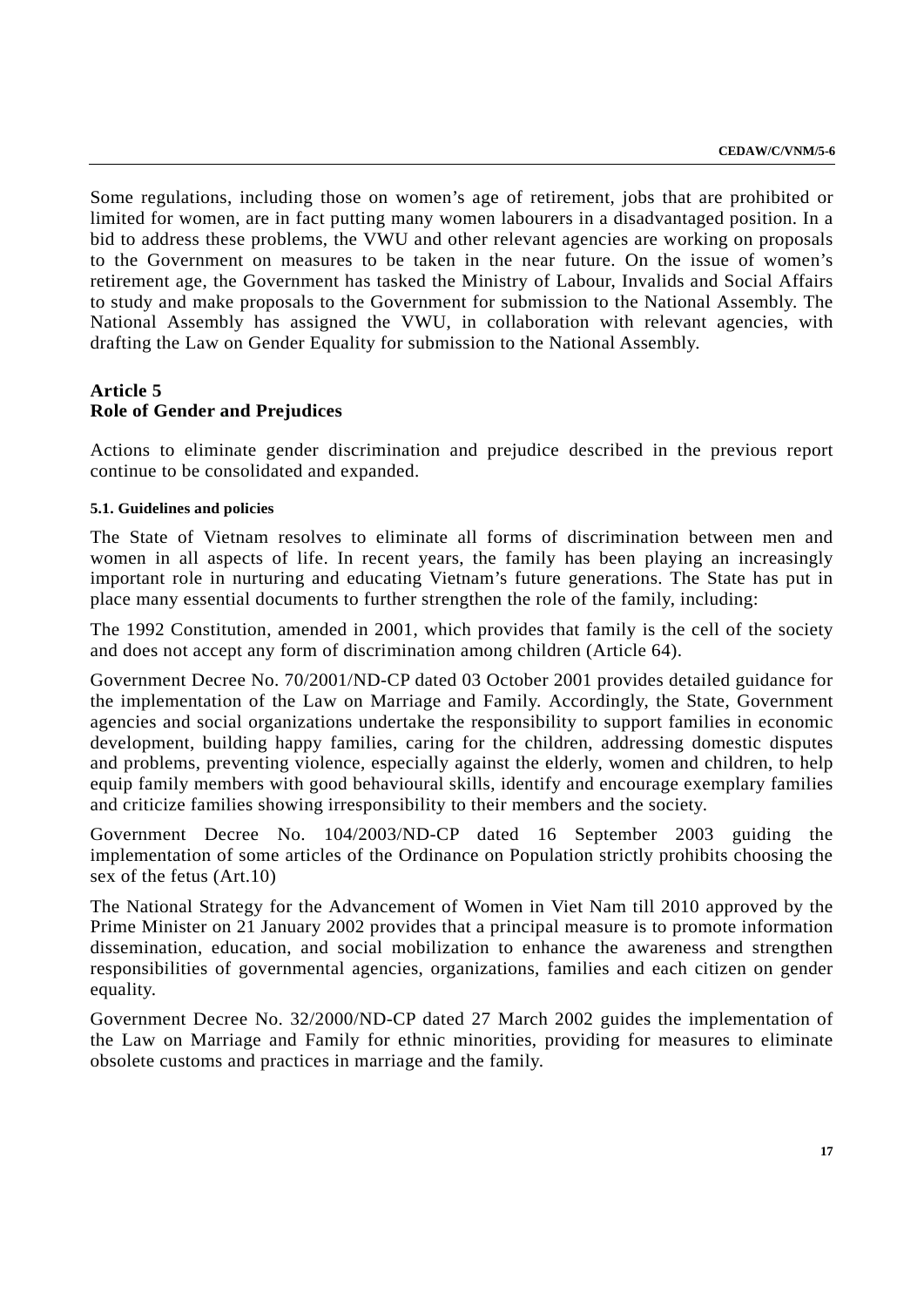Some regulations, including those on women's age of retirement, jobs that are prohibited or limited for women, are in fact putting many women labourers in a disadvantaged position. In a bid to address these problems, the VWU and other relevant agencies are working on proposals to the Government on measures to be taken in the near future. On the issue of women's retirement age, the Government has tasked the Ministry of Labour, Invalids and Social Affairs to study and make proposals to the Government for submission to the National Assembly. The National Assembly has assigned the VWU, in collaboration with relevant agencies, with drafting the Law on Gender Equality for submission to the National Assembly.

## Article 5
## Role of Gender and Prejudices

Actions to eliminate gender discrimination and prejudice described in the previous report continue to be consolidated and expanded.

#### 5.1. Guidelines and policies

The State of Vietnam resolves to eliminate all forms of discrimination between men and women in all aspects of life. In recent years, the family has been playing an increasingly important role in nurturing and educating Vietnam's future generations. The State has put in place many essential documents to further strengthen the role of the family, including:

The 1992 Constitution, amended in 2001, which provides that family is the cell of the society and does not accept any form of discrimination among children (Article 64).

Government Decree No. 70/2001/ND-CP dated 03 October 2001 provides detailed guidance for the implementation of the Law on Marriage and Family. Accordingly, the State, Government agencies and social organizations undertake the responsibility to support families in economic development, building happy families, caring for the children, addressing domestic disputes and problems, preventing violence, especially against the elderly, women and children, to help equip family members with good behavioural skills, identify and encourage exemplary families and criticize families showing irresponsibility to their members and the society.

Government Decree No. 104/2003/ND-CP dated 16 September 2003 guiding the implementation of some articles of the Ordinance on Population strictly prohibits choosing the sex of the fetus (Art.10)

The National Strategy for the Advancement of Women in Viet Nam till 2010 approved by the Prime Minister on 21 January 2002 provides that a principal measure is to promote information dissemination, education, and social mobilization to enhance the awareness and strengthen responsibilities of governmental agencies, organizations, families and each citizen on gender equality.

Government Decree No. 32/2000/ND-CP dated 27 March 2002 guides the implementation of the Law on Marriage and Family for ethnic minorities, providing for measures to eliminate obsolete customs and practices in marriage and the family.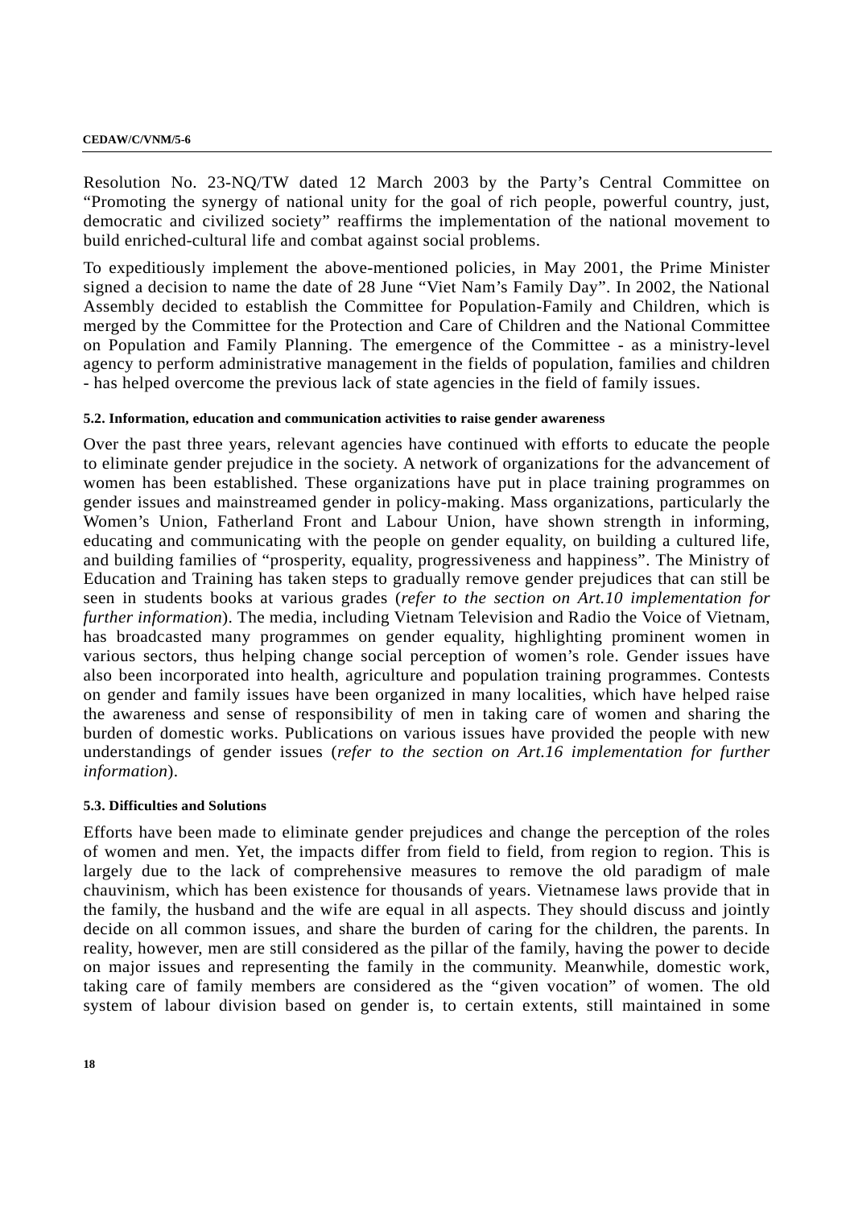Resolution No. 23-NQ/TW dated 12 March 2003 by the Party's Central Committee on "Promoting the synergy of national unity for the goal of rich people, powerful country, just, democratic and civilized society" reaffirms the implementation of the national movement to build enriched-cultural life and combat against social problems.

To expeditiously implement the above-mentioned policies, in May 2001, the Prime Minister signed a decision to name the date of 28 June "Viet Nam's Family Day". In 2002, the National Assembly decided to establish the Committee for Population-Family and Children, which is merged by the Committee for the Protection and Care of Children and the National Committee on Population and Family Planning. The emergence of the Committee - as a ministry-level agency to perform administrative management in the fields of population, families and children - has helped overcome the previous lack of state agencies in the field of family issues.

#### 5.2. Information, education and communication activities to raise gender awareness

Over the past three years, relevant agencies have continued with efforts to educate the people to eliminate gender prejudice in the society. A network of organizations for the advancement of women has been established. These organizations have put in place training programmes on gender issues and mainstreamed gender in policy-making. Mass organizations, particularly the Women's Union, Fatherland Front and Labour Union, have shown strength in informing, educating and communicating with the people on gender equality, on building a cultured life, and building families of "prosperity, equality, progressiveness and happiness". The Ministry of Education and Training has taken steps to gradually remove gender prejudices that can still be seen in students books at various grades (*refer to the section on Art.10 implementation for further information*). The media, including Vietnam Television and Radio the Voice of Vietnam, has broadcasted many programmes on gender equality, highlighting prominent women in various sectors, thus helping change social perception of women's role. Gender issues have also been incorporated into health, agriculture and population training programmes. Contests on gender and family issues have been organized in many localities, which have helped raise the awareness and sense of responsibility of men in taking care of women and sharing the burden of domestic works. Publications on various issues have provided the people with new understandings of gender issues (*refer to the section on Art.16 implementation for further information*).

#### 5.3. Difficulties and Solutions

Efforts have been made to eliminate gender prejudices and change the perception of the roles of women and men. Yet, the impacts differ from field to field, from region to region. This is largely due to the lack of comprehensive measures to remove the old paradigm of male chauvinism, which has been existence for thousands of years. Vietnamese laws provide that in the family, the husband and the wife are equal in all aspects. They should discuss and jointly decide on all common issues, and share the burden of caring for the children, the parents. In reality, however, men are still considered as the pillar of the family, having the power to decide on major issues and representing the family in the community. Meanwhile, domestic work, taking care of family members are considered as the "given vocation" of women. The old system of labour division based on gender is, to certain extents, still maintained in some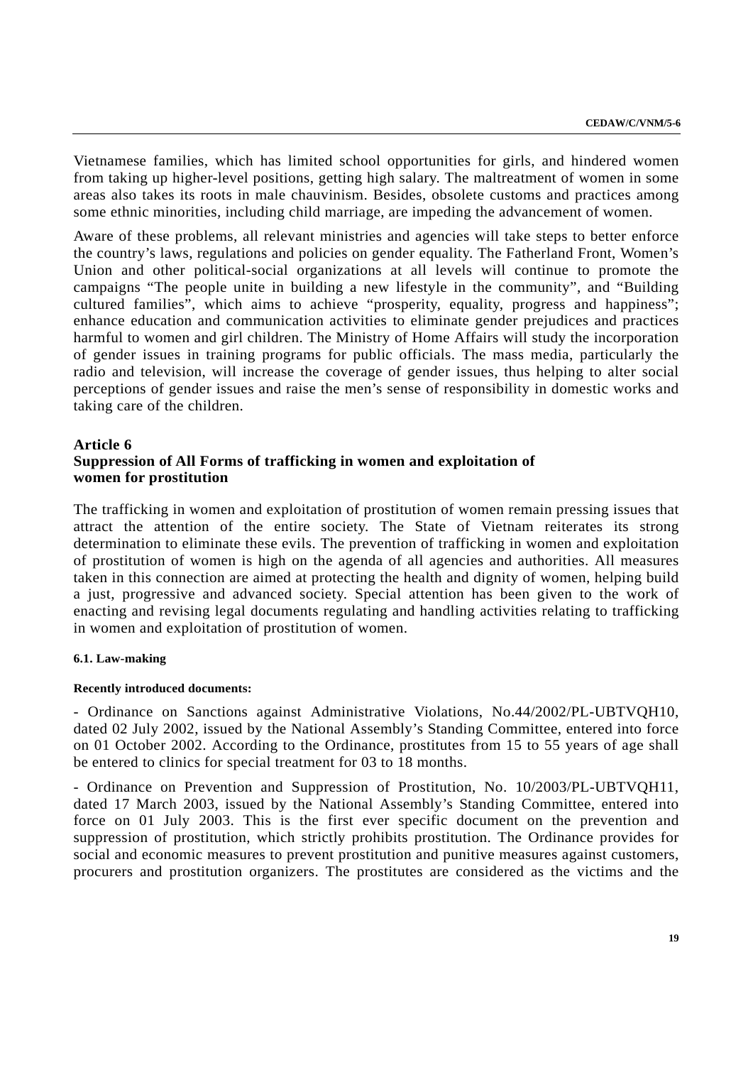Vietnamese families, which has limited school opportunities for girls, and hindered women from taking up higher-level positions, getting high salary. The maltreatment of women in some areas also takes its roots in male chauvinism. Besides, obsolete customs and practices among some ethnic minorities, including child marriage, are impeding the advancement of women.

Aware of these problems, all relevant ministries and agencies will take steps to better enforce the country's laws, regulations and policies on gender equality. The Fatherland Front, Women's Union and other political-social organizations at all levels will continue to promote the campaigns "The people unite in building a new lifestyle in the community", and "Building cultured families", which aims to achieve "prosperity, equality, progress and happiness"; enhance education and communication activities to eliminate gender prejudices and practices harmful to women and girl children. The Ministry of Home Affairs will study the incorporation of gender issues in training programs for public officials. The mass media, particularly the radio and television, will increase the coverage of gender issues, thus helping to alter social perceptions of gender issues and raise the men's sense of responsibility in domestic works and taking care of the children.

## Article 6
## Suppression of All Forms of trafficking in women and exploitation of women for prostitution

The trafficking in women and exploitation of prostitution of women remain pressing issues that attract the attention of the entire society. The State of Vietnam reiterates its strong determination to eliminate these evils. The prevention of trafficking in women and exploitation of prostitution of women is high on the agenda of all agencies and authorities. All measures taken in this connection are aimed at protecting the health and dignity of women, helping build a just, progressive and advanced society. Special attention has been given to the work of enacting and revising legal documents regulating and handling activities relating to trafficking in women and exploitation of prostitution of women.

#### 6.1. Law-making

**Recently introduced documents:**

- Ordinance on Sanctions against Administrative Violations, No.44/2002/PL-UBTVQH10, dated 02 July 2002, issued by the National Assembly's Standing Committee, entered into force on 01 October 2002. According to the Ordinance, prostitutes from 15 to 55 years of age shall be entered to clinics for special treatment for 03 to 18 months.

- Ordinance on Prevention and Suppression of Prostitution, No. 10/2003/PL-UBTVQH11, dated 17 March 2003, issued by the National Assembly's Standing Committee, entered into force on 01 July 2003. This is the first ever specific document on the prevention and suppression of prostitution, which strictly prohibits prostitution. The Ordinance provides for social and economic measures to prevent prostitution and punitive measures against customers, procurers and prostitution organizers. The prostitutes are considered as the victims and the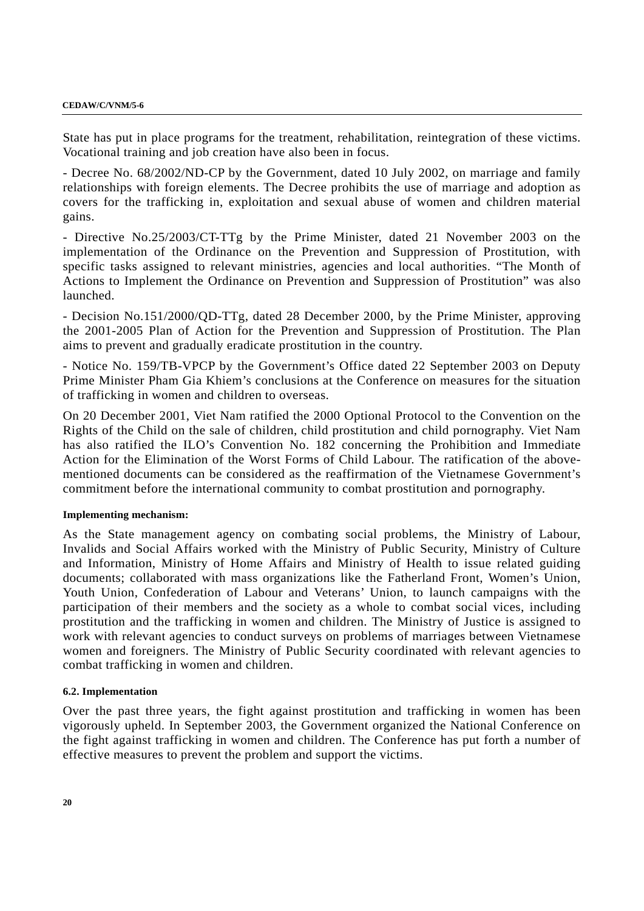State has put in place programs for the treatment, rehabilitation, reintegration of these victims. Vocational training and job creation have also been in focus.

- Decree No. 68/2002/ND-CP by the Government, dated 10 July 2002, on marriage and family relationships with foreign elements. The Decree prohibits the use of marriage and adoption as covers for the trafficking in, exploitation and sexual abuse of women and children material gains.

- Directive No.25/2003/CT-TTg by the Prime Minister, dated 21 November 2003 on the implementation of the Ordinance on the Prevention and Suppression of Prostitution, with specific tasks assigned to relevant ministries, agencies and local authorities. "The Month of Actions to Implement the Ordinance on Prevention and Suppression of Prostitution" was also launched.

- Decision No.151/2000/QD-TTg, dated 28 December 2000, by the Prime Minister, approving the 2001-2005 Plan of Action for the Prevention and Suppression of Prostitution. The Plan aims to prevent and gradually eradicate prostitution in the country.

- Notice No. 159/TB-VPCP by the Government's Office dated 22 September 2003 on Deputy Prime Minister Pham Gia Khiem's conclusions at the Conference on measures for the situation of trafficking in women and children to overseas.

On 20 December 2001, Viet Nam ratified the 2000 Optional Protocol to the Convention on the Rights of the Child on the sale of children, child prostitution and child pornography. Viet Nam has also ratified the ILO's Convention No. 182 concerning the Prohibition and Immediate Action for the Elimination of the Worst Forms of Child Labour. The ratification of the above-mentioned documents can be considered as the reaffirmation of the Vietnamese Government's commitment before the international community to combat prostitution and pornography.

**Implementing mechanism:**

As the State management agency on combating social problems, the Ministry of Labour, Invalids and Social Affairs worked with the Ministry of Public Security, Ministry of Culture and Information, Ministry of Home Affairs and Ministry of Health to issue related guiding documents; collaborated with mass organizations like the Fatherland Front, Women's Union, Youth Union, Confederation of Labour and Veterans' Union, to launch campaigns with the participation of their members and the society as a whole to combat social vices, including prostitution and the trafficking in women and children. The Ministry of Justice is assigned to work with relevant agencies to conduct surveys on problems of marriages between Vietnamese women and foreigners. The Ministry of Public Security coordinated with relevant agencies to combat trafficking in women and children.

### 6.2. Implementation

Over the past three years, the fight against prostitution and trafficking in women has been vigorously upheld. In September 2003, the Government organized the National Conference on the fight against trafficking in women and children. The Conference has put forth a number of effective measures to prevent the problem and support the victims.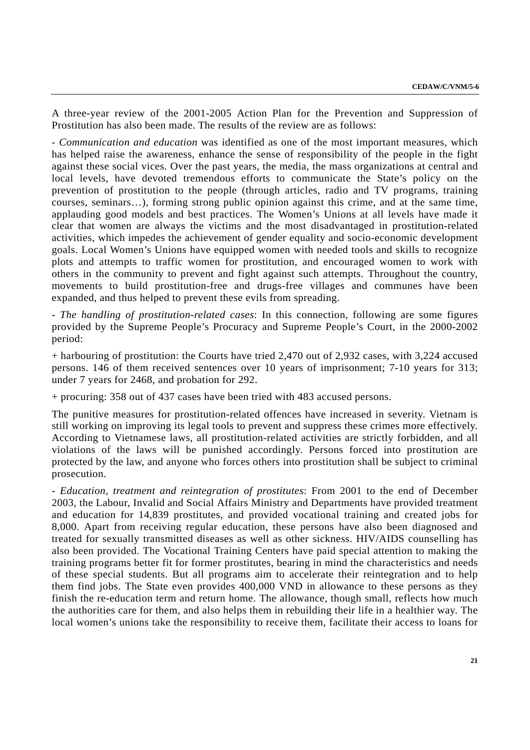A three-year review of the 2001-2005 Action Plan for the Prevention and Suppression of Prostitution has also been made. The results of the review are as follows:

- *Communication and education* was identified as one of the most important measures, which has helped raise the awareness, enhance the sense of responsibility of the people in the fight against these social vices. Over the past years, the media, the mass organizations at central and local levels, have devoted tremendous efforts to communicate the State's policy on the prevention of prostitution to the people (through articles, radio and TV programs, training courses, seminars…), forming strong public opinion against this crime, and at the same time, applauding good models and best practices. The Women's Unions at all levels have made it clear that women are always the victims and the most disadvantaged in prostitution-related activities, which impedes the achievement of gender equality and socio-economic development goals. Local Women's Unions have equipped women with needed tools and skills to recognize plots and attempts to traffic women for prostitution, and encouraged women to work with others in the community to prevent and fight against such attempts. Throughout the country, movements to build prostitution-free and drugs-free villages and communes have been expanded, and thus helped to prevent these evils from spreading.

- *The handling of prostitution-related cases*: In this connection, following are some figures provided by the Supreme People's Procuracy and Supreme People's Court, in the 2000-2002 period:

+ harbouring of prostitution: the Courts have tried 2,470 out of 2,932 cases, with 3,224 accused persons. 146 of them received sentences over 10 years of imprisonment; 7-10 years for 313; under 7 years for 2468, and probation for 292.

+ procuring: 358 out of 437 cases have been tried with 483 accused persons.

The punitive measures for prostitution-related offences have increased in severity. Vietnam is still working on improving its legal tools to prevent and suppress these crimes more effectively. According to Vietnamese laws, all prostitution-related activities are strictly forbidden, and all violations of the laws will be punished accordingly. Persons forced into prostitution are protected by the law, and anyone who forces others into prostitution shall be subject to criminal prosecution.

- *Education, treatment and reintegration of prostitutes*: From 2001 to the end of December 2003, the Labour, Invalid and Social Affairs Ministry and Departments have provided treatment and education for 14,839 prostitutes, and provided vocational training and created jobs for 8,000. Apart from receiving regular education, these persons have also been diagnosed and treated for sexually transmitted diseases as well as other sickness. HIV/AIDS counselling has also been provided. The Vocational Training Centers have paid special attention to making the training programs better fit for former prostitutes, bearing in mind the characteristics and needs of these special students. But all programs aim to accelerate their reintegration and to help them find jobs. The State even provides 400,000 VND in allowance to these persons as they finish the re-education term and return home. The allowance, though small, reflects how much the authorities care for them, and also helps them in rebuilding their life in a healthier way. The local women's unions take the responsibility to receive them, facilitate their access to loans for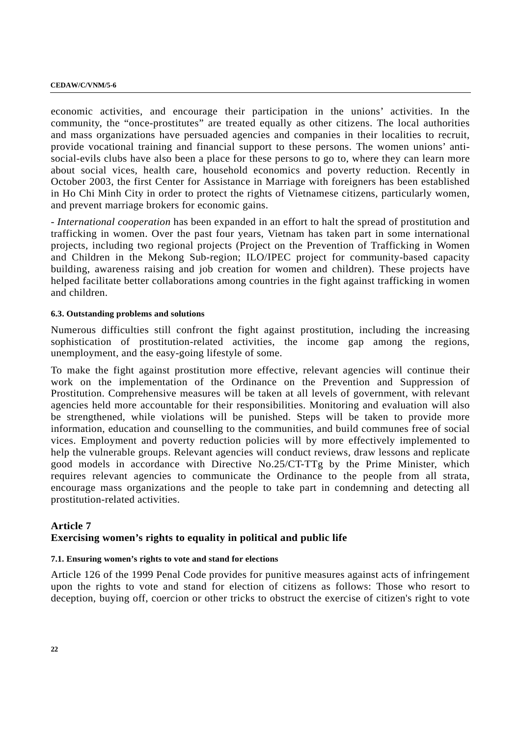economic activities, and encourage their participation in the unions' activities. In the community, the "once-prostitutes" are treated equally as other citizens. The local authorities and mass organizations have persuaded agencies and companies in their localities to recruit, provide vocational training and financial support to these persons. The women unions' anti-social-evils clubs have also been a place for these persons to go to, where they can learn more about social vices, health care, household economics and poverty reduction. Recently in October 2003, the first Center for Assistance in Marriage with foreigners has been established in Ho Chi Minh City in order to protect the rights of Vietnamese citizens, particularly women, and prevent marriage brokers for economic gains.

- *International cooperation* has been expanded in an effort to halt the spread of prostitution and trafficking in women. Over the past four years, Vietnam has taken part in some international projects, including two regional projects (Project on the Prevention of Trafficking in Women and Children in the Mekong Sub-region; ILO/IPEC project for community-based capacity building, awareness raising and job creation for women and children). These projects have helped facilitate better collaborations among countries in the fight against trafficking in women and children.

#### 6.3. Outstanding problems and solutions

Numerous difficulties still confront the fight against prostitution, including the increasing sophistication of prostitution-related activities, the income gap among the regions, unemployment, and the easy-going lifestyle of some.

To make the fight against prostitution more effective, relevant agencies will continue their work on the implementation of the Ordinance on the Prevention and Suppression of Prostitution. Comprehensive measures will be taken at all levels of government, with relevant agencies held more accountable for their responsibilities. Monitoring and evaluation will also be strengthened, while violations will be punished. Steps will be taken to provide more information, education and counselling to the communities, and build communes free of social vices. Employment and poverty reduction policies will by more effectively implemented to help the vulnerable groups. Relevant agencies will conduct reviews, draw lessons and replicate good models in accordance with Directive No.25/CT-TTg by the Prime Minister, which requires relevant agencies to communicate the Ordinance to the people from all strata, encourage mass organizations and the people to take part in condemning and detecting all prostitution-related activities.

## Article 7
## Exercising women's rights to equality in political and public life

#### 7.1. Ensuring women's rights to vote and stand for elections

Article 126 of the 1999 Penal Code provides for punitive measures against acts of infringement upon the rights to vote and stand for election of citizens as follows: Those who resort to deception, buying off, coercion or other tricks to obstruct the exercise of citizen's right to vote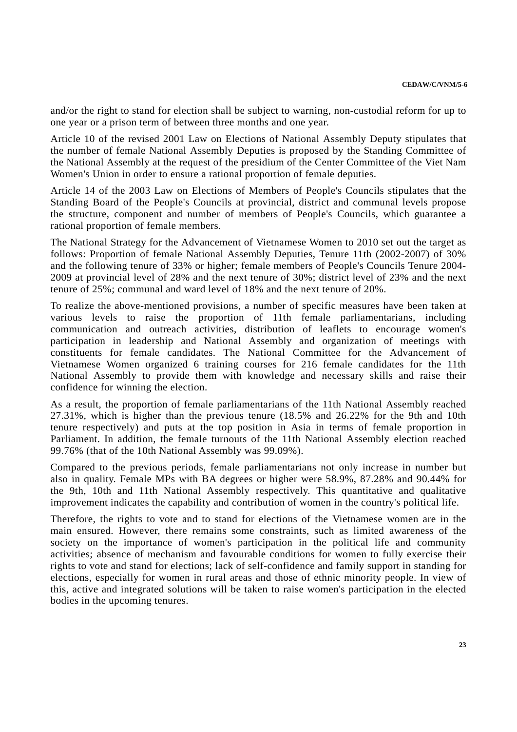and/or the right to stand for election shall be subject to warning, non-custodial reform for up to one year or a prison term of between three months and one year.

Article 10 of the revised 2001 Law on Elections of National Assembly Deputy stipulates that the number of female National Assembly Deputies is proposed by the Standing Committee of the National Assembly at the request of the presidium of the Center Committee of the Viet Nam Women's Union in order to ensure a rational proportion of female deputies.

Article 14 of the 2003 Law on Elections of Members of People's Councils stipulates that the Standing Board of the People's Councils at provincial, district and communal levels propose the structure, component and number of members of People's Councils, which guarantee a rational proportion of female members.

The National Strategy for the Advancement of Vietnamese Women to 2010 set out the target as follows: Proportion of female National Assembly Deputies, Tenure 11th (2002-2007) of 30% and the following tenure of 33% or higher; female members of People's Councils Tenure 2004-2009 at provincial level of 28% and the next tenure of 30%; district level of 23% and the next tenure of 25%; communal and ward level of 18% and the next tenure of 20%.

To realize the above-mentioned provisions, a number of specific measures have been taken at various levels to raise the proportion of 11th female parliamentarians, including communication and outreach activities, distribution of leaflets to encourage women's participation in leadership and National Assembly and organization of meetings with constituents for female candidates. The National Committee for the Advancement of Vietnamese Women organized 6 training courses for 216 female candidates for the 11th National Assembly to provide them with knowledge and necessary skills and raise their confidence for winning the election.

As a result, the proportion of female parliamentarians of the 11th National Assembly reached 27.31%, which is higher than the previous tenure (18.5% and 26.22% for the 9th and 10th tenure respectively) and puts at the top position in Asia in terms of female proportion in Parliament. In addition, the female turnouts of the 11th National Assembly election reached 99.76% (that of the 10th National Assembly was 99.09%).

Compared to the previous periods, female parliamentarians not only increase in number but also in quality. Female MPs with BA degrees or higher were 58.9%, 87.28% and 90.44% for the 9th, 10th and 11th National Assembly respectively. This quantitative and qualitative improvement indicates the capability and contribution of women in the country's political life.

Therefore, the rights to vote and to stand for elections of the Vietnamese women are in the main ensured. However, there remains some constraints, such as limited awareness of the society on the importance of women's participation in the political life and community activities; absence of mechanism and favourable conditions for women to fully exercise their rights to vote and stand for elections; lack of self-confidence and family support in standing for elections, especially for women in rural areas and those of ethnic minority people. In view of this, active and integrated solutions will be taken to raise women's participation in the elected bodies in the upcoming tenures.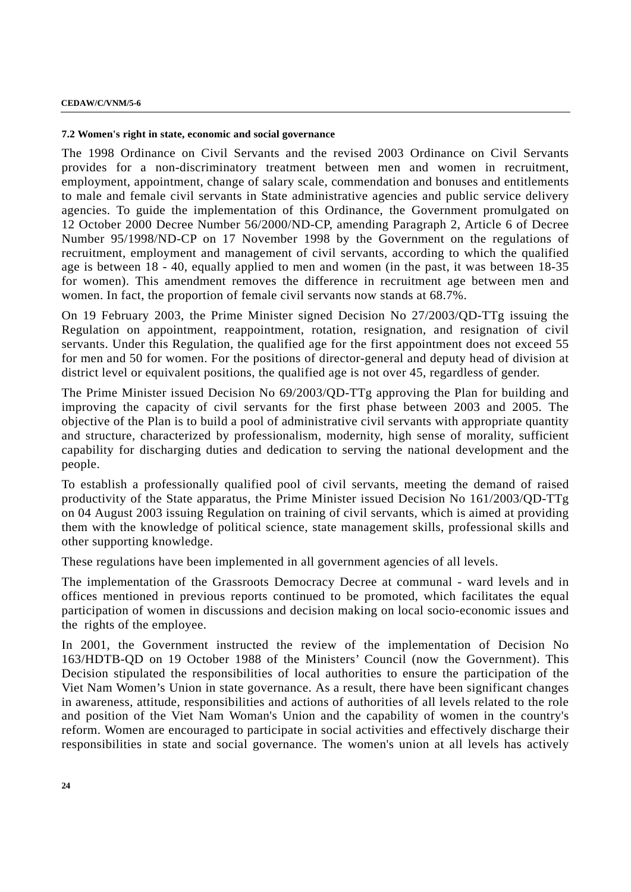#### 7.2 Women's right in state, economic and social governance

The 1998 Ordinance on Civil Servants and the revised 2003 Ordinance on Civil Servants provides for a non-discriminatory treatment between men and women in recruitment, employment, appointment, change of salary scale, commendation and bonuses and entitlements to male and female civil servants in State administrative agencies and public service delivery agencies. To guide the implementation of this Ordinance, the Government promulgated on 12 October 2000 Decree Number 56/2000/ND-CP, amending Paragraph 2, Article 6 of Decree Number 95/1998/ND-CP on 17 November 1998 by the Government on the regulations of recruitment, employment and management of civil servants, according to which the qualified age is between 18 - 40, equally applied to men and women (in the past, it was between 18-35 for women). This amendment removes the difference in recruitment age between men and women. In fact, the proportion of female civil servants now stands at 68.7%.

On 19 February 2003, the Prime Minister signed Decision No 27/2003/QD-TTg issuing the Regulation on appointment, reappointment, rotation, resignation, and resignation of civil servants. Under this Regulation, the qualified age for the first appointment does not exceed 55 for men and 50 for women. For the positions of director-general and deputy head of division at district level or equivalent positions, the qualified age is not over 45, regardless of gender.

The Prime Minister issued Decision No 69/2003/QD-TTg approving the Plan for building and improving the capacity of civil servants for the first phase between 2003 and 2005. The objective of the Plan is to build a pool of administrative civil servants with appropriate quantity and structure, characterized by professionalism, modernity, high sense of morality, sufficient capability for discharging duties and dedication to serving the national development and the people.

To establish a professionally qualified pool of civil servants, meeting the demand of raised productivity of the State apparatus, the Prime Minister issued Decision No 161/2003/QD-TTg on 04 August 2003 issuing Regulation on training of civil servants, which is aimed at providing them with the knowledge of political science, state management skills, professional skills and other supporting knowledge.

These regulations have been implemented in all government agencies of all levels.

The implementation of the Grassroots Democracy Decree at communal - ward levels and in offices mentioned in previous reports continued to be promoted, which facilitates the equal participation of women in discussions and decision making on local socio-economic issues and the rights of the employee.

In 2001, the Government instructed the review of the implementation of Decision No 163/HDTB-QD on 19 October 1988 of the Ministers' Council (now the Government). This Decision stipulated the responsibilities of local authorities to ensure the participation of the Viet Nam Women's Union in state governance. As a result, there have been significant changes in awareness, attitude, responsibilities and actions of authorities of all levels related to the role and position of the Viet Nam Woman's Union and the capability of women in the country's reform. Women are encouraged to participate in social activities and effectively discharge their responsibilities in state and social governance. The women's union at all levels has actively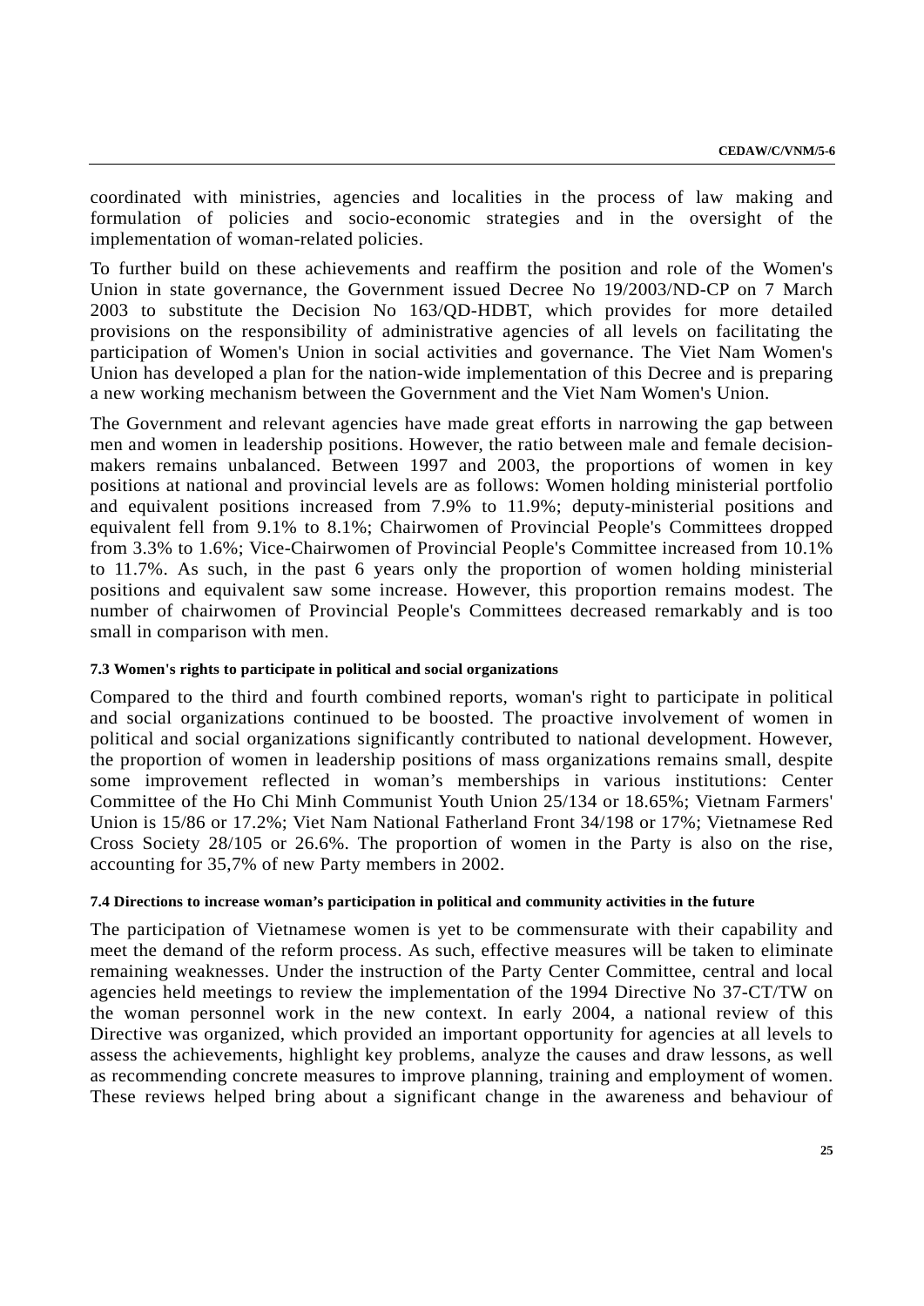coordinated with ministries, agencies and localities in the process of law making and formulation of policies and socio-economic strategies and in the oversight of the implementation of woman-related policies.

To further build on these achievements and reaffirm the position and role of the Women's Union in state governance, the Government issued Decree No 19/2003/ND-CP on 7 March 2003 to substitute the Decision No 163/QD-HDBT, which provides for more detailed provisions on the responsibility of administrative agencies of all levels on facilitating the participation of Women's Union in social activities and governance. The Viet Nam Women's Union has developed a plan for the nation-wide implementation of this Decree and is preparing a new working mechanism between the Government and the Viet Nam Women's Union.

The Government and relevant agencies have made great efforts in narrowing the gap between men and women in leadership positions. However, the ratio between male and female decision-makers remains unbalanced. Between 1997 and 2003, the proportions of women in key positions at national and provincial levels are as follows: Women holding ministerial portfolio and equivalent positions increased from 7.9% to 11.9%; deputy-ministerial positions and equivalent fell from 9.1% to 8.1%; Chairwomen of Provincial People's Committees dropped from 3.3% to 1.6%; Vice-Chairwomen of Provincial People's Committee increased from 10.1% to 11.7%. As such, in the past 6 years only the proportion of women holding ministerial positions and equivalent saw some increase. However, this proportion remains modest. The number of chairwomen of Provincial People's Committees decreased remarkably and is too small in comparison with men.

#### 7.3 Women's rights to participate in political and social organizations

Compared to the third and fourth combined reports, woman's right to participate in political and social organizations continued to be boosted. The proactive involvement of women in political and social organizations significantly contributed to national development. However, the proportion of women in leadership positions of mass organizations remains small, despite some improvement reflected in woman's memberships in various institutions: Center Committee of the Ho Chi Minh Communist Youth Union 25/134 or 18.65%; Vietnam Farmers' Union is 15/86 or 17.2%; Viet Nam National Fatherland Front 34/198 or 17%; Vietnamese Red Cross Society 28/105 or 26.6%. The proportion of women in the Party is also on the rise, accounting for 35,7% of new Party members in 2002.

#### 7.4 Directions to increase woman's participation in political and community activities in the future

The participation of Vietnamese women is yet to be commensurate with their capability and meet the demand of the reform process. As such, effective measures will be taken to eliminate remaining weaknesses. Under the instruction of the Party Center Committee, central and local agencies held meetings to review the implementation of the 1994 Directive No 37-CT/TW on the woman personnel work in the new context. In early 2004, a national review of this Directive was organized, which provided an important opportunity for agencies at all levels to assess the achievements, highlight key problems, analyze the causes and draw lessons, as well as recommending concrete measures to improve planning, training and employment of women. These reviews helped bring about a significant change in the awareness and behaviour of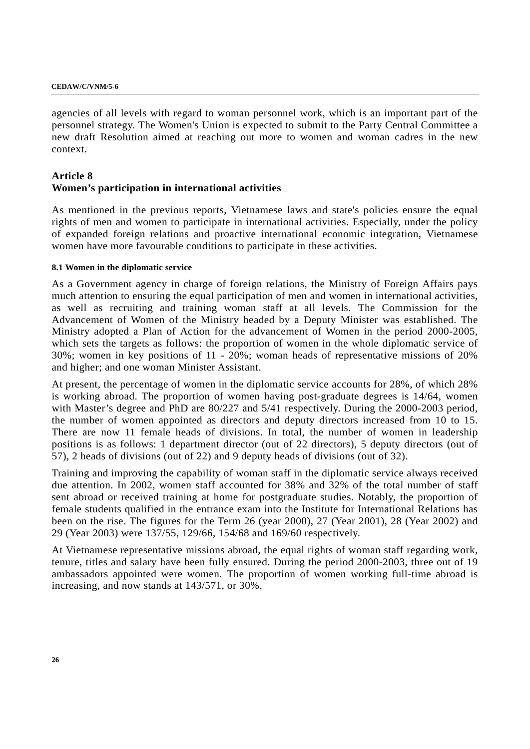agencies of all levels with regard to woman personnel work, which is an important part of the personnel strategy. The Women's Union is expected to submit to the Party Central Committee a new draft Resolution aimed at reaching out more to women and woman cadres in the new context.

## Article 8
## Women's participation in international activities

As mentioned in the previous reports, Vietnamese laws and state's policies ensure the equal rights of men and women to participate in international activities. Especially, under the policy of expanded foreign relations and proactive international economic integration, Vietnamese women have more favourable conditions to participate in these activities.

#### 8.1 Women in the diplomatic service

As a Government agency in charge of foreign relations, the Ministry of Foreign Affairs pays much attention to ensuring the equal participation of men and women in international activities, as well as recruiting and training woman staff at all levels. The Commission for the Advancement of Women of the Ministry headed by a Deputy Minister was established. The Ministry adopted a Plan of Action for the advancement of Women in the period 2000-2005, which sets the targets as follows: the proportion of women in the whole diplomatic service of 30%; women in key positions of 11 - 20%; woman heads of representative missions of 20% and higher; and one woman Minister Assistant.

At present, the percentage of women in the diplomatic service accounts for 28%, of which 28% is working abroad. The proportion of women having post-graduate degrees is 14/64, women with Master's degree and PhD are 80/227 and 5/41 respectively. During the 2000-2003 period, the number of women appointed as directors and deputy directors increased from 10 to 15. There are now 11 female heads of divisions. In total, the number of women in leadership positions is as follows: 1 department director (out of 22 directors), 5 deputy directors (out of 57), 2 heads of divisions (out of 22) and 9 deputy heads of divisions (out of 32).

Training and improving the capability of woman staff in the diplomatic service always received due attention. In 2002, women staff accounted for 38% and 32% of the total number of staff sent abroad or received training at home for postgraduate studies. Notably, the proportion of female students qualified in the entrance exam into the Institute for International Relations has been on the rise. The figures for the Term 26 (year 2000), 27 (Year 2001), 28 (Year 2002) and 29 (Year 2003) were 137/55, 129/66, 154/68 and 169/60 respectively.

At Vietnamese representative missions abroad, the equal rights of woman staff regarding work, tenure, titles and salary have been fully ensured. During the period 2000-2003, three out of 19 ambassadors appointed were women. The proportion of women working full-time abroad is increasing, and now stands at 143/571, or 30%.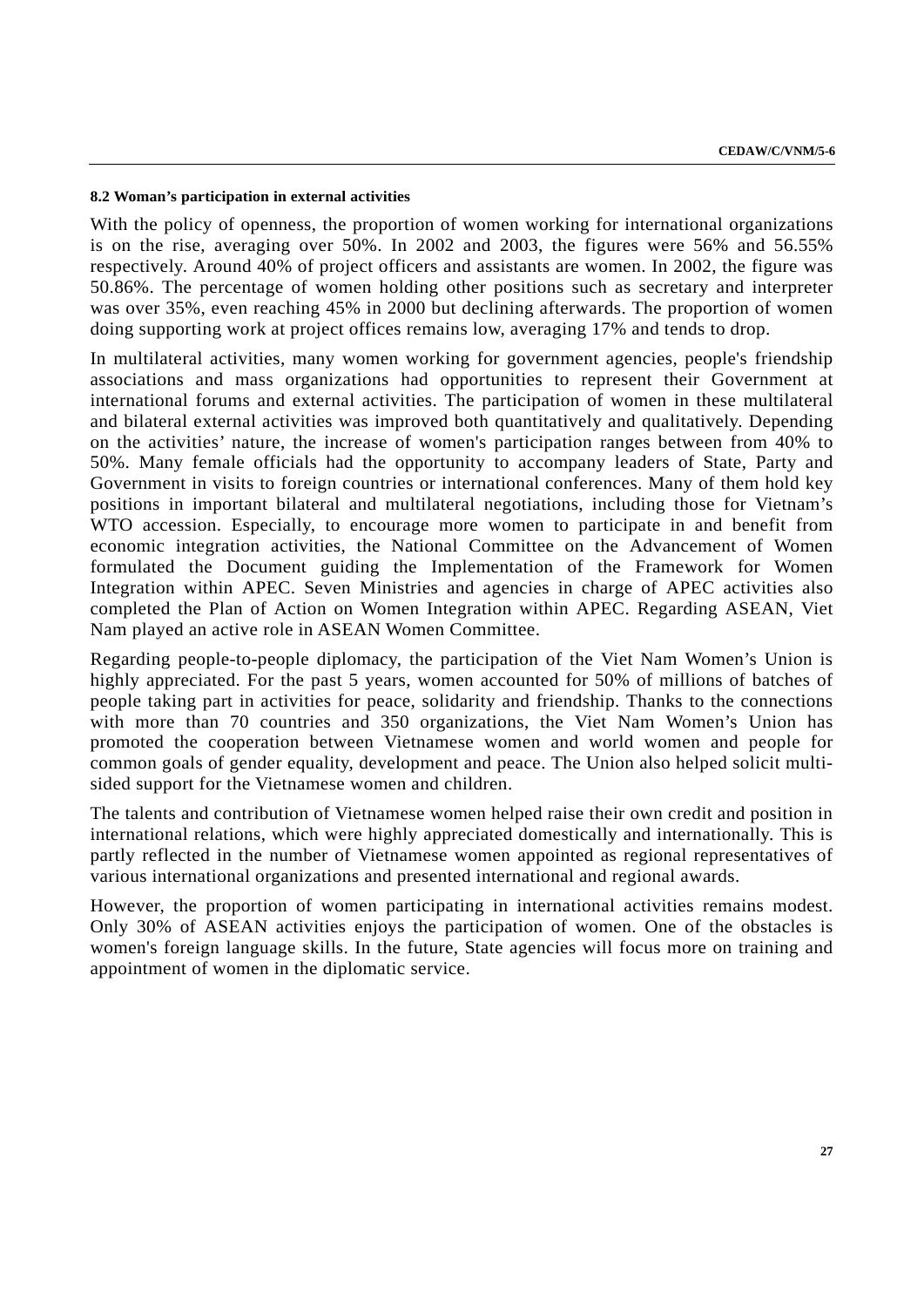#### 8.2 Woman's participation in external activities

With the policy of openness, the proportion of women working for international organizations is on the rise, averaging over 50%. In 2002 and 2003, the figures were 56% and 56.55% respectively. Around 40% of project officers and assistants are women. In 2002, the figure was 50.86%. The percentage of women holding other positions such as secretary and interpreter was over 35%, even reaching 45% in 2000 but declining afterwards. The proportion of women doing supporting work at project offices remains low, averaging 17% and tends to drop.

In multilateral activities, many women working for government agencies, people's friendship associations and mass organizations had opportunities to represent their Government at international forums and external activities. The participation of women in these multilateral and bilateral external activities was improved both quantitatively and qualitatively. Depending on the activities' nature, the increase of women's participation ranges between from 40% to 50%. Many female officials had the opportunity to accompany leaders of State, Party and Government in visits to foreign countries or international conferences. Many of them hold key positions in important bilateral and multilateral negotiations, including those for Vietnam's WTO accession. Especially, to encourage more women to participate in and benefit from economic integration activities, the National Committee on the Advancement of Women formulated the Document guiding the Implementation of the Framework for Women Integration within APEC. Seven Ministries and agencies in charge of APEC activities also completed the Plan of Action on Women Integration within APEC. Regarding ASEAN, Viet Nam played an active role in ASEAN Women Committee.

Regarding people-to-people diplomacy, the participation of the Viet Nam Women's Union is highly appreciated. For the past 5 years, women accounted for 50% of millions of batches of people taking part in activities for peace, solidarity and friendship. Thanks to the connections with more than 70 countries and 350 organizations, the Viet Nam Women's Union has promoted the cooperation between Vietnamese women and world women and people for common goals of gender equality, development and peace. The Union also helped solicit multi-sided support for the Vietnamese women and children.

The talents and contribution of Vietnamese women helped raise their own credit and position in international relations, which were highly appreciated domestically and internationally. This is partly reflected in the number of Vietnamese women appointed as regional representatives of various international organizations and presented international and regional awards.

However, the proportion of women participating in international activities remains modest. Only 30% of ASEAN activities enjoys the participation of women. One of the obstacles is women's foreign language skills. In the future, State agencies will focus more on training and appointment of women in the diplomatic service.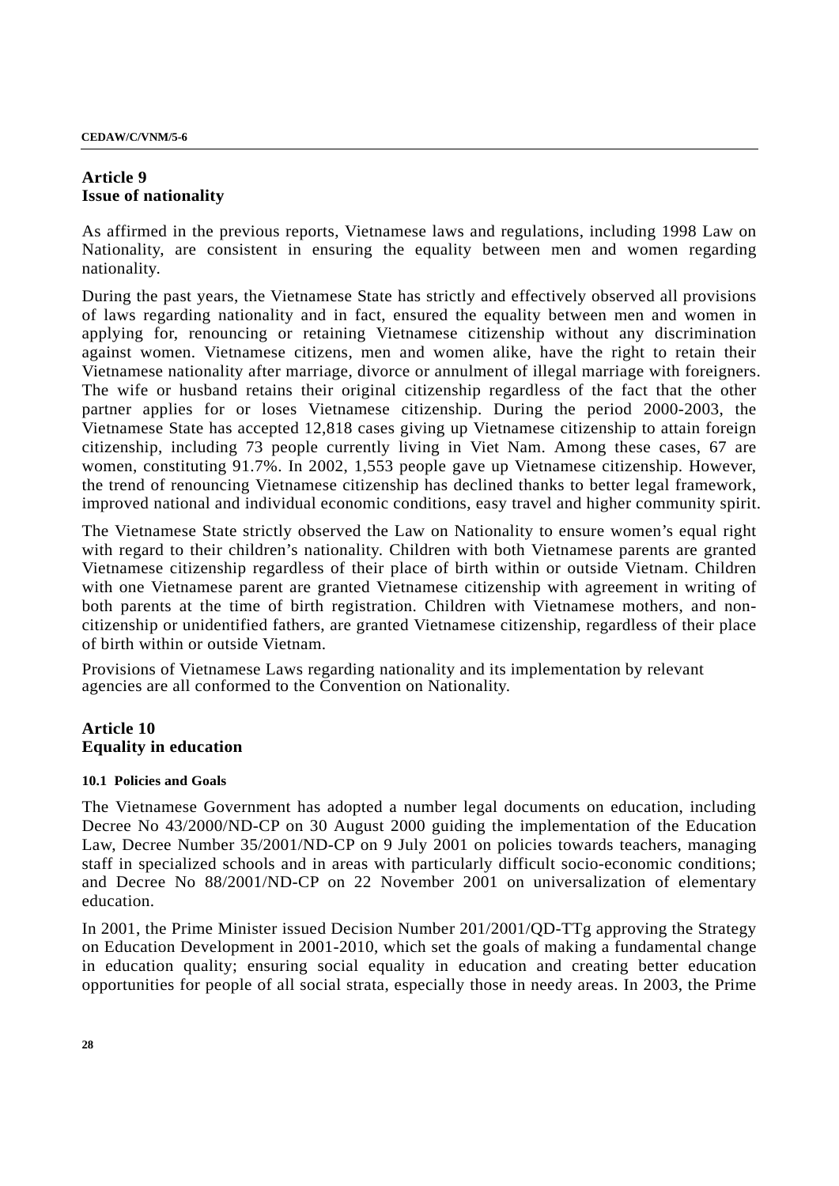## Article 9
## Issue of nationality

As affirmed in the previous reports, Vietnamese laws and regulations, including 1998 Law on Nationality, are consistent in ensuring the equality between men and women regarding nationality.

During the past years, the Vietnamese State has strictly and effectively observed all provisions of laws regarding nationality and in fact, ensured the equality between men and women in applying for, renouncing or retaining Vietnamese citizenship without any discrimination against women. Vietnamese citizens, men and women alike, have the right to retain their Vietnamese nationality after marriage, divorce or annulment of illegal marriage with foreigners. The wife or husband retains their original citizenship regardless of the fact that the other partner applies for or loses Vietnamese citizenship. During the period 2000-2003, the Vietnamese State has accepted 12,818 cases giving up Vietnamese citizenship to attain foreign citizenship, including 73 people currently living in Viet Nam. Among these cases, 67 are women, constituting 91.7%. In 2002, 1,553 people gave up Vietnamese citizenship. However, the trend of renouncing Vietnamese citizenship has declined thanks to better legal framework, improved national and individual economic conditions, easy travel and higher community spirit.

The Vietnamese State strictly observed the Law on Nationality to ensure women's equal right with regard to their children's nationality. Children with both Vietnamese parents are granted Vietnamese citizenship regardless of their place of birth within or outside Vietnam. Children with one Vietnamese parent are granted Vietnamese citizenship with agreement in writing of both parents at the time of birth registration. Children with Vietnamese mothers, and non-citizenship or unidentified fathers, are granted Vietnamese citizenship, regardless of their place of birth within or outside Vietnam.

Provisions of Vietnamese Laws regarding nationality and its implementation by relevant agencies are all conformed to the Convention on Nationality.

## Article 10
## Equality in education

### 10.1 Policies and Goals

The Vietnamese Government has adopted a number legal documents on education, including Decree No 43/2000/ND-CP on 30 August 2000 guiding the implementation of the Education Law, Decree Number 35/2001/ND-CP on 9 July 2001 on policies towards teachers, managing staff in specialized schools and in areas with particularly difficult socio-economic conditions; and Decree No 88/2001/ND-CP on 22 November 2001 on universalization of elementary education.

In 2001, the Prime Minister issued Decision Number 201/2001/QD-TTg approving the Strategy on Education Development in 2001-2010, which set the goals of making a fundamental change in education quality; ensuring social equality in education and creating better education opportunities for people of all social strata, especially those in needy areas. In 2003, the Prime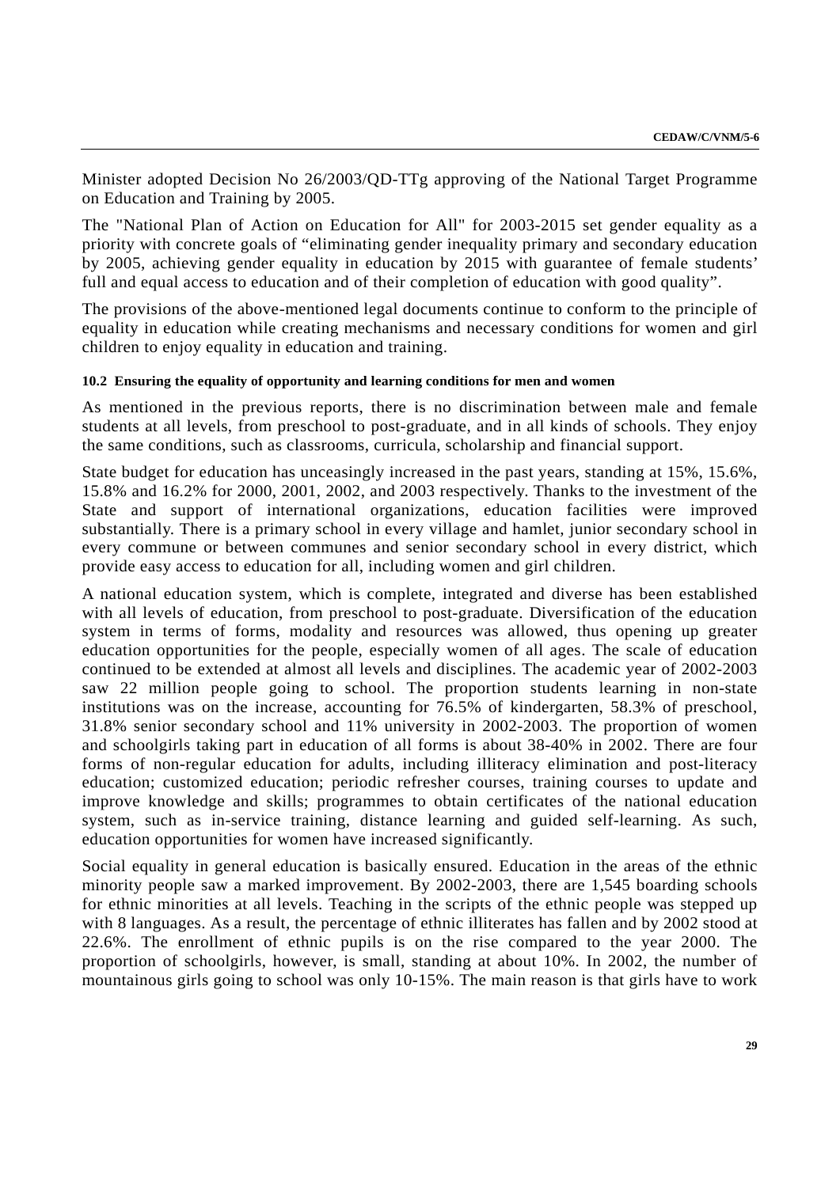Minister adopted Decision No 26/2003/QD-TTg approving of the National Target Programme on Education and Training by 2005.

The "National Plan of Action on Education for All" for 2003-2015 set gender equality as a priority with concrete goals of "eliminating gender inequality primary and secondary education by 2005, achieving gender equality in education by 2015 with guarantee of female students' full and equal access to education and of their completion of education with good quality".

The provisions of the above-mentioned legal documents continue to conform to the principle of equality in education while creating mechanisms and necessary conditions for women and girl children to enjoy equality in education and training.

#### 10.2 Ensuring the equality of opportunity and learning conditions for men and women

As mentioned in the previous reports, there is no discrimination between male and female students at all levels, from preschool to post-graduate, and in all kinds of schools. They enjoy the same conditions, such as classrooms, curricula, scholarship and financial support.

State budget for education has unceasingly increased in the past years, standing at 15%, 15.6%, 15.8% and 16.2% for 2000, 2001, 2002, and 2003 respectively. Thanks to the investment of the State and support of international organizations, education facilities were improved substantially. There is a primary school in every village and hamlet, junior secondary school in every commune or between communes and senior secondary school in every district, which provide easy access to education for all, including women and girl children.

A national education system, which is complete, integrated and diverse has been established with all levels of education, from preschool to post-graduate. Diversification of the education system in terms of forms, modality and resources was allowed, thus opening up greater education opportunities for the people, especially women of all ages. The scale of education continued to be extended at almost all levels and disciplines. The academic year of 2002-2003 saw 22 million people going to school. The proportion students learning in non-state institutions was on the increase, accounting for 76.5% of kindergarten, 58.3% of preschool, 31.8% senior secondary school and 11% university in 2002-2003. The proportion of women and schoolgirls taking part in education of all forms is about 38-40% in 2002. There are four forms of non-regular education for adults, including illiteracy elimination and post-literacy education; customized education; periodic refresher courses, training courses to update and improve knowledge and skills; programmes to obtain certificates of the national education system, such as in-service training, distance learning and guided self-learning. As such, education opportunities for women have increased significantly.

Social equality in general education is basically ensured. Education in the areas of the ethnic minority people saw a marked improvement. By 2002-2003, there are 1,545 boarding schools for ethnic minorities at all levels. Teaching in the scripts of the ethnic people was stepped up with 8 languages. As a result, the percentage of ethnic illiterates has fallen and by 2002 stood at 22.6%. The enrollment of ethnic pupils is on the rise compared to the year 2000. The proportion of schoolgirls, however, is small, standing at about 10%. In 2002, the number of mountainous girls going to school was only 10-15%. The main reason is that girls have to work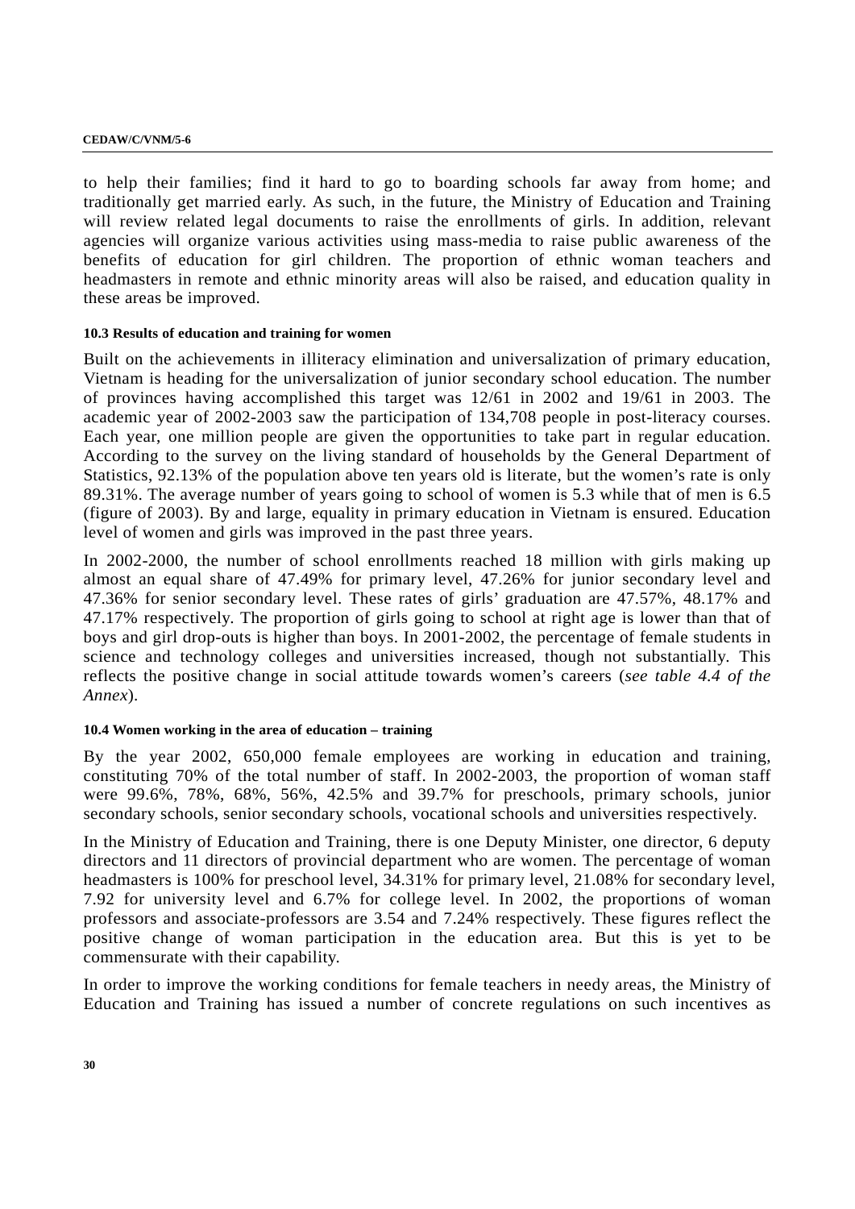to help their families; find it hard to go to boarding schools far away from home; and traditionally get married early. As such, in the future, the Ministry of Education and Training will review related legal documents to raise the enrollments of girls. In addition, relevant agencies will organize various activities using mass-media to raise public awareness of the benefits of education for girl children. The proportion of ethnic woman teachers and headmasters in remote and ethnic minority areas will also be raised, and education quality in these areas be improved.

#### 10.3 Results of education and training for women

Built on the achievements in illiteracy elimination and universalization of primary education, Vietnam is heading for the universalization of junior secondary school education. The number of provinces having accomplished this target was 12/61 in 2002 and 19/61 in 2003. The academic year of 2002-2003 saw the participation of 134,708 people in post-literacy courses. Each year, one million people are given the opportunities to take part in regular education. According to the survey on the living standard of households by the General Department of Statistics, 92.13% of the population above ten years old is literate, but the women's rate is only 89.31%. The average number of years going to school of women is 5.3 while that of men is 6.5 (figure of 2003). By and large, equality in primary education in Vietnam is ensured. Education level of women and girls was improved in the past three years.

In 2002-2000, the number of school enrollments reached 18 million with girls making up almost an equal share of 47.49% for primary level, 47.26% for junior secondary level and 47.36% for senior secondary level. These rates of girls' graduation are 47.57%, 48.17% and 47.17% respectively. The proportion of girls going to school at right age is lower than that of boys and girl drop-outs is higher than boys. In 2001-2002, the percentage of female students in science and technology colleges and universities increased, though not substantially. This reflects the positive change in social attitude towards women's careers (*see table 4.4 of the Annex*).

#### 10.4 Women working in the area of education – training

By the year 2002, 650,000 female employees are working in education and training, constituting 70% of the total number of staff. In 2002-2003, the proportion of woman staff were 99.6%, 78%, 68%, 56%, 42.5% and 39.7% for preschools, primary schools, junior secondary schools, senior secondary schools, vocational schools and universities respectively.

In the Ministry of Education and Training, there is one Deputy Minister, one director, 6 deputy directors and 11 directors of provincial department who are women. The percentage of woman headmasters is 100% for preschool level, 34.31% for primary level, 21.08% for secondary level, 7.92 for university level and 6.7% for college level. In 2002, the proportions of woman professors and associate-professors are 3.54 and 7.24% respectively. These figures reflect the positive change of woman participation in the education area. But this is yet to be commensurate with their capability.

In order to improve the working conditions for female teachers in needy areas, the Ministry of Education and Training has issued a number of concrete regulations on such incentives as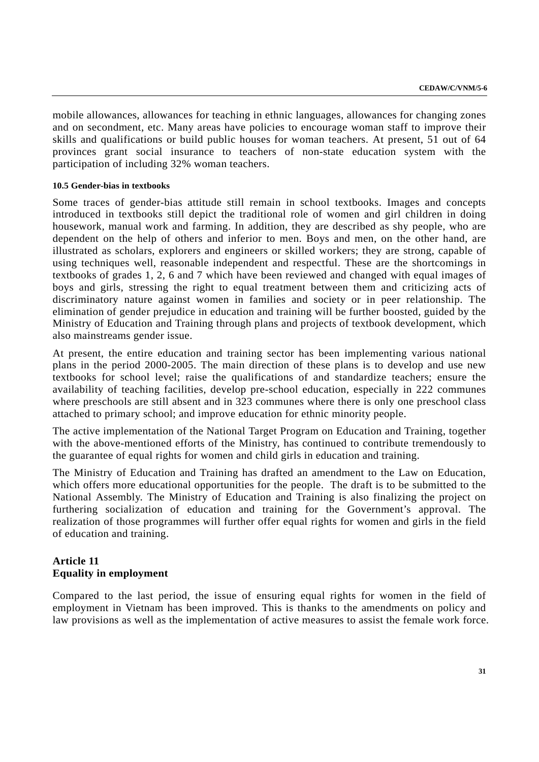mobile allowances, allowances for teaching in ethnic languages, allowances for changing zones and on secondment, etc. Many areas have policies to encourage woman staff to improve their skills and qualifications or build public houses for woman teachers. At present, 51 out of 64 provinces grant social insurance to teachers of non-state education system with the participation of including 32% woman teachers.

#### 10.5 Gender-bias in textbooks

Some traces of gender-bias attitude still remain in school textbooks. Images and concepts introduced in textbooks still depict the traditional role of women and girl children in doing housework, manual work and farming. In addition, they are described as shy people, who are dependent on the help of others and inferior to men. Boys and men, on the other hand, are illustrated as scholars, explorers and engineers or skilled workers; they are strong, capable of using techniques well, reasonable independent and respectful. These are the shortcomings in textbooks of grades 1, 2, 6 and 7 which have been reviewed and changed with equal images of boys and girls, stressing the right to equal treatment between them and criticizing acts of discriminatory nature against women in families and society or in peer relationship. The elimination of gender prejudice in education and training will be further boosted, guided by the Ministry of Education and Training through plans and projects of textbook development, which also mainstreams gender issue.

At present, the entire education and training sector has been implementing various national plans in the period 2000-2005. The main direction of these plans is to develop and use new textbooks for school level; raise the qualifications of and standardize teachers; ensure the availability of teaching facilities, develop pre-school education, especially in 222 communes where preschools are still absent and in 323 communes where there is only one preschool class attached to primary school; and improve education for ethnic minority people.

The active implementation of the National Target Program on Education and Training, together with the above-mentioned efforts of the Ministry, has continued to contribute tremendously to the guarantee of equal rights for women and child girls in education and training.

The Ministry of Education and Training has drafted an amendment to the Law on Education, which offers more educational opportunities for the people. The draft is to be submitted to the National Assembly. The Ministry of Education and Training is also finalizing the project on furthering socialization of education and training for the Government's approval. The realization of those programmes will further offer equal rights for women and girls in the field of education and training.

## Article 11
## Equality in employment

Compared to the last period, the issue of ensuring equal rights for women in the field of employment in Vietnam has been improved. This is thanks to the amendments on policy and law provisions as well as the implementation of active measures to assist the female work force.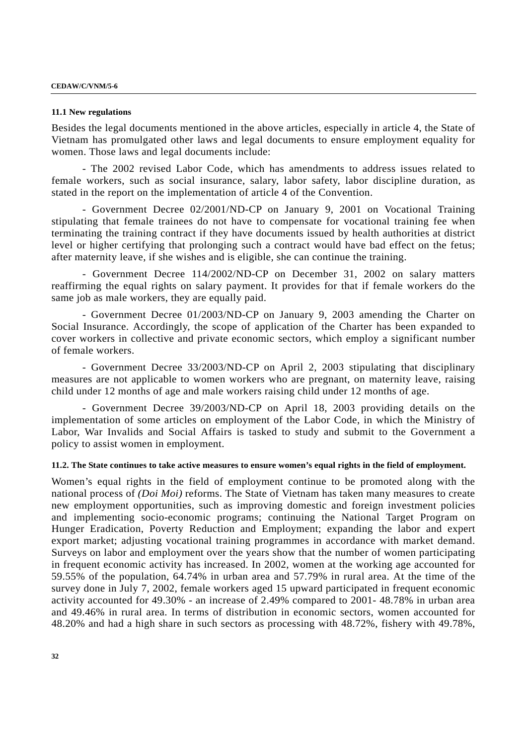#### 11.1 New regulations

Besides the legal documents mentioned in the above articles, especially in article 4, the State of Vietnam has promulgated other laws and legal documents to ensure employment equality for women. Those laws and legal documents include:

- The 2002 revised Labor Code, which has amendments to address issues related to female workers, such as social insurance, salary, labor safety, labor discipline duration, as stated in the report on the implementation of article 4 of the Convention.

- Government Decree 02/2001/ND-CP on January 9, 2001 on Vocational Training stipulating that female trainees do not have to compensate for vocational training fee when terminating the training contract if they have documents issued by health authorities at district level or higher certifying that prolonging such a contract would have bad effect on the fetus; after maternity leave, if she wishes and is eligible, she can continue the training.

- Government Decree 114/2002/ND-CP on December 31, 2002 on salary matters reaffirming the equal rights on salary payment. It provides for that if female workers do the same job as male workers, they are equally paid.

- Government Decree 01/2003/ND-CP on January 9, 2003 amending the Charter on Social Insurance. Accordingly, the scope of application of the Charter has been expanded to cover workers in collective and private economic sectors, which employ a significant number of female workers.

- Government Decree 33/2003/ND-CP on April 2, 2003 stipulating that disciplinary measures are not applicable to women workers who are pregnant, on maternity leave, raising child under 12 months of age and male workers raising child under 12 months of age.

- Government Decree 39/2003/ND-CP on April 18, 2003 providing details on the implementation of some articles on employment of the Labor Code, in which the Ministry of Labor, War Invalids and Social Affairs is tasked to study and submit to the Government a policy to assist women in employment.

#### 11.2. The State continues to take active measures to ensure women's equal rights in the field of employment.

Women's equal rights in the field of employment continue to be promoted along with the national process of *(Doi Moi)* reforms. The State of Vietnam has taken many measures to create new employment opportunities, such as improving domestic and foreign investment policies and implementing socio-economic programs; continuing the National Target Program on Hunger Eradication, Poverty Reduction and Employment; expanding the labor and expert export market; adjusting vocational training programmes in accordance with market demand. Surveys on labor and employment over the years show that the number of women participating in frequent economic activity has increased. In 2002, women at the working age accounted for 59.55% of the population, 64.74% in urban area and 57.79% in rural area. At the time of the survey done in July 7, 2002, female workers aged 15 upward participated in frequent economic activity accounted for 49.30% - an increase of 2.49% compared to 2001- 48.78% in urban area and 49.46% in rural area. In terms of distribution in economic sectors, women accounted for 48.20% and had a high share in such sectors as processing with 48.72%, fishery with 49.78%,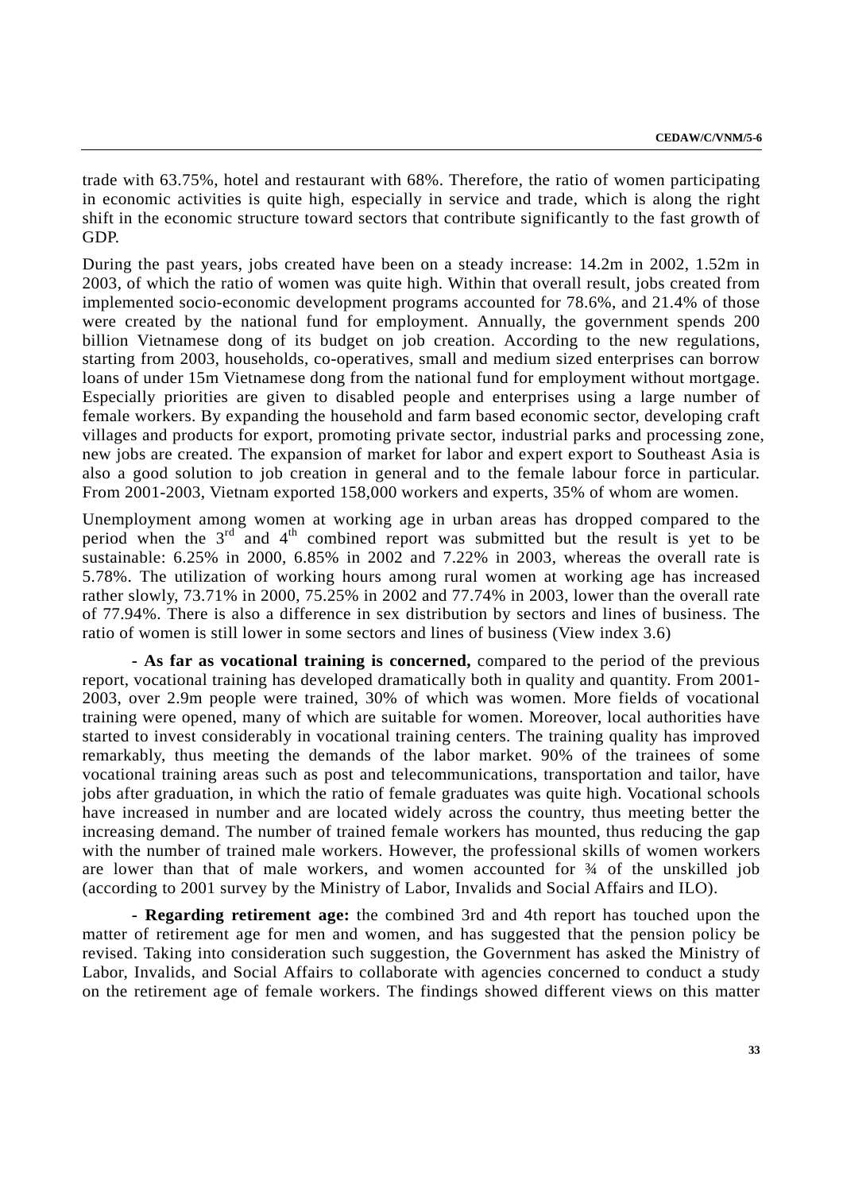trade with 63.75%, hotel and restaurant with 68%. Therefore, the ratio of women participating in economic activities is quite high, especially in service and trade, which is along the right shift in the economic structure toward sectors that contribute significantly to the fast growth of GDP.

During the past years, jobs created have been on a steady increase: 14.2m in 2002, 1.52m in 2003, of which the ratio of women was quite high. Within that overall result, jobs created from implemented socio-economic development programs accounted for 78.6%, and 21.4% of those were created by the national fund for employment. Annually, the government spends 200 billion Vietnamese dong of its budget on job creation. According to the new regulations, starting from 2003, households, co-operatives, small and medium sized enterprises can borrow loans of under 15m Vietnamese dong from the national fund for employment without mortgage. Especially priorities are given to disabled people and enterprises using a large number of female workers. By expanding the household and farm based economic sector, developing craft villages and products for export, promoting private sector, industrial parks and processing zone, new jobs are created. The expansion of market for labor and expert export to Southeast Asia is also a good solution to job creation in general and to the female labour force in particular. From 2001-2003, Vietnam exported 158,000 workers and experts, 35% of whom are women.

Unemployment among women at working age in urban areas has dropped compared to the period when the 3rd and 4th combined report was submitted but the result is yet to be sustainable: 6.25% in 2000, 6.85% in 2002 and 7.22% in 2003, whereas the overall rate is 5.78%. The utilization of working hours among rural women at working age has increased rather slowly, 73.71% in 2000, 75.25% in 2002 and 77.74% in 2003, lower than the overall rate of 77.94%. There is also a difference in sex distribution by sectors and lines of business. The ratio of women is still lower in some sectors and lines of business (View index 3.6)

**- As far as vocational training is concerned,** compared to the period of the previous report, vocational training has developed dramatically both in quality and quantity. From 2001-2003, over 2.9m people were trained, 30% of which was women. More fields of vocational training were opened, many of which are suitable for women. Moreover, local authorities have started to invest considerably in vocational training centers. The training quality has improved remarkably, thus meeting the demands of the labor market. 90% of the trainees of some vocational training areas such as post and telecommunications, transportation and tailor, have jobs after graduation, in which the ratio of female graduates was quite high. Vocational schools have increased in number and are located widely across the country, thus meeting better the increasing demand. The number of trained female workers has mounted, thus reducing the gap with the number of trained male workers. However, the professional skills of women workers are lower than that of male workers, and women accounted for ¾ of the unskilled job (according to 2001 survey by the Ministry of Labor, Invalids and Social Affairs and ILO).

**- Regarding retirement age:** the combined 3rd and 4th report has touched upon the matter of retirement age for men and women, and has suggested that the pension policy be revised. Taking into consideration such suggestion, the Government has asked the Ministry of Labor, Invalids, and Social Affairs to collaborate with agencies concerned to conduct a study on the retirement age of female workers. The findings showed different views on this matter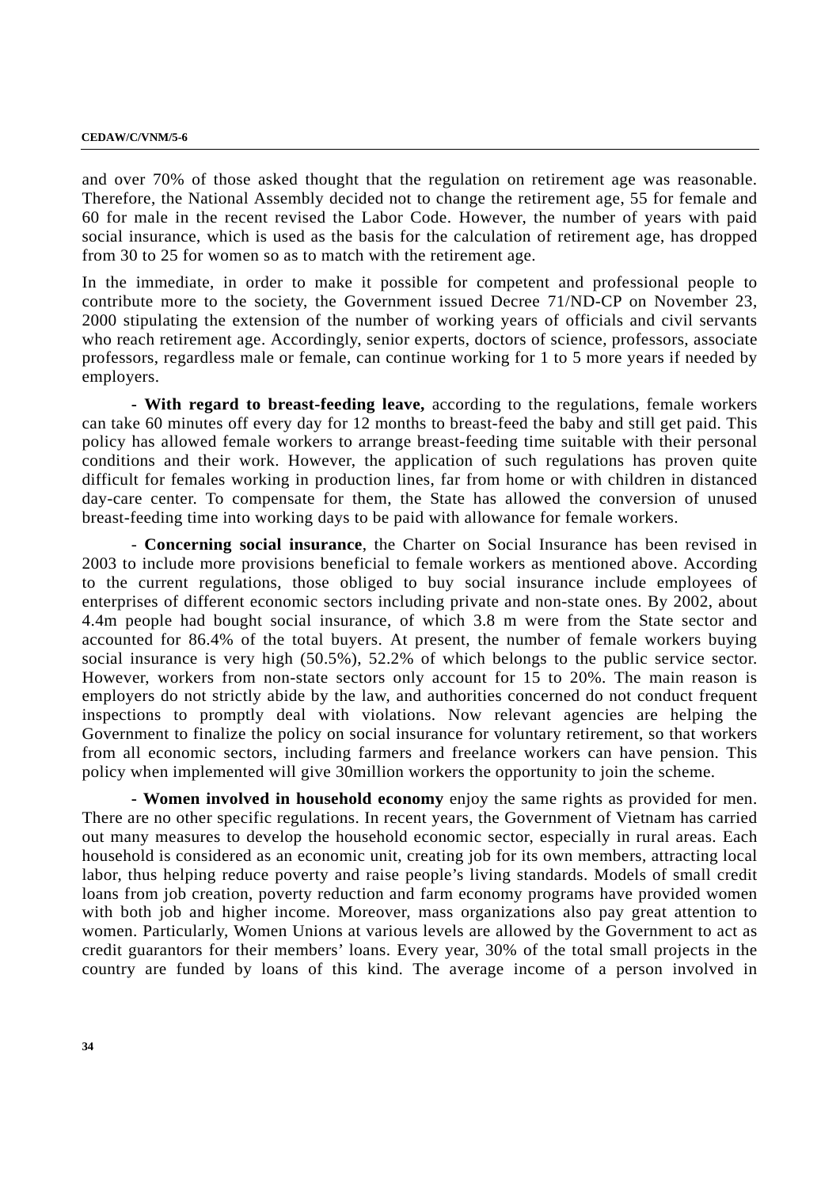and over 70% of those asked thought that the regulation on retirement age was reasonable. Therefore, the National Assembly decided not to change the retirement age, 55 for female and 60 for male in the recent revised the Labor Code. However, the number of years with paid social insurance, which is used as the basis for the calculation of retirement age, has dropped from 30 to 25 for women so as to match with the retirement age.

In the immediate, in order to make it possible for competent and professional people to contribute more to the society, the Government issued Decree 71/ND-CP on November 23, 2000 stipulating the extension of the number of working years of officials and civil servants who reach retirement age. Accordingly, senior experts, doctors of science, professors, associate professors, regardless male or female, can continue working for 1 to 5 more years if needed by employers.

- **With regard to breast-feeding leave,** according to the regulations, female workers can take 60 minutes off every day for 12 months to breast-feed the baby and still get paid. This policy has allowed female workers to arrange breast-feeding time suitable with their personal conditions and their work. However, the application of such regulations has proven quite difficult for females working in production lines, far from home or with children in distanced day-care center. To compensate for them, the State has allowed the conversion of unused breast-feeding time into working days to be paid with allowance for female workers.

- **Concerning social insurance**, the Charter on Social Insurance has been revised in 2003 to include more provisions beneficial to female workers as mentioned above. According to the current regulations, those obliged to buy social insurance include employees of enterprises of different economic sectors including private and non-state ones. By 2002, about 4.4m people had bought social insurance, of which 3.8 m were from the State sector and accounted for 86.4% of the total buyers. At present, the number of female workers buying social insurance is very high (50.5%), 52.2% of which belongs to the public service sector. However, workers from non-state sectors only account for 15 to 20%. The main reason is employers do not strictly abide by the law, and authorities concerned do not conduct frequent inspections to promptly deal with violations. Now relevant agencies are helping the Government to finalize the policy on social insurance for voluntary retirement, so that workers from all economic sectors, including farmers and freelance workers can have pension. This policy when implemented will give 30million workers the opportunity to join the scheme.

- **Women involved in household economy** enjoy the same rights as provided for men. There are no other specific regulations. In recent years, the Government of Vietnam has carried out many measures to develop the household economic sector, especially in rural areas. Each household is considered as an economic unit, creating job for its own members, attracting local labor, thus helping reduce poverty and raise people's living standards. Models of small credit loans from job creation, poverty reduction and farm economy programs have provided women with both job and higher income. Moreover, mass organizations also pay great attention to women. Particularly, Women Unions at various levels are allowed by the Government to act as credit guarantors for their members' loans. Every year, 30% of the total small projects in the country are funded by loans of this kind. The average income of a person involved in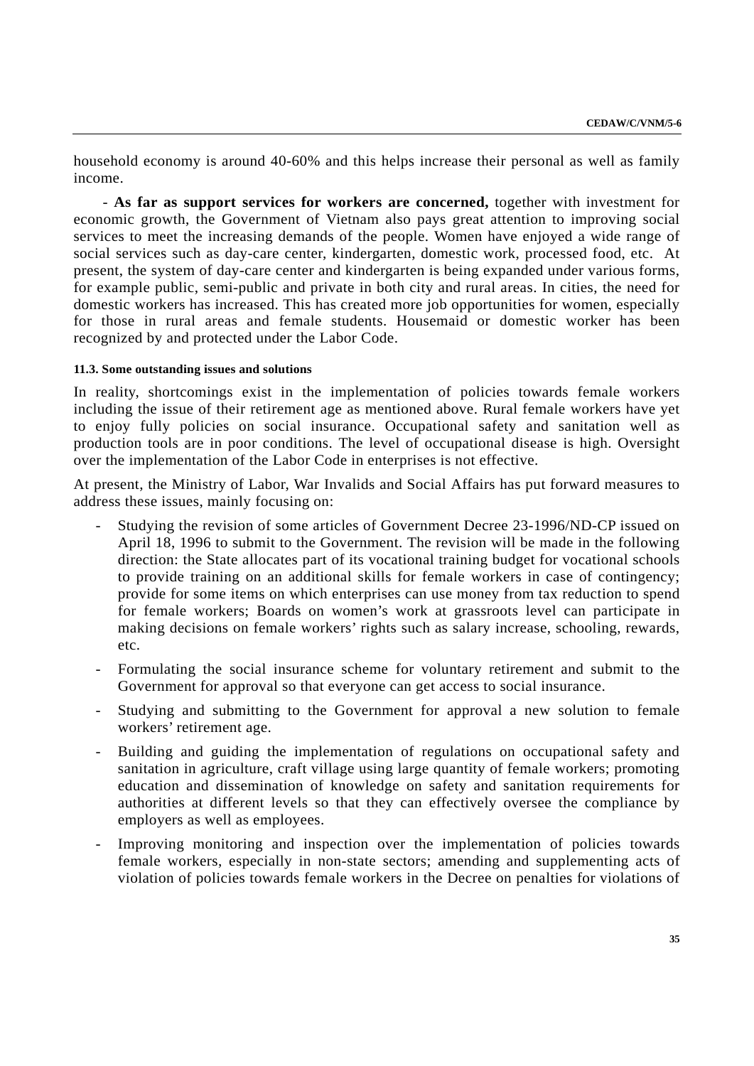household economy is around 40-60% and this helps increase their personal as well as family income.

- **As far as support services for workers are concerned,** together with investment for economic growth, the Government of Vietnam also pays great attention to improving social services to meet the increasing demands of the people. Women have enjoyed a wide range of social services such as day-care center, kindergarten, domestic work, processed food, etc. At present, the system of day-care center and kindergarten is being expanded under various forms, for example public, semi-public and private in both city and rural areas. In cities, the need for domestic workers has increased. This has created more job opportunities for women, especially for those in rural areas and female students. Housemaid or domestic worker has been recognized by and protected under the Labor Code.

#### 11.3. Some outstanding issues and solutions

In reality, shortcomings exist in the implementation of policies towards female workers including the issue of their retirement age as mentioned above. Rural female workers have yet to enjoy fully policies on social insurance. Occupational safety and sanitation well as production tools are in poor conditions. The level of occupational disease is high. Oversight over the implementation of the Labor Code in enterprises is not effective.

At present, the Ministry of Labor, War Invalids and Social Affairs has put forward measures to address these issues, mainly focusing on:

- Studying the revision of some articles of Government Decree 23-1996/ND-CP issued on April 18, 1996 to submit to the Government. The revision will be made in the following direction: the State allocates part of its vocational training budget for vocational schools to provide training on an additional skills for female workers in case of contingency; provide for some items on which enterprises can use money from tax reduction to spend for female workers; Boards on women's work at grassroots level can participate in making decisions on female workers' rights such as salary increase, schooling, rewards, etc.
- Formulating the social insurance scheme for voluntary retirement and submit to the Government for approval so that everyone can get access to social insurance.
- Studying and submitting to the Government for approval a new solution to female workers' retirement age.
- Building and guiding the implementation of regulations on occupational safety and sanitation in agriculture, craft village using large quantity of female workers; promoting education and dissemination of knowledge on safety and sanitation requirements for authorities at different levels so that they can effectively oversee the compliance by employers as well as employees.
- Improving monitoring and inspection over the implementation of policies towards female workers, especially in non-state sectors; amending and supplementing acts of violation of policies towards female workers in the Decree on penalties for violations of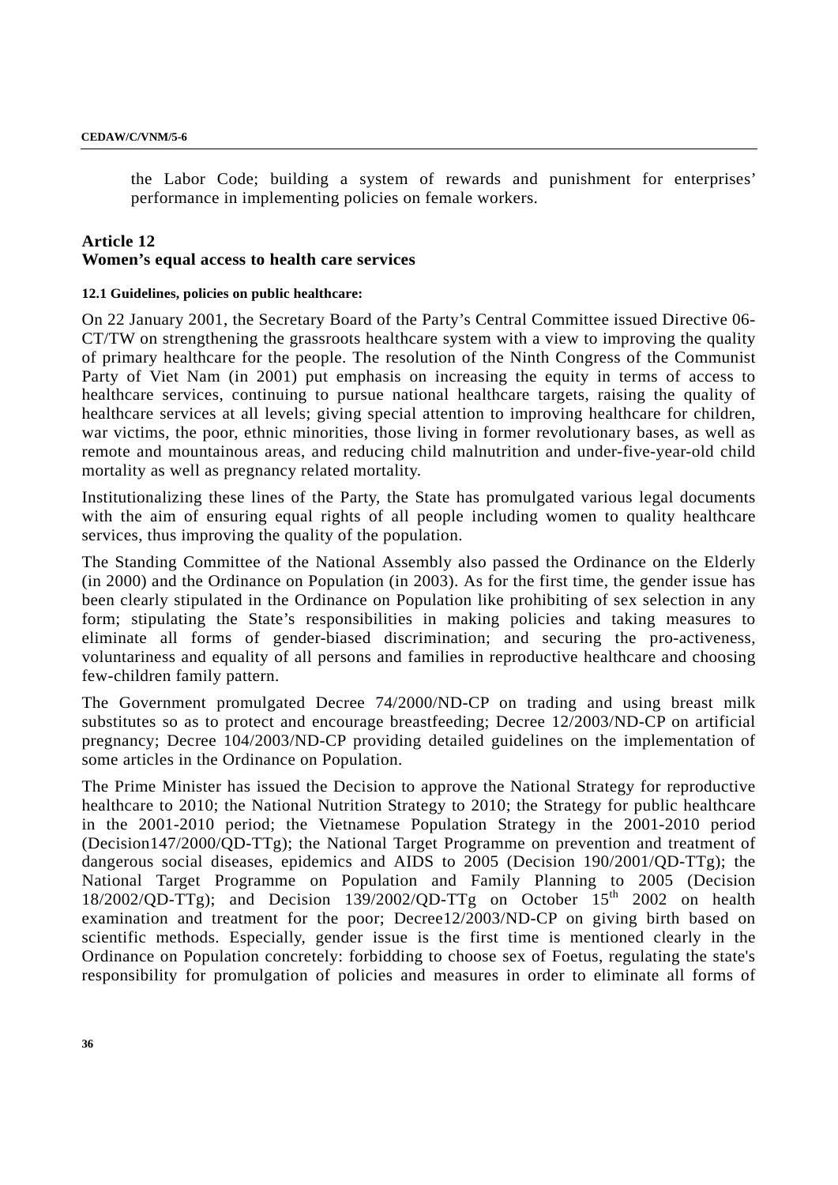the Labor Code; building a system of rewards and punishment for enterprises' performance in implementing policies on female workers.

## Article 12
## Women's equal access to health care services

#### 12.1 Guidelines, policies on public healthcare:

On 22 January 2001, the Secretary Board of the Party's Central Committee issued Directive 06-CT/TW on strengthening the grassroots healthcare system with a view to improving the quality of primary healthcare for the people. The resolution of the Ninth Congress of the Communist Party of Viet Nam (in 2001) put emphasis on increasing the equity in terms of access to healthcare services, continuing to pursue national healthcare targets, raising the quality of healthcare services at all levels; giving special attention to improving healthcare for children, war victims, the poor, ethnic minorities, those living in former revolutionary bases, as well as remote and mountainous areas, and reducing child malnutrition and under-five-year-old child mortality as well as pregnancy related mortality.

Institutionalizing these lines of the Party, the State has promulgated various legal documents with the aim of ensuring equal rights of all people including women to quality healthcare services, thus improving the quality of the population.

The Standing Committee of the National Assembly also passed the Ordinance on the Elderly (in 2000) and the Ordinance on Population (in 2003). As for the first time, the gender issue has been clearly stipulated in the Ordinance on Population like prohibiting of sex selection in any form; stipulating the State's responsibilities in making policies and taking measures to eliminate all forms of gender-biased discrimination; and securing the pro-activeness, voluntariness and equality of all persons and families in reproductive healthcare and choosing few-children family pattern.

The Government promulgated Decree 74/2000/ND-CP on trading and using breast milk substitutes so as to protect and encourage breastfeeding; Decree 12/2003/ND-CP on artificial pregnancy; Decree 104/2003/ND-CP providing detailed guidelines on the implementation of some articles in the Ordinance on Population.

The Prime Minister has issued the Decision to approve the National Strategy for reproductive healthcare to 2010; the National Nutrition Strategy to 2010; the Strategy for public healthcare in the 2001-2010 period; the Vietnamese Population Strategy in the 2001-2010 period (Decision147/2000/QD-TTg); the National Target Programme on prevention and treatment of dangerous social diseases, epidemics and AIDS to 2005 (Decision 190/2001/QD-TTg); the National Target Programme on Population and Family Planning to 2005 (Decision 18/2002/QD-TTg); and Decision 139/2002/QD-TTg on October 15th 2002 on health examination and treatment for the poor; Decree12/2003/ND-CP on giving birth based on scientific methods. Especially, gender issue is the first time is mentioned clearly in the Ordinance on Population concretely: forbidding to choose sex of Foetus, regulating the state's responsibility for promulgation of policies and measures in order to eliminate all forms of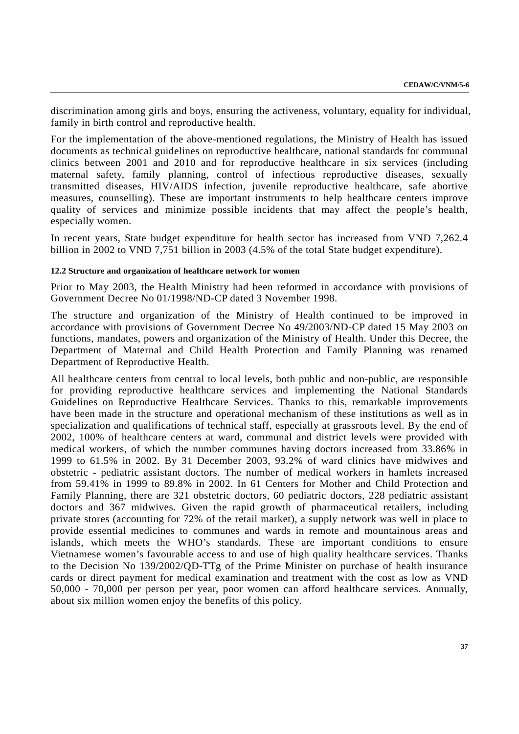discrimination among girls and boys, ensuring the activeness, voluntary, equality for individual, family in birth control and reproductive health.

For the implementation of the above-mentioned regulations, the Ministry of Health has issued documents as technical guidelines on reproductive healthcare, national standards for communal clinics between 2001 and 2010 and for reproductive healthcare in six services (including maternal safety, family planning, control of infectious reproductive diseases, sexually transmitted diseases, HIV/AIDS infection, juvenile reproductive healthcare, safe abortive measures, counselling). These are important instruments to help healthcare centers improve quality of services and minimize possible incidents that may affect the people's health, especially women.

In recent years, State budget expenditure for health sector has increased from VND 7,262.4 billion in 2002 to VND 7,751 billion in 2003 (4.5% of the total State budget expenditure).

#### 12.2 Structure and organization of healthcare network for women

Prior to May 2003, the Health Ministry had been reformed in accordance with provisions of Government Decree No 01/1998/ND-CP dated 3 November 1998.

The structure and organization of the Ministry of Health continued to be improved in accordance with provisions of Government Decree No 49/2003/ND-CP dated 15 May 2003 on functions, mandates, powers and organization of the Ministry of Health. Under this Decree, the Department of Maternal and Child Health Protection and Family Planning was renamed Department of Reproductive Health.

All healthcare centers from central to local levels, both public and non-public, are responsible for providing reproductive healthcare services and implementing the National Standards Guidelines on Reproductive Healthcare Services. Thanks to this, remarkable improvements have been made in the structure and operational mechanism of these institutions as well as in specialization and qualifications of technical staff, especially at grassroots level. By the end of 2002, 100% of healthcare centers at ward, communal and district levels were provided with medical workers, of which the number communes having doctors increased from 33.86% in 1999 to 61.5% in 2002. By 31 December 2003, 93.2% of ward clinics have midwives and obstetric - pediatric assistant doctors. The number of medical workers in hamlets increased from 59.41% in 1999 to 89.8% in 2002. In 61 Centers for Mother and Child Protection and Family Planning, there are 321 obstetric doctors, 60 pediatric doctors, 228 pediatric assistant doctors and 367 midwives. Given the rapid growth of pharmaceutical retailers, including private stores (accounting for 72% of the retail market), a supply network was well in place to provide essential medicines to communes and wards in remote and mountainous areas and islands, which meets the WHO's standards. These are important conditions to ensure Vietnamese women's favourable access to and use of high quality healthcare services. Thanks to the Decision No 139/2002/QD-TTg of the Prime Minister on purchase of health insurance cards or direct payment for medical examination and treatment with the cost as low as VND 50,000 - 70,000 per person per year, poor women can afford healthcare services. Annually, about six million women enjoy the benefits of this policy.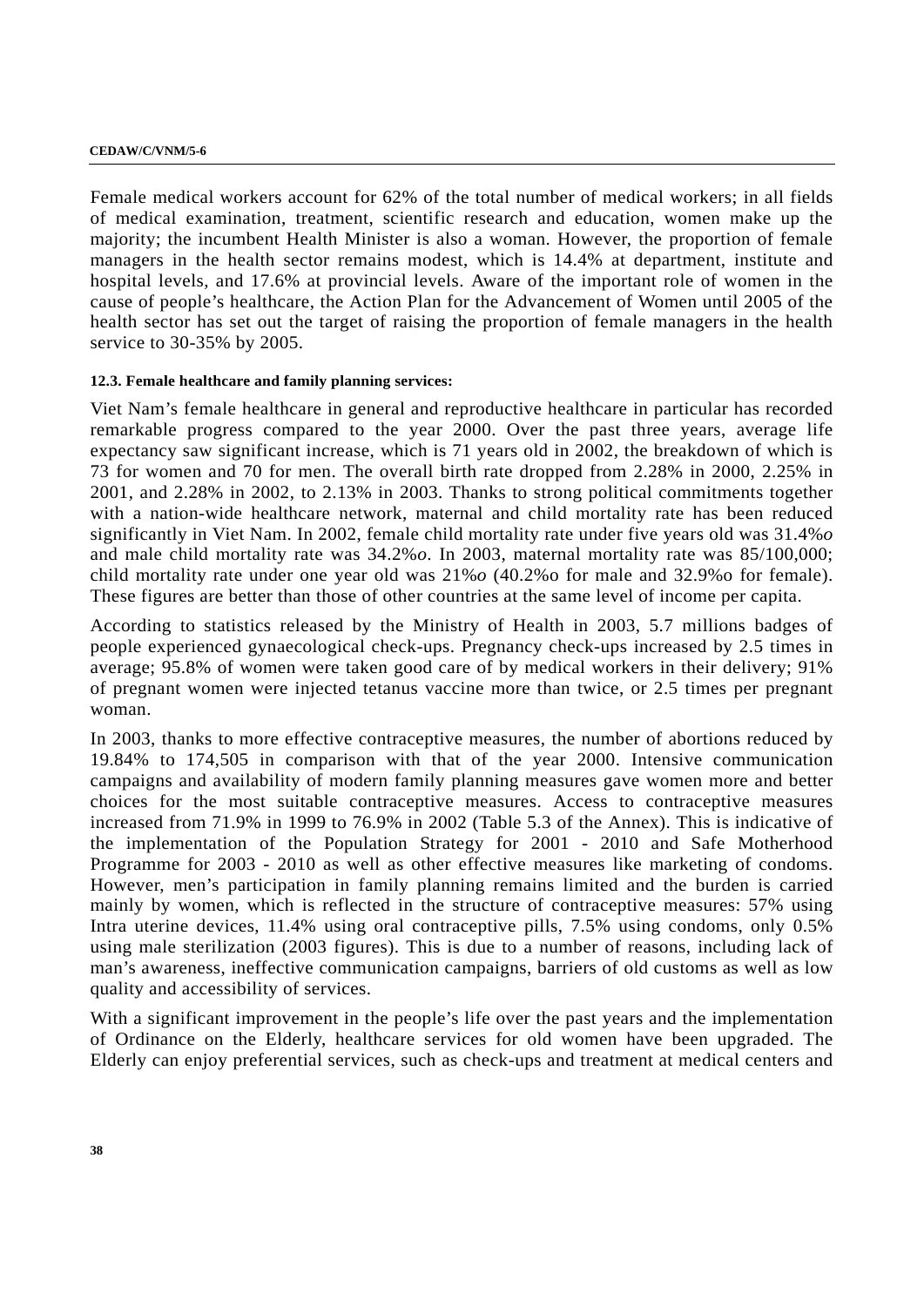Female medical workers account for 62% of the total number of medical workers; in all fields of medical examination, treatment, scientific research and education, women make up the majority; the incumbent Health Minister is also a woman. However, the proportion of female managers in the health sector remains modest, which is 14.4% at department, institute and hospital levels, and 17.6% at provincial levels. Aware of the important role of women in the cause of people's healthcare, the Action Plan for the Advancement of Women until 2005 of the health sector has set out the target of raising the proportion of female managers in the health service to 30-35% by 2005.

#### 12.3. Female healthcare and family planning services:

Viet Nam's female healthcare in general and reproductive healthcare in particular has recorded remarkable progress compared to the year 2000. Over the past three years, average life expectancy saw significant increase, which is 71 years old in 2002, the breakdown of which is 73 for women and 70 for men. The overall birth rate dropped from 2.28% in 2000, 2.25% in 2001, and 2.28% in 2002, to 2.13% in 2003. Thanks to strong political commitments together with a nation-wide healthcare network, maternal and child mortality rate has been reduced significantly in Viet Nam. In 2002, female child mortality rate under five years old was 31.4%*o* and male child mortality rate was 34.2%*o*. In 2003, maternal mortality rate was 85/100,000; child mortality rate under one year old was 21%*o* (40.2%o for male and 32.9%o for female). These figures are better than those of other countries at the same level of income per capita.

According to statistics released by the Ministry of Health in 2003, 5.7 millions badges of people experienced gynaecological check-ups. Pregnancy check-ups increased by 2.5 times in average; 95.8% of women were taken good care of by medical workers in their delivery; 91% of pregnant women were injected tetanus vaccine more than twice, or 2.5 times per pregnant woman.

In 2003, thanks to more effective contraceptive measures, the number of abortions reduced by 19.84% to 174,505 in comparison with that of the year 2000. Intensive communication campaigns and availability of modern family planning measures gave women more and better choices for the most suitable contraceptive measures. Access to contraceptive measures increased from 71.9% in 1999 to 76.9% in 2002 (Table 5.3 of the Annex). This is indicative of the implementation of the Population Strategy for 2001 - 2010 and Safe Motherhood Programme for 2003 - 2010 as well as other effective measures like marketing of condoms. However, men's participation in family planning remains limited and the burden is carried mainly by women, which is reflected in the structure of contraceptive measures: 57% using Intra uterine devices, 11.4% using oral contraceptive pills, 7.5% using condoms, only 0.5% using male sterilization (2003 figures). This is due to a number of reasons, including lack of man's awareness, ineffective communication campaigns, barriers of old customs as well as low quality and accessibility of services.

With a significant improvement in the people's life over the past years and the implementation of Ordinance on the Elderly, healthcare services for old women have been upgraded. The Elderly can enjoy preferential services, such as check-ups and treatment at medical centers and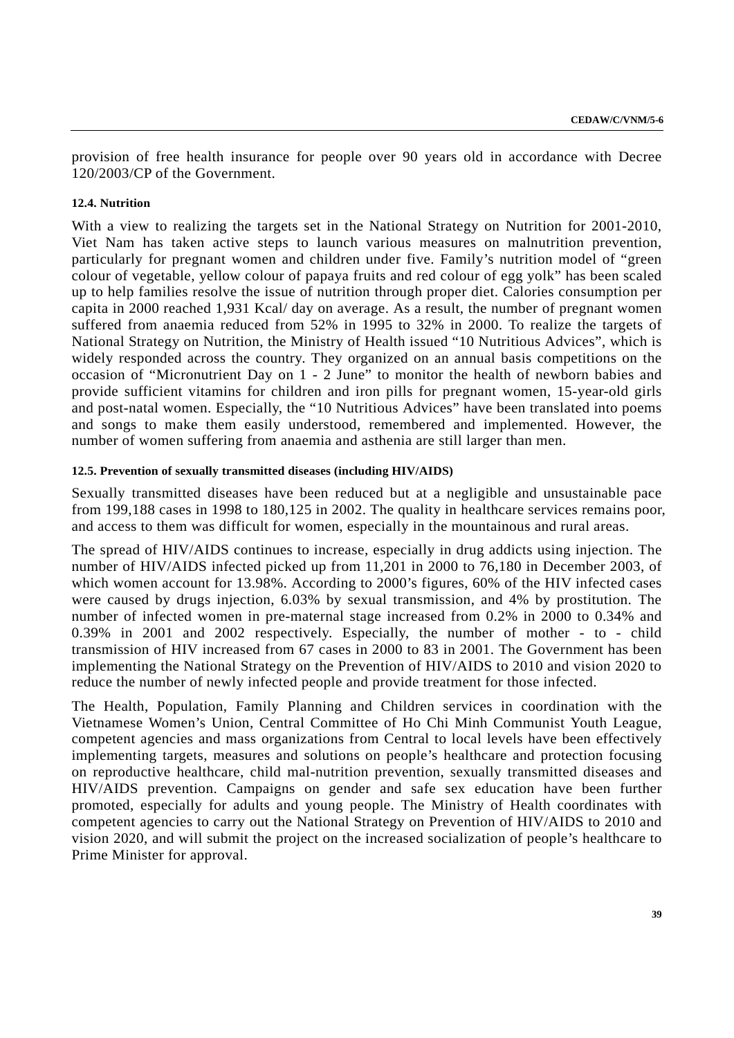provision of free health insurance for people over 90 years old in accordance with Decree 120/2003/CP of the Government.

#### 12.4. Nutrition

With a view to realizing the targets set in the National Strategy on Nutrition for 2001-2010, Viet Nam has taken active steps to launch various measures on malnutrition prevention, particularly for pregnant women and children under five. Family's nutrition model of "green colour of vegetable, yellow colour of papaya fruits and red colour of egg yolk" has been scaled up to help families resolve the issue of nutrition through proper diet. Calories consumption per capita in 2000 reached 1,931 Kcal/ day on average. As a result, the number of pregnant women suffered from anaemia reduced from 52% in 1995 to 32% in 2000. To realize the targets of National Strategy on Nutrition, the Ministry of Health issued "10 Nutritious Advices", which is widely responded across the country. They organized on an annual basis competitions on the occasion of "Micronutrient Day on 1 - 2 June" to monitor the health of newborn babies and provide sufficient vitamins for children and iron pills for pregnant women, 15-year-old girls and post-natal women. Especially, the "10 Nutritious Advices" have been translated into poems and songs to make them easily understood, remembered and implemented. However, the number of women suffering from anaemia and asthenia are still larger than men.

#### 12.5. Prevention of sexually transmitted diseases (including HIV/AIDS)

Sexually transmitted diseases have been reduced but at a negligible and unsustainable pace from 199,188 cases in 1998 to 180,125 in 2002. The quality in healthcare services remains poor, and access to them was difficult for women, especially in the mountainous and rural areas.

The spread of HIV/AIDS continues to increase, especially in drug addicts using injection. The number of HIV/AIDS infected picked up from 11,201 in 2000 to 76,180 in December 2003, of which women account for 13.98%. According to 2000's figures, 60% of the HIV infected cases were caused by drugs injection, 6.03% by sexual transmission, and 4% by prostitution. The number of infected women in pre-maternal stage increased from 0.2% in 2000 to 0.34% and 0.39% in 2001 and 2002 respectively. Especially, the number of mother - to - child transmission of HIV increased from 67 cases in 2000 to 83 in 2001. The Government has been implementing the National Strategy on the Prevention of HIV/AIDS to 2010 and vision 2020 to reduce the number of newly infected people and provide treatment for those infected.

The Health, Population, Family Planning and Children services in coordination with the Vietnamese Women's Union, Central Committee of Ho Chi Minh Communist Youth League, competent agencies and mass organizations from Central to local levels have been effectively implementing targets, measures and solutions on people's healthcare and protection focusing on reproductive healthcare, child mal-nutrition prevention, sexually transmitted diseases and HIV/AIDS prevention. Campaigns on gender and safe sex education have been further promoted, especially for adults and young people. The Ministry of Health coordinates with competent agencies to carry out the National Strategy on Prevention of HIV/AIDS to 2010 and vision 2020, and will submit the project on the increased socialization of people's healthcare to Prime Minister for approval.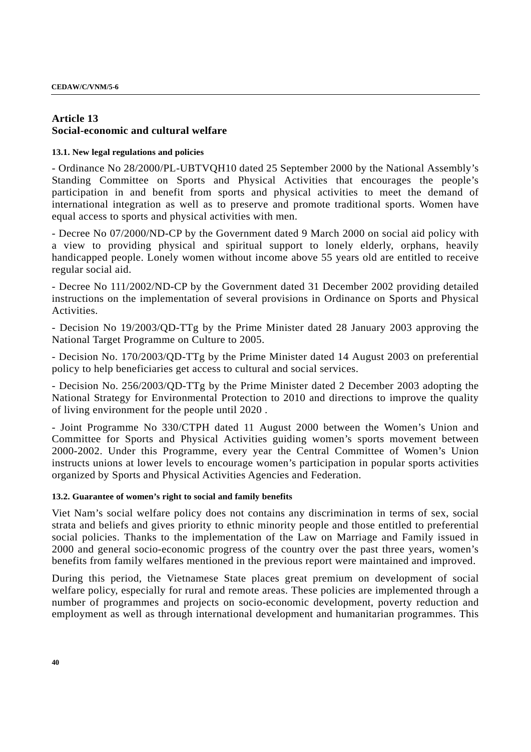## Article 13
## Social-economic and cultural welfare

#### 13.1. New legal regulations and policies

- Ordinance No 28/2000/PL-UBTVQH10 dated 25 September 2000 by the National Assembly's Standing Committee on Sports and Physical Activities that encourages the people's participation in and benefit from sports and physical activities to meet the demand of international integration as well as to preserve and promote traditional sports. Women have equal access to sports and physical activities with men.

- Decree No 07/2000/ND-CP by the Government dated 9 March 2000 on social aid policy with a view to providing physical and spiritual support to lonely elderly, orphans, heavily handicapped people. Lonely women without income above 55 years old are entitled to receive regular social aid.

- Decree No 111/2002/ND-CP by the Government dated 31 December 2002 providing detailed instructions on the implementation of several provisions in Ordinance on Sports and Physical Activities.

- Decision No 19/2003/QD-TTg by the Prime Minister dated 28 January 2003 approving the National Target Programme on Culture to 2005.

- Decision No. 170/2003/QD-TTg by the Prime Minister dated 14 August 2003 on preferential policy to help beneficiaries get access to cultural and social services.

- Decision No. 256/2003/QD-TTg by the Prime Minister dated 2 December 2003 adopting the National Strategy for Environmental Protection to 2010 and directions to improve the quality of living environment for the people until 2020 .

- Joint Programme No 330/CTPH dated 11 August 2000 between the Women's Union and Committee for Sports and Physical Activities guiding women's sports movement between 2000-2002. Under this Programme, every year the Central Committee of Women's Union instructs unions at lower levels to encourage women's participation in popular sports activities organized by Sports and Physical Activities Agencies and Federation.

#### 13.2. Guarantee of women's right to social and family benefits

Viet Nam's social welfare policy does not contains any discrimination in terms of sex, social strata and beliefs and gives priority to ethnic minority people and those entitled to preferential social policies. Thanks to the implementation of the Law on Marriage and Family issued in 2000 and general socio-economic progress of the country over the past three years, women's benefits from family welfares mentioned in the previous report were maintained and improved.

During this period, the Vietnamese State places great premium on development of social welfare policy, especially for rural and remote areas. These policies are implemented through a number of programmes and projects on socio-economic development, poverty reduction and employment as well as through international development and humanitarian programmes. This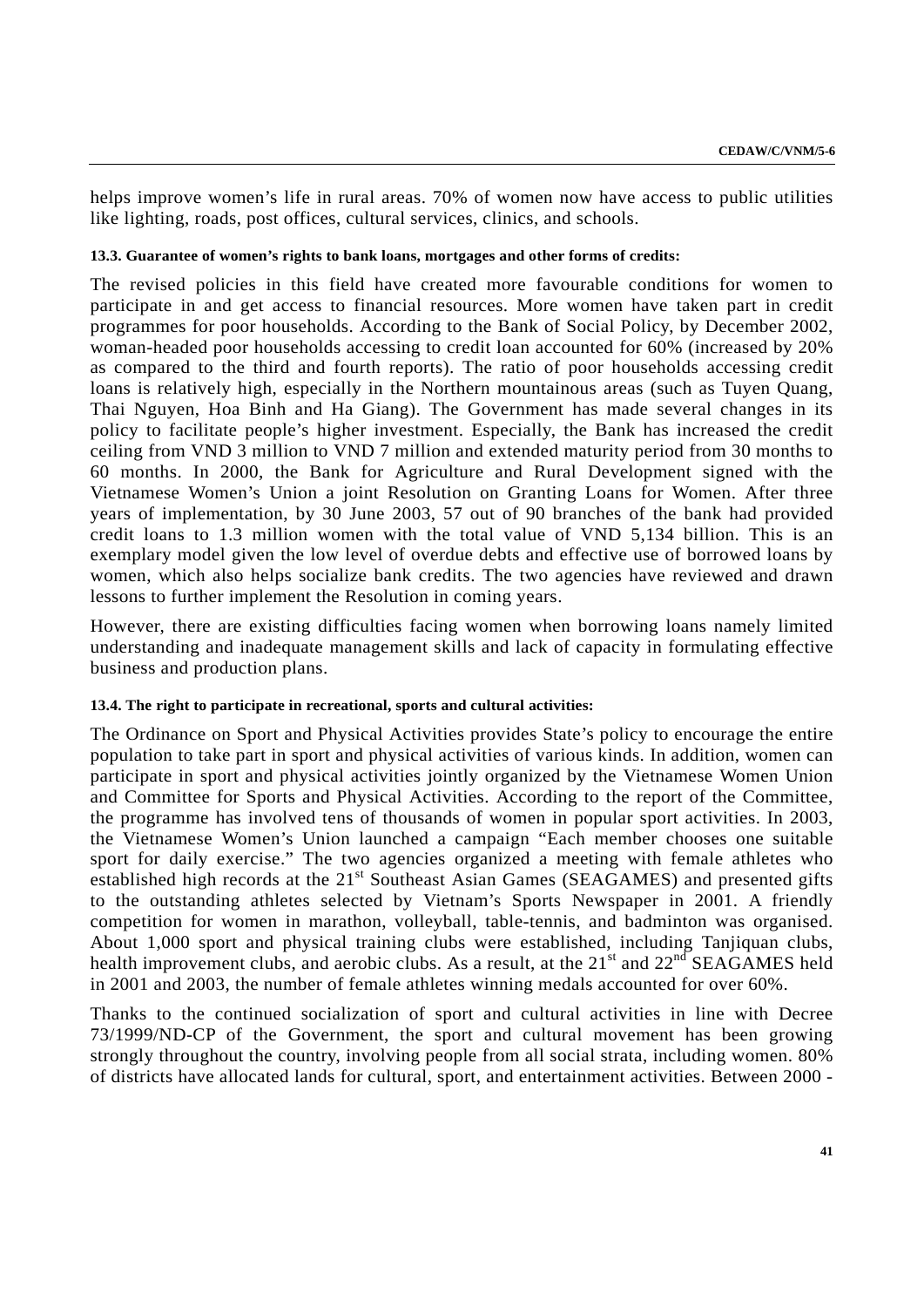helps improve women's life in rural areas. 70% of women now have access to public utilities like lighting, roads, post offices, cultural services, clinics, and schools.

**13.3. Guarantee of women's rights to bank loans, mortgages and other forms of credits:**

The revised policies in this field have created more favourable conditions for women to participate in and get access to financial resources. More women have taken part in credit programmes for poor households. According to the Bank of Social Policy, by December 2002, woman-headed poor households accessing to credit loan accounted for 60% (increased by 20% as compared to the third and fourth reports). The ratio of poor households accessing credit loans is relatively high, especially in the Northern mountainous areas (such as Tuyen Quang, Thai Nguyen, Hoa Binh and Ha Giang). The Government has made several changes in its policy to facilitate people's higher investment. Especially, the Bank has increased the credit ceiling from VND 3 million to VND 7 million and extended maturity period from 30 months to 60 months. In 2000, the Bank for Agriculture and Rural Development signed with the Vietnamese Women's Union a joint Resolution on Granting Loans for Women. After three years of implementation, by 30 June 2003, 57 out of 90 branches of the bank had provided credit loans to 1.3 million women with the total value of VND 5,134 billion. This is an exemplary model given the low level of overdue debts and effective use of borrowed loans by women, which also helps socialize bank credits. The two agencies have reviewed and drawn lessons to further implement the Resolution in coming years.

However, there are existing difficulties facing women when borrowing loans namely limited understanding and inadequate management skills and lack of capacity in formulating effective business and production plans.

**13.4. The right to participate in recreational, sports and cultural activities:**

The Ordinance on Sport and Physical Activities provides State's policy to encourage the entire population to take part in sport and physical activities of various kinds. In addition, women can participate in sport and physical activities jointly organized by the Vietnamese Women Union and Committee for Sports and Physical Activities. According to the report of the Committee, the programme has involved tens of thousands of women in popular sport activities. In 2003, the Vietnamese Women's Union launched a campaign "Each member chooses one suitable sport for daily exercise." The two agencies organized a meeting with female athletes who established high records at the 21st Southeast Asian Games (SEAGAMES) and presented gifts to the outstanding athletes selected by Vietnam's Sports Newspaper in 2001. A friendly competition for women in marathon, volleyball, table-tennis, and badminton was organised. About 1,000 sport and physical training clubs were established, including Tanjiquan clubs, health improvement clubs, and aerobic clubs. As a result, at the 21st and 22nd SEAGAMES held in 2001 and 2003, the number of female athletes winning medals accounted for over 60%.

Thanks to the continued socialization of sport and cultural activities in line with Decree 73/1999/ND-CP of the Government, the sport and cultural movement has been growing strongly throughout the country, involving people from all social strata, including women. 80% of districts have allocated lands for cultural, sport, and entertainment activities. Between 2000 -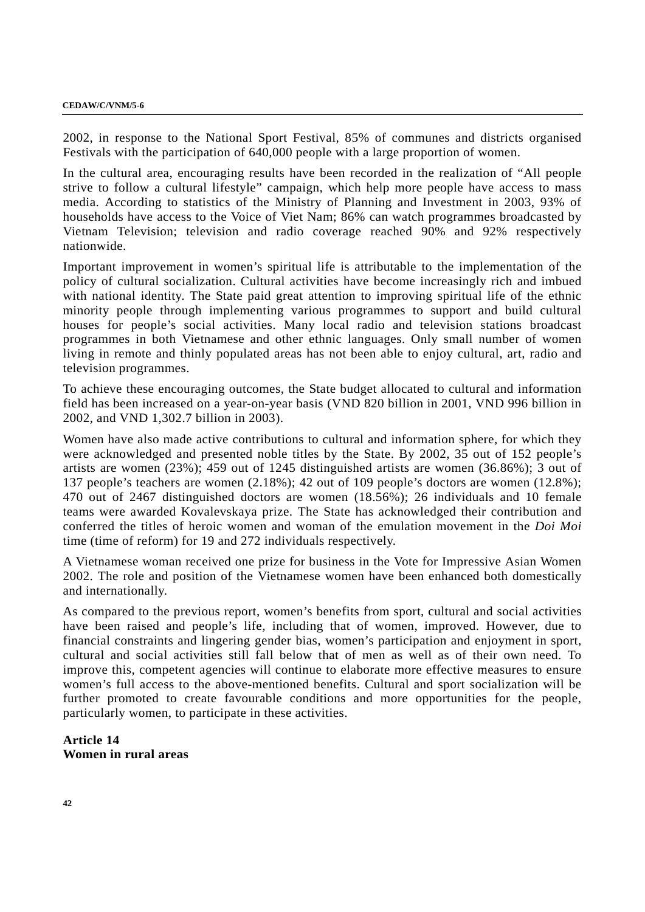2002, in response to the National Sport Festival, 85% of communes and districts organised Festivals with the participation of 640,000 people with a large proportion of women.

In the cultural area, encouraging results have been recorded in the realization of "All people strive to follow a cultural lifestyle" campaign, which help more people have access to mass media. According to statistics of the Ministry of Planning and Investment in 2003, 93% of households have access to the Voice of Viet Nam; 86% can watch programmes broadcasted by Vietnam Television; television and radio coverage reached 90% and 92% respectively nationwide.

Important improvement in women's spiritual life is attributable to the implementation of the policy of cultural socialization. Cultural activities have become increasingly rich and imbued with national identity. The State paid great attention to improving spiritual life of the ethnic minority people through implementing various programmes to support and build cultural houses for people's social activities. Many local radio and television stations broadcast programmes in both Vietnamese and other ethnic languages. Only small number of women living in remote and thinly populated areas has not been able to enjoy cultural, art, radio and television programmes.

To achieve these encouraging outcomes, the State budget allocated to cultural and information field has been increased on a year-on-year basis (VND 820 billion in 2001, VND 996 billion in 2002, and VND 1,302.7 billion in 2003).

Women have also made active contributions to cultural and information sphere, for which they were acknowledged and presented noble titles by the State. By 2002, 35 out of 152 people's artists are women (23%); 459 out of 1245 distinguished artists are women (36.86%); 3 out of 137 people's teachers are women (2.18%); 42 out of 109 people's doctors are women (12.8%); 470 out of 2467 distinguished doctors are women (18.56%); 26 individuals and 10 female teams were awarded Kovalevskaya prize. The State has acknowledged their contribution and conferred the titles of heroic women and woman of the emulation movement in the *Doi Moi* time (time of reform) for 19 and 272 individuals respectively.

A Vietnamese woman received one prize for business in the Vote for Impressive Asian Women 2002. The role and position of the Vietnamese women have been enhanced both domestically and internationally.

As compared to the previous report, women's benefits from sport, cultural and social activities have been raised and people's life, including that of women, improved. However, due to financial constraints and lingering gender bias, women's participation and enjoyment in sport, cultural and social activities still fall below that of men as well as of their own need. To improve this, competent agencies will continue to elaborate more effective measures to ensure women's full access to the above-mentioned benefits. Cultural and sport socialization will be further promoted to create favourable conditions and more opportunities for the people, particularly women, to participate in these activities.

## Article 14
## Women in rural areas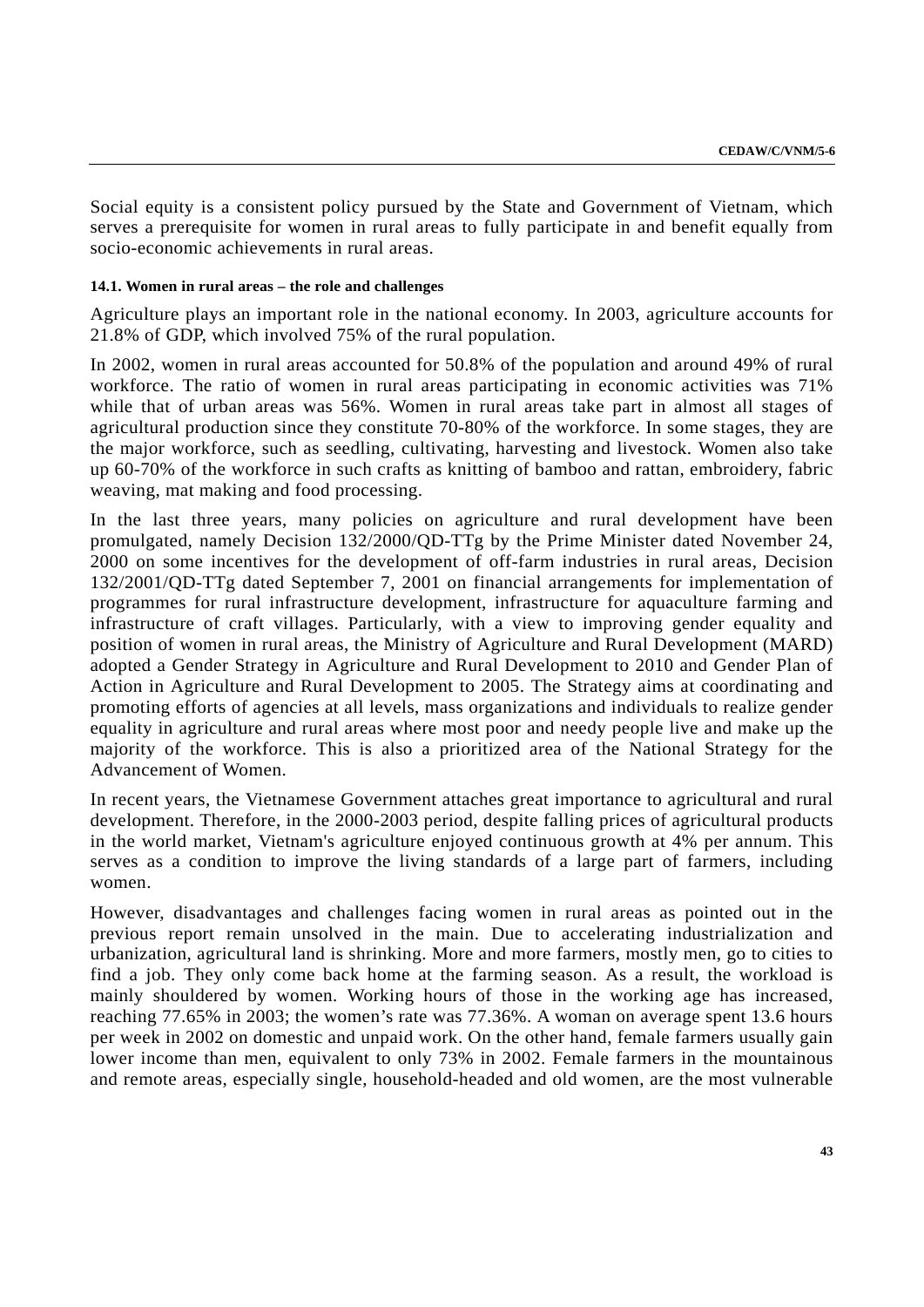Social equity is a consistent policy pursued by the State and Government of Vietnam, which serves a prerequisite for women in rural areas to fully participate in and benefit equally from socio-economic achievements in rural areas.

#### 14.1. Women in rural areas – the role and challenges

Agriculture plays an important role in the national economy. In 2003, agriculture accounts for 21.8% of GDP, which involved 75% of the rural population.

In 2002, women in rural areas accounted for 50.8% of the population and around 49% of rural workforce. The ratio of women in rural areas participating in economic activities was 71% while that of urban areas was 56%. Women in rural areas take part in almost all stages of agricultural production since they constitute 70-80% of the workforce. In some stages, they are the major workforce, such as seedling, cultivating, harvesting and livestock. Women also take up 60-70% of the workforce in such crafts as knitting of bamboo and rattan, embroidery, fabric weaving, mat making and food processing.

In the last three years, many policies on agriculture and rural development have been promulgated, namely Decision 132/2000/QD-TTg by the Prime Minister dated November 24, 2000 on some incentives for the development of off-farm industries in rural areas, Decision 132/2001/QD-TTg dated September 7, 2001 on financial arrangements for implementation of programmes for rural infrastructure development, infrastructure for aquaculture farming and infrastructure of craft villages. Particularly, with a view to improving gender equality and position of women in rural areas, the Ministry of Agriculture and Rural Development (MARD) adopted a Gender Strategy in Agriculture and Rural Development to 2010 and Gender Plan of Action in Agriculture and Rural Development to 2005. The Strategy aims at coordinating and promoting efforts of agencies at all levels, mass organizations and individuals to realize gender equality in agriculture and rural areas where most poor and needy people live and make up the majority of the workforce. This is also a prioritized area of the National Strategy for the Advancement of Women.

In recent years, the Vietnamese Government attaches great importance to agricultural and rural development. Therefore, in the 2000-2003 period, despite falling prices of agricultural products in the world market, Vietnam's agriculture enjoyed continuous growth at 4% per annum. This serves as a condition to improve the living standards of a large part of farmers, including women.

However, disadvantages and challenges facing women in rural areas as pointed out in the previous report remain unsolved in the main. Due to accelerating industrialization and urbanization, agricultural land is shrinking. More and more farmers, mostly men, go to cities to find a job. They only come back home at the farming season. As a result, the workload is mainly shouldered by women. Working hours of those in the working age has increased, reaching 77.65% in 2003; the women’s rate was 77.36%. A woman on average spent 13.6 hours per week in 2002 on domestic and unpaid work. On the other hand, female farmers usually gain lower income than men, equivalent to only 73% in 2002. Female farmers in the mountainous and remote areas, especially single, household-headed and old women, are the most vulnerable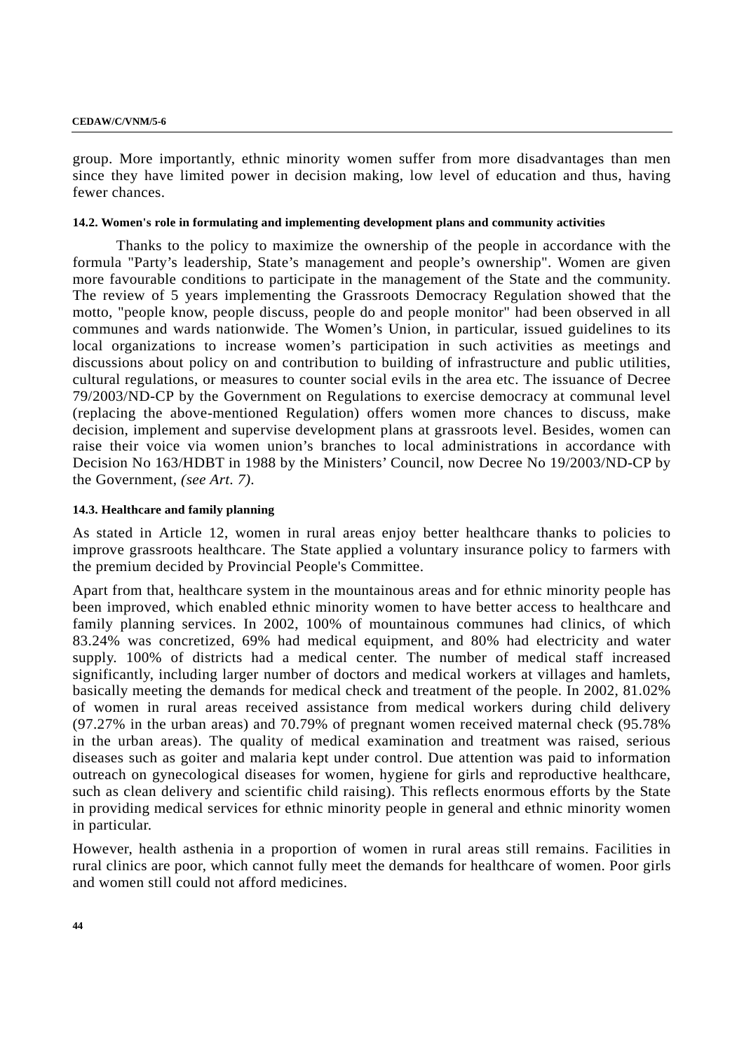group. More importantly, ethnic minority women suffer from more disadvantages than men since they have limited power in decision making, low level of education and thus, having fewer chances.

#### 14.2. Women's role in formulating and implementing development plans and community activities

Thanks to the policy to maximize the ownership of the people in accordance with the formula "Party's leadership, State's management and people's ownership". Women are given more favourable conditions to participate in the management of the State and the community. The review of 5 years implementing the Grassroots Democracy Regulation showed that the motto, "people know, people discuss, people do and people monitor" had been observed in all communes and wards nationwide. The Women's Union, in particular, issued guidelines to its local organizations to increase women's participation in such activities as meetings and discussions about policy on and contribution to building of infrastructure and public utilities, cultural regulations, or measures to counter social evils in the area etc. The issuance of Decree 79/2003/ND-CP by the Government on Regulations to exercise democracy at communal level (replacing the above-mentioned Regulation) offers women more chances to discuss, make decision, implement and supervise development plans at grassroots level. Besides, women can raise their voice via women union's branches to local administrations in accordance with Decision No 163/HDBT in 1988 by the Ministers' Council, now Decree No 19/2003/ND-CP by the Government, *(see Art. 7)*.

#### 14.3. Healthcare and family planning

As stated in Article 12, women in rural areas enjoy better healthcare thanks to policies to improve grassroots healthcare. The State applied a voluntary insurance policy to farmers with the premium decided by Provincial People's Committee.

Apart from that, healthcare system in the mountainous areas and for ethnic minority people has been improved, which enabled ethnic minority women to have better access to healthcare and family planning services. In 2002, 100% of mountainous communes had clinics, of which 83.24% was concretized, 69% had medical equipment, and 80% had electricity and water supply. 100% of districts had a medical center. The number of medical staff increased significantly, including larger number of doctors and medical workers at villages and hamlets, basically meeting the demands for medical check and treatment of the people. In 2002, 81.02% of women in rural areas received assistance from medical workers during child delivery (97.27% in the urban areas) and 70.79% of pregnant women received maternal check (95.78% in the urban areas). The quality of medical examination and treatment was raised, serious diseases such as goiter and malaria kept under control. Due attention was paid to information outreach on gynecological diseases for women, hygiene for girls and reproductive healthcare, such as clean delivery and scientific child raising). This reflects enormous efforts by the State in providing medical services for ethnic minority people in general and ethnic minority women in particular.

However, health asthenia in a proportion of women in rural areas still remains. Facilities in rural clinics are poor, which cannot fully meet the demands for healthcare of women. Poor girls and women still could not afford medicines.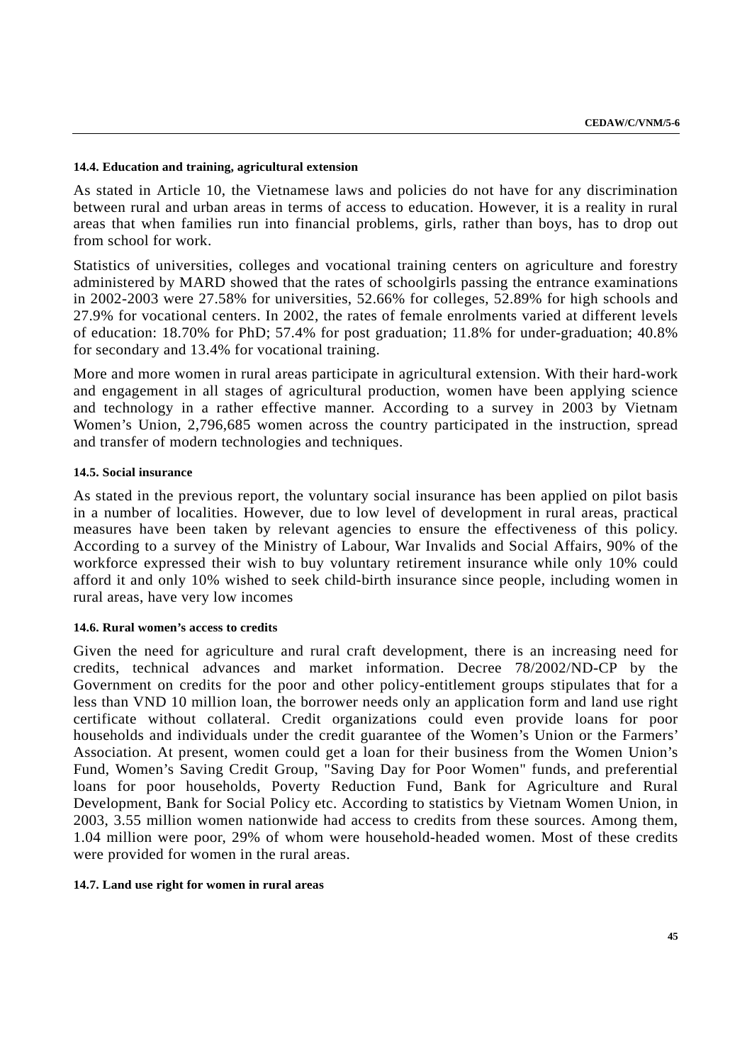#### 14.4. Education and training, agricultural extension

As stated in Article 10, the Vietnamese laws and policies do not have for any discrimination between rural and urban areas in terms of access to education. However, it is a reality in rural areas that when families run into financial problems, girls, rather than boys, has to drop out from school for work.

Statistics of universities, colleges and vocational training centers on agriculture and forestry administered by MARD showed that the rates of schoolgirls passing the entrance examinations in 2002-2003 were 27.58% for universities, 52.66% for colleges, 52.89% for high schools and 27.9% for vocational centers. In 2002, the rates of female enrolments varied at different levels of education: 18.70% for PhD; 57.4% for post graduation; 11.8% for under-graduation; 40.8% for secondary and 13.4% for vocational training.

More and more women in rural areas participate in agricultural extension. With their hard-work and engagement in all stages of agricultural production, women have been applying science and technology in a rather effective manner. According to a survey in 2003 by Vietnam Women's Union, 2,796,685 women across the country participated in the instruction, spread and transfer of modern technologies and techniques.

#### 14.5. Social insurance

As stated in the previous report, the voluntary social insurance has been applied on pilot basis in a number of localities. However, due to low level of development in rural areas, practical measures have been taken by relevant agencies to ensure the effectiveness of this policy. According to a survey of the Ministry of Labour, War Invalids and Social Affairs, 90% of the workforce expressed their wish to buy voluntary retirement insurance while only 10% could afford it and only 10% wished to seek child-birth insurance since people, including women in rural areas, have very low incomes

#### 14.6. Rural women's access to credits

Given the need for agriculture and rural craft development, there is an increasing need for credits, technical advances and market information. Decree 78/2002/ND-CP by the Government on credits for the poor and other policy-entitlement groups stipulates that for a less than VND 10 million loan, the borrower needs only an application form and land use right certificate without collateral. Credit organizations could even provide loans for poor households and individuals under the credit guarantee of the Women's Union or the Farmers' Association. At present, women could get a loan for their business from the Women Union's Fund, Women's Saving Credit Group, "Saving Day for Poor Women" funds, and preferential loans for poor households, Poverty Reduction Fund, Bank for Agriculture and Rural Development, Bank for Social Policy etc. According to statistics by Vietnam Women Union, in 2003, 3.55 million women nationwide had access to credits from these sources. Among them, 1.04 million were poor, 29% of whom were household-headed women. Most of these credits were provided for women in the rural areas.

#### 14.7. Land use right for women in rural areas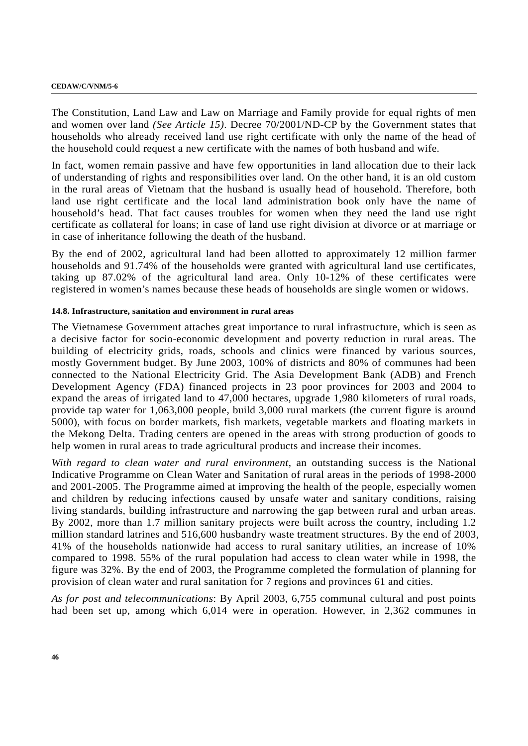The Constitution, Land Law and Law on Marriage and Family provide for equal rights of men and women over land *(See Article 15)*. Decree 70/2001/ND-CP by the Government states that households who already received land use right certificate with only the name of the head of the household could request a new certificate with the names of both husband and wife.

In fact, women remain passive and have few opportunities in land allocation due to their lack of understanding of rights and responsibilities over land. On the other hand, it is an old custom in the rural areas of Vietnam that the husband is usually head of household. Therefore, both land use right certificate and the local land administration book only have the name of household's head. That fact causes troubles for women when they need the land use right certificate as collateral for loans; in case of land use right division at divorce or at marriage or in case of inheritance following the death of the husband.

By the end of 2002, agricultural land had been allotted to approximately 12 million farmer households and 91.74% of the households were granted with agricultural land use certificates, taking up 87.02% of the agricultural land area. Only 10-12% of these certificates were registered in women's names because these heads of households are single women or widows.

#### 14.8. Infrastructure, sanitation and environment in rural areas

The Vietnamese Government attaches great importance to rural infrastructure, which is seen as a decisive factor for socio-economic development and poverty reduction in rural areas. The building of electricity grids, roads, schools and clinics were financed by various sources, mostly Government budget. By June 2003, 100% of districts and 80% of communes had been connected to the National Electricity Grid. The Asia Development Bank (ADB) and French Development Agency (FDA) financed projects in 23 poor provinces for 2003 and 2004 to expand the areas of irrigated land to 47,000 hectares, upgrade 1,980 kilometers of rural roads, provide tap water for 1,063,000 people, build 3,000 rural markets (the current figure is around 5000), with focus on border markets, fish markets, vegetable markets and floating markets in the Mekong Delta. Trading centers are opened in the areas with strong production of goods to help women in rural areas to trade agricultural products and increase their incomes.

*With regard to clean water and rural environment*, an outstanding success is the National Indicative Programme on Clean Water and Sanitation of rural areas in the periods of 1998-2000 and 2001-2005. The Programme aimed at improving the health of the people, especially women and children by reducing infections caused by unsafe water and sanitary conditions, raising living standards, building infrastructure and narrowing the gap between rural and urban areas. By 2002, more than 1.7 million sanitary projects were built across the country, including 1.2 million standard latrines and 516,600 husbandry waste treatment structures. By the end of 2003, 41% of the households nationwide had access to rural sanitary utilities, an increase of 10% compared to 1998. 55% of the rural population had access to clean water while in 1998, the figure was 32%. By the end of 2003, the Programme completed the formulation of planning for provision of clean water and rural sanitation for 7 regions and provinces 61 and cities.

*As for post and telecommunications*: By April 2003, 6,755 communal cultural and post points had been set up, among which 6,014 were in operation. However, in 2,362 communes in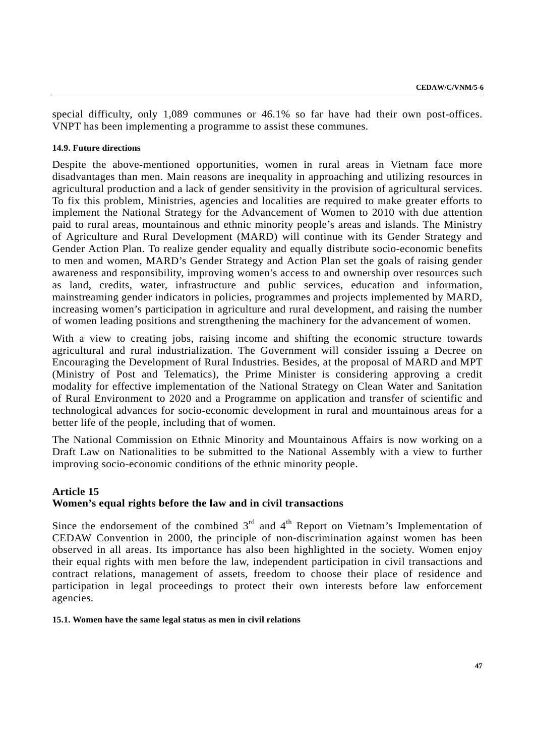special difficulty, only 1,089 communes or 46.1% so far have had their own post-offices. VNPT has been implementing a programme to assist these communes.

#### 14.9. Future directions

Despite the above-mentioned opportunities, women in rural areas in Vietnam face more disadvantages than men. Main reasons are inequality in approaching and utilizing resources in agricultural production and a lack of gender sensitivity in the provision of agricultural services. To fix this problem, Ministries, agencies and localities are required to make greater efforts to implement the National Strategy for the Advancement of Women to 2010 with due attention paid to rural areas, mountainous and ethnic minority people's areas and islands. The Ministry of Agriculture and Rural Development (MARD) will continue with its Gender Strategy and Gender Action Plan. To realize gender equality and equally distribute socio-economic benefits to men and women, MARD's Gender Strategy and Action Plan set the goals of raising gender awareness and responsibility, improving women's access to and ownership over resources such as land, credits, water, infrastructure and public services, education and information, mainstreaming gender indicators in policies, programmes and projects implemented by MARD, increasing women's participation in agriculture and rural development, and raising the number of women leading positions and strengthening the machinery for the advancement of women.

With a view to creating jobs, raising income and shifting the economic structure towards agricultural and rural industrialization. The Government will consider issuing a Decree on Encouraging the Development of Rural Industries. Besides, at the proposal of MARD and MPT (Ministry of Post and Telematics), the Prime Minister is considering approving a credit modality for effective implementation of the National Strategy on Clean Water and Sanitation of Rural Environment to 2020 and a Programme on application and transfer of scientific and technological advances for socio-economic development in rural and mountainous areas for a better life of the people, including that of women.

The National Commission on Ethnic Minority and Mountainous Affairs is now working on a Draft Law on Nationalities to be submitted to the National Assembly with a view to further improving socio-economic conditions of the ethnic minority people.

## Article 15
## Women's equal rights before the law and in civil transactions

Since the endorsement of the combined 3rd and 4th Report on Vietnam's Implementation of CEDAW Convention in 2000, the principle of non-discrimination against women has been observed in all areas. Its importance has also been highlighted in the society. Women enjoy their equal rights with men before the law, independent participation in civil transactions and contract relations, management of assets, freedom to choose their place of residence and participation in legal proceedings to protect their own interests before law enforcement agencies.

#### 15.1. Women have the same legal status as men in civil relations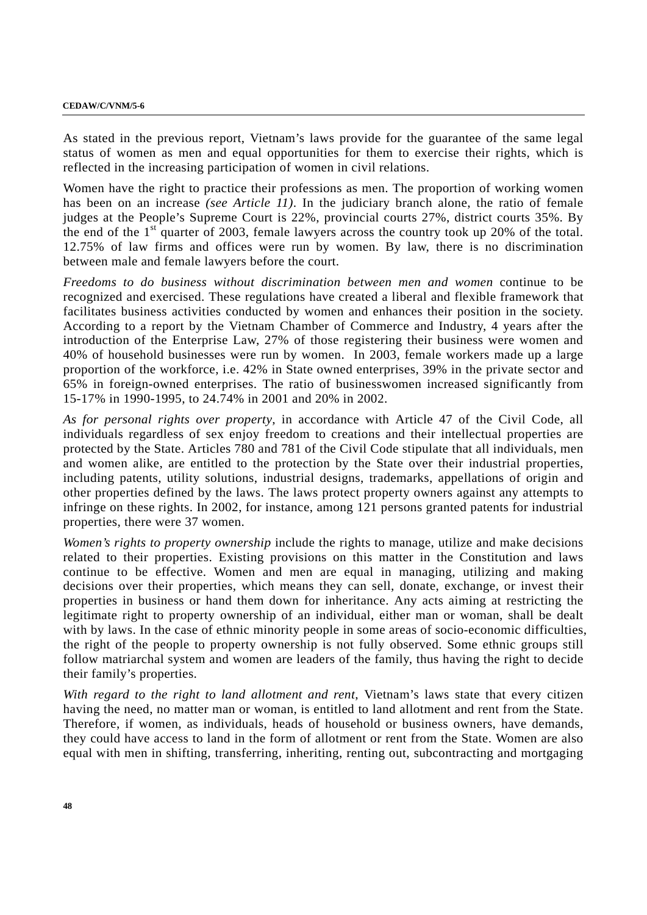As stated in the previous report, Vietnam's laws provide for the guarantee of the same legal status of women as men and equal opportunities for them to exercise their rights, which is reflected in the increasing participation of women in civil relations.

Women have the right to practice their professions as men. The proportion of working women has been on an increase *(see Article 11)*. In the judiciary branch alone, the ratio of female judges at the People's Supreme Court is 22%, provincial courts 27%, district courts 35%. By the end of the 1st quarter of 2003, female lawyers across the country took up 20% of the total. 12.75% of law firms and offices were run by women. By law, there is no discrimination between male and female lawyers before the court.

*Freedoms to do business without discrimination between men and women* continue to be recognized and exercised. These regulations have created a liberal and flexible framework that facilitates business activities conducted by women and enhances their position in the society. According to a report by the Vietnam Chamber of Commerce and Industry, 4 years after the introduction of the Enterprise Law, 27% of those registering their business were women and 40% of household businesses were run by women. In 2003, female workers made up a large proportion of the workforce, i.e. 42% in State owned enterprises, 39% in the private sector and 65% in foreign-owned enterprises. The ratio of businesswomen increased significantly from 15-17% in 1990-1995, to 24.74% in 2001 and 20% in 2002.

*As for personal rights over property*, in accordance with Article 47 of the Civil Code, all individuals regardless of sex enjoy freedom to creations and their intellectual properties are protected by the State. Articles 780 and 781 of the Civil Code stipulate that all individuals, men and women alike, are entitled to the protection by the State over their industrial properties, including patents, utility solutions, industrial designs, trademarks, appellations of origin and other properties defined by the laws. The laws protect property owners against any attempts to infringe on these rights. In 2002, for instance, among 121 persons granted patents for industrial properties, there were 37 women.

*Women's rights to property ownership* include the rights to manage, utilize and make decisions related to their properties. Existing provisions on this matter in the Constitution and laws continue to be effective. Women and men are equal in managing, utilizing and making decisions over their properties, which means they can sell, donate, exchange, or invest their properties in business or hand them down for inheritance. Any acts aiming at restricting the legitimate right to property ownership of an individual, either man or woman, shall be dealt with by laws. In the case of ethnic minority people in some areas of socio-economic difficulties, the right of the people to property ownership is not fully observed. Some ethnic groups still follow matriarchal system and women are leaders of the family, thus having the right to decide their family's properties.

*With regard to the right to land allotment and rent*, Vietnam's laws state that every citizen having the need, no matter man or woman, is entitled to land allotment and rent from the State. Therefore, if women, as individuals, heads of household or business owners, have demands, they could have access to land in the form of allotment or rent from the State. Women are also equal with men in shifting, transferring, inheriting, renting out, subcontracting and mortgaging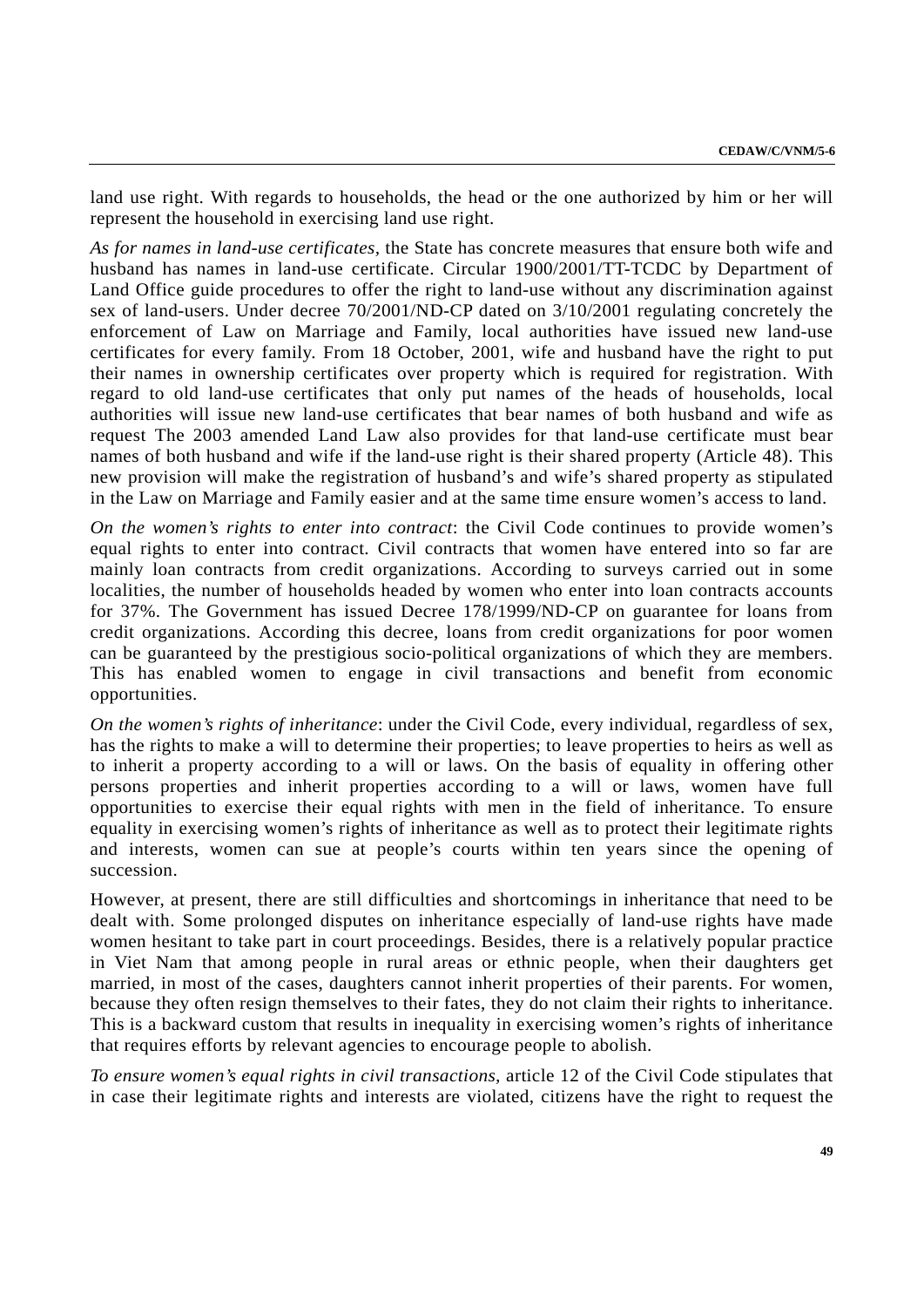land use right. With regards to households, the head or the one authorized by him or her will represent the household in exercising land use right.

*As for names in land-use certificates,* the State has concrete measures that ensure both wife and husband has names in land-use certificate. Circular 1900/2001/TT-TCDC by Department of Land Office guide procedures to offer the right to land-use without any discrimination against sex of land-users. Under decree 70/2001/ND-CP dated on 3/10/2001 regulating concretely the enforcement of Law on Marriage and Family, local authorities have issued new land-use certificates for every family. From 18 October, 2001, wife and husband have the right to put their names in ownership certificates over property which is required for registration. With regard to old land-use certificates that only put names of the heads of households, local authorities will issue new land-use certificates that bear names of both husband and wife as request The 2003 amended Land Law also provides for that land-use certificate must bear names of both husband and wife if the land-use right is their shared property (Article 48). This new provision will make the registration of husband's and wife's shared property as stipulated in the Law on Marriage and Family easier and at the same time ensure women's access to land.

*On the women's rights to enter into contract*: the Civil Code continues to provide women's equal rights to enter into contract. Civil contracts that women have entered into so far are mainly loan contracts from credit organizations. According to surveys carried out in some localities, the number of households headed by women who enter into loan contracts accounts for 37%. The Government has issued Decree 178/1999/ND-CP on guarantee for loans from credit organizations. According this decree, loans from credit organizations for poor women can be guaranteed by the prestigious socio-political organizations of which they are members. This has enabled women to engage in civil transactions and benefit from economic opportunities.

*On the women's rights of inheritance*: under the Civil Code, every individual, regardless of sex, has the rights to make a will to determine their properties; to leave properties to heirs as well as to inherit a property according to a will or laws. On the basis of equality in offering other persons properties and inherit properties according to a will or laws, women have full opportunities to exercise their equal rights with men in the field of inheritance. To ensure equality in exercising women's rights of inheritance as well as to protect their legitimate rights and interests, women can sue at people's courts within ten years since the opening of succession.

However, at present, there are still difficulties and shortcomings in inheritance that need to be dealt with. Some prolonged disputes on inheritance especially of land-use rights have made women hesitant to take part in court proceedings. Besides, there is a relatively popular practice in Viet Nam that among people in rural areas or ethnic people, when their daughters get married, in most of the cases, daughters cannot inherit properties of their parents. For women, because they often resign themselves to their fates, they do not claim their rights to inheritance. This is a backward custom that results in inequality in exercising women's rights of inheritance that requires efforts by relevant agencies to encourage people to abolish.

*To ensure women's equal rights in civil transactions,* article 12 of the Civil Code stipulates that in case their legitimate rights and interests are violated, citizens have the right to request the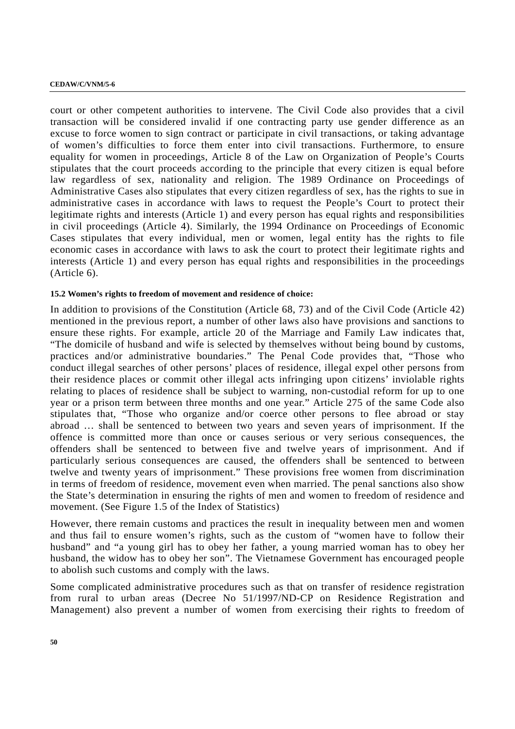court or other competent authorities to intervene. The Civil Code also provides that a civil transaction will be considered invalid if one contracting party use gender difference as an excuse to force women to sign contract or participate in civil transactions, or taking advantage of women's difficulties to force them enter into civil transactions. Furthermore, to ensure equality for women in proceedings, Article 8 of the Law on Organization of People's Courts stipulates that the court proceeds according to the principle that every citizen is equal before law regardless of sex, nationality and religion. The 1989 Ordinance on Proceedings of Administrative Cases also stipulates that every citizen regardless of sex, has the rights to sue in administrative cases in accordance with laws to request the People's Court to protect their legitimate rights and interests (Article 1) and every person has equal rights and responsibilities in civil proceedings (Article 4). Similarly, the 1994 Ordinance on Proceedings of Economic Cases stipulates that every individual, men or women, legal entity has the rights to file economic cases in accordance with laws to ask the court to protect their legitimate rights and interests (Article 1) and every person has equal rights and responsibilities in the proceedings (Article 6).

#### 15.2 Women's rights to freedom of movement and residence of choice:

In addition to provisions of the Constitution (Article 68, 73) and of the Civil Code (Article 42) mentioned in the previous report, a number of other laws also have provisions and sanctions to ensure these rights. For example, article 20 of the Marriage and Family Law indicates that, "The domicile of husband and wife is selected by themselves without being bound by customs, practices and/or administrative boundaries." The Penal Code provides that, "Those who conduct illegal searches of other persons' places of residence, illegal expel other persons from their residence places or commit other illegal acts infringing upon citizens' inviolable rights relating to places of residence shall be subject to warning, non-custodial reform for up to one year or a prison term between three months and one year." Article 275 of the same Code also stipulates that, "Those who organize and/or coerce other persons to flee abroad or stay abroad … shall be sentenced to between two years and seven years of imprisonment. If the offence is committed more than once or causes serious or very serious consequences, the offenders shall be sentenced to between five and twelve years of imprisonment. And if particularly serious consequences are caused, the offenders shall be sentenced to between twelve and twenty years of imprisonment." These provisions free women from discrimination in terms of freedom of residence, movement even when married. The penal sanctions also show the State's determination in ensuring the rights of men and women to freedom of residence and movement. (See Figure 1.5 of the Index of Statistics)

However, there remain customs and practices the result in inequality between men and women and thus fail to ensure women's rights, such as the custom of "women have to follow their husband" and "a young girl has to obey her father, a young married woman has to obey her husband, the widow has to obey her son". The Vietnamese Government has encouraged people to abolish such customs and comply with the laws.

Some complicated administrative procedures such as that on transfer of residence registration from rural to urban areas (Decree No 51/1997/ND-CP on Residence Registration and Management) also prevent a number of women from exercising their rights to freedom of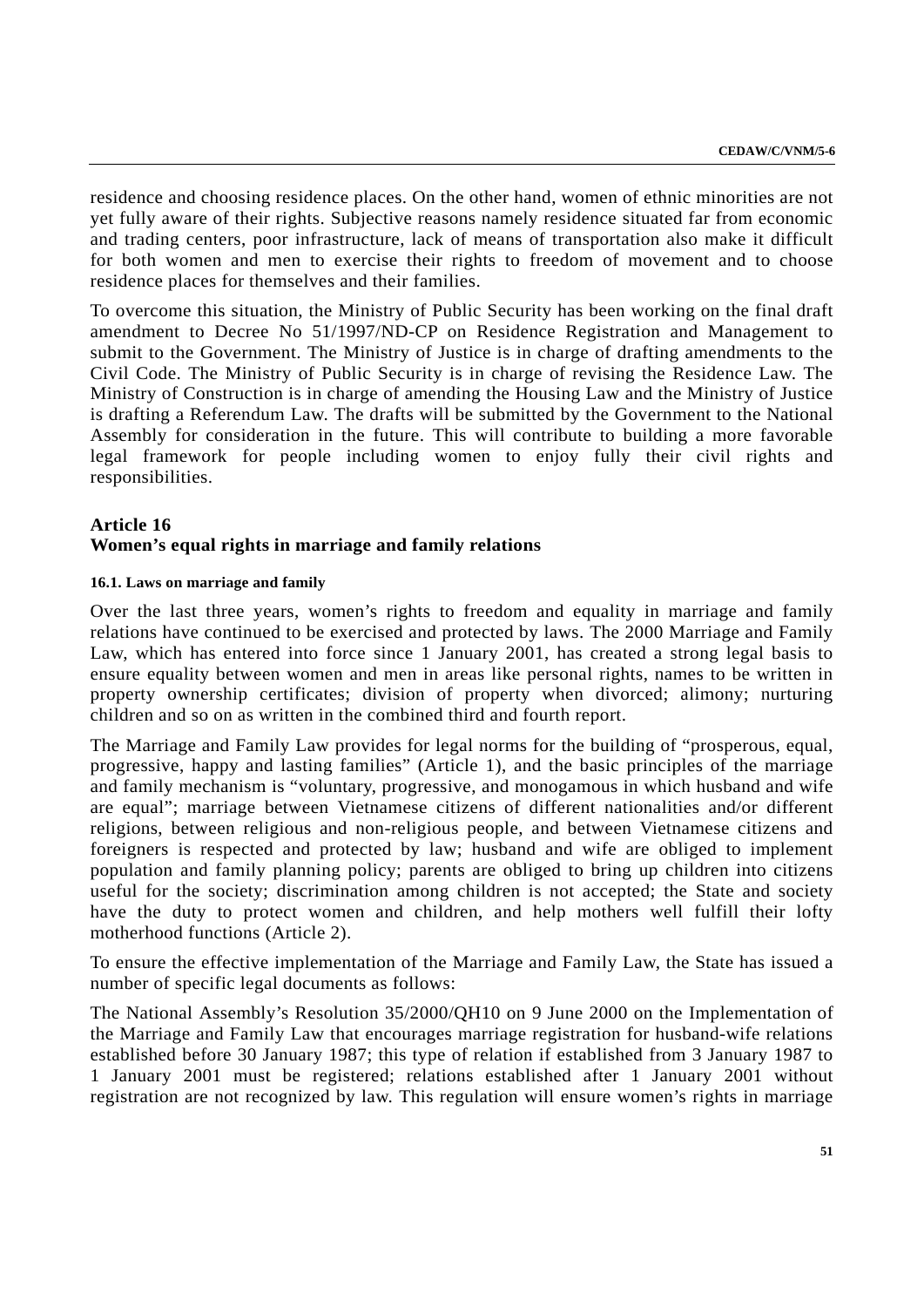residence and choosing residence places. On the other hand, women of ethnic minorities are not yet fully aware of their rights. Subjective reasons namely residence situated far from economic and trading centers, poor infrastructure, lack of means of transportation also make it difficult for both women and men to exercise their rights to freedom of movement and to choose residence places for themselves and their families.

To overcome this situation, the Ministry of Public Security has been working on the final draft amendment to Decree No 51/1997/ND-CP on Residence Registration and Management to submit to the Government. The Ministry of Justice is in charge of drafting amendments to the Civil Code. The Ministry of Public Security is in charge of revising the Residence Law. The Ministry of Construction is in charge of amending the Housing Law and the Ministry of Justice is drafting a Referendum Law. The drafts will be submitted by the Government to the National Assembly for consideration in the future. This will contribute to building a more favorable legal framework for people including women to enjoy fully their civil rights and responsibilities.

## Article 16
## Women's equal rights in marriage and family relations

#### 16.1. Laws on marriage and family

Over the last three years, women's rights to freedom and equality in marriage and family relations have continued to be exercised and protected by laws. The 2000 Marriage and Family Law, which has entered into force since 1 January 2001, has created a strong legal basis to ensure equality between women and men in areas like personal rights, names to be written in property ownership certificates; division of property when divorced; alimony; nurturing children and so on as written in the combined third and fourth report.

The Marriage and Family Law provides for legal norms for the building of "prosperous, equal, progressive, happy and lasting families" (Article 1), and the basic principles of the marriage and family mechanism is "voluntary, progressive, and monogamous in which husband and wife are equal"; marriage between Vietnamese citizens of different nationalities and/or different religions, between religious and non-religious people, and between Vietnamese citizens and foreigners is respected and protected by law; husband and wife are obliged to implement population and family planning policy; parents are obliged to bring up children into citizens useful for the society; discrimination among children is not accepted; the State and society have the duty to protect women and children, and help mothers well fulfill their lofty motherhood functions (Article 2).

To ensure the effective implementation of the Marriage and Family Law, the State has issued a number of specific legal documents as follows:

The National Assembly's Resolution 35/2000/QH10 on 9 June 2000 on the Implementation of the Marriage and Family Law that encourages marriage registration for husband-wife relations established before 30 January 1987; this type of relation if established from 3 January 1987 to 1 January 2001 must be registered; relations established after 1 January 2001 without registration are not recognized by law. This regulation will ensure women's rights in marriage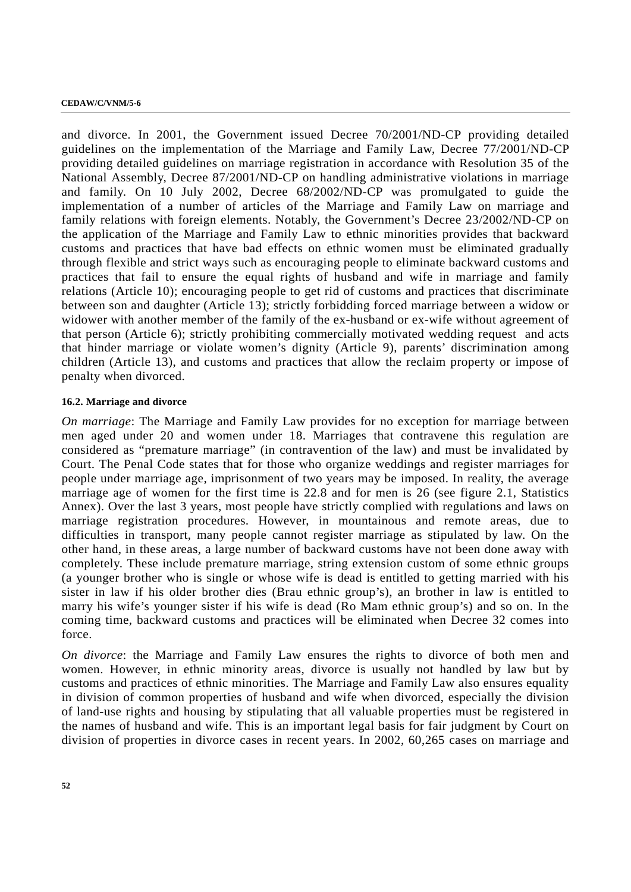and divorce. In 2001, the Government issued Decree 70/2001/ND-CP providing detailed guidelines on the implementation of the Marriage and Family Law, Decree 77/2001/ND-CP providing detailed guidelines on marriage registration in accordance with Resolution 35 of the National Assembly, Decree 87/2001/ND-CP on handling administrative violations in marriage and family. On 10 July 2002, Decree 68/2002/ND-CP was promulgated to guide the implementation of a number of articles of the Marriage and Family Law on marriage and family relations with foreign elements. Notably, the Government's Decree 23/2002/ND-CP on the application of the Marriage and Family Law to ethnic minorities provides that backward customs and practices that have bad effects on ethnic women must be eliminated gradually through flexible and strict ways such as encouraging people to eliminate backward customs and practices that fail to ensure the equal rights of husband and wife in marriage and family relations (Article 10); encouraging people to get rid of customs and practices that discriminate between son and daughter (Article 13); strictly forbidding forced marriage between a widow or widower with another member of the family of the ex-husband or ex-wife without agreement of that person (Article 6); strictly prohibiting commercially motivated wedding request and acts that hinder marriage or violate women's dignity (Article 9), parents' discrimination among children (Article 13), and customs and practices that allow the reclaim property or impose of penalty when divorced.

#### 16.2. Marriage and divorce

*On marriage*: The Marriage and Family Law provides for no exception for marriage between men aged under 20 and women under 18. Marriages that contravene this regulation are considered as "premature marriage" (in contravention of the law) and must be invalidated by Court. The Penal Code states that for those who organize weddings and register marriages for people under marriage age, imprisonment of two years may be imposed. In reality, the average marriage age of women for the first time is 22.8 and for men is 26 (see figure 2.1, Statistics Annex). Over the last 3 years, most people have strictly complied with regulations and laws on marriage registration procedures. However, in mountainous and remote areas, due to difficulties in transport, many people cannot register marriage as stipulated by law. On the other hand, in these areas, a large number of backward customs have not been done away with completely. These include premature marriage, string extension custom of some ethnic groups (a younger brother who is single or whose wife is dead is entitled to getting married with his sister in law if his older brother dies (Brau ethnic group's), an brother in law is entitled to marry his wife's younger sister if his wife is dead (Ro Mam ethnic group's) and so on. In the coming time, backward customs and practices will be eliminated when Decree 32 comes into force.

*On divorce*: the Marriage and Family Law ensures the rights to divorce of both men and women. However, in ethnic minority areas, divorce is usually not handled by law but by customs and practices of ethnic minorities. The Marriage and Family Law also ensures equality in division of common properties of husband and wife when divorced, especially the division of land-use rights and housing by stipulating that all valuable properties must be registered in the names of husband and wife. This is an important legal basis for fair judgment by Court on division of properties in divorce cases in recent years. In 2002, 60,265 cases on marriage and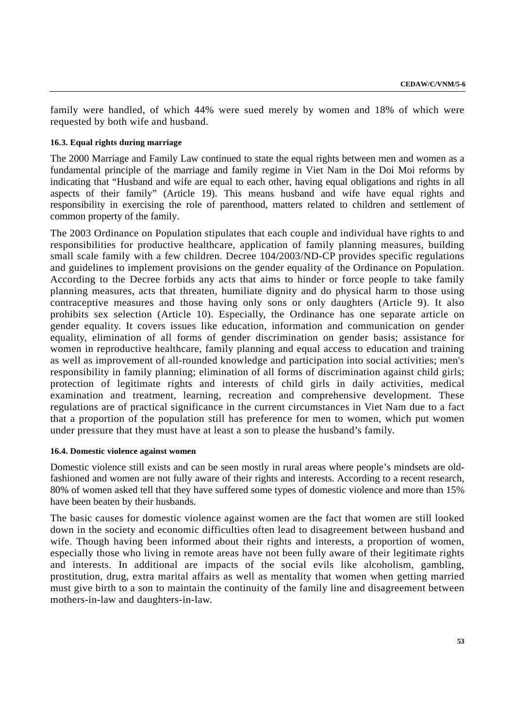family were handled, of which 44% were sued merely by women and 18% of which were requested by both wife and husband.

#### 16.3. Equal rights during marriage

The 2000 Marriage and Family Law continued to state the equal rights between men and women as a fundamental principle of the marriage and family regime in Viet Nam in the Doi Moi reforms by indicating that "Husband and wife are equal to each other, having equal obligations and rights in all aspects of their family" (Article 19). This means husband and wife have equal rights and responsibility in exercising the role of parenthood, matters related to children and settlement of common property of the family.

The 2003 Ordinance on Population stipulates that each couple and individual have rights to and responsibilities for productive healthcare, application of family planning measures, building small scale family with a few children. Decree 104/2003/ND-CP provides specific regulations and guidelines to implement provisions on the gender equality of the Ordinance on Population. According to the Decree forbids any acts that aims to hinder or force people to take family planning measures, acts that threaten, humiliate dignity and do physical harm to those using contraceptive measures and those having only sons or only daughters (Article 9). It also prohibits sex selection (Article 10). Especially, the Ordinance has one separate article on gender equality. It covers issues like education, information and communication on gender equality, elimination of all forms of gender discrimination on gender basis; assistance for women in reproductive healthcare, family planning and equal access to education and training as well as improvement of all-rounded knowledge and participation into social activities; men's responsibility in family planning; elimination of all forms of discrimination against child girls; protection of legitimate rights and interests of child girls in daily activities, medical examination and treatment, learning, recreation and comprehensive development. These regulations are of practical significance in the current circumstances in Viet Nam due to a fact that a proportion of the population still has preference for men to women, which put women under pressure that they must have at least a son to please the husband's family.

#### 16.4. Domestic violence against women

Domestic violence still exists and can be seen mostly in rural areas where people's mindsets are old-fashioned and women are not fully aware of their rights and interests. According to a recent research, 80% of women asked tell that they have suffered some types of domestic violence and more than 15% have been beaten by their husbands.

The basic causes for domestic violence against women are the fact that women are still looked down in the society and economic difficulties often lead to disagreement between husband and wife. Though having been informed about their rights and interests, a proportion of women, especially those who living in remote areas have not been fully aware of their legitimate rights and interests. In additional are impacts of the social evils like alcoholism, gambling, prostitution, drug, extra marital affairs as well as mentality that women when getting married must give birth to a son to maintain the continuity of the family line and disagreement between mothers-in-law and daughters-in-law.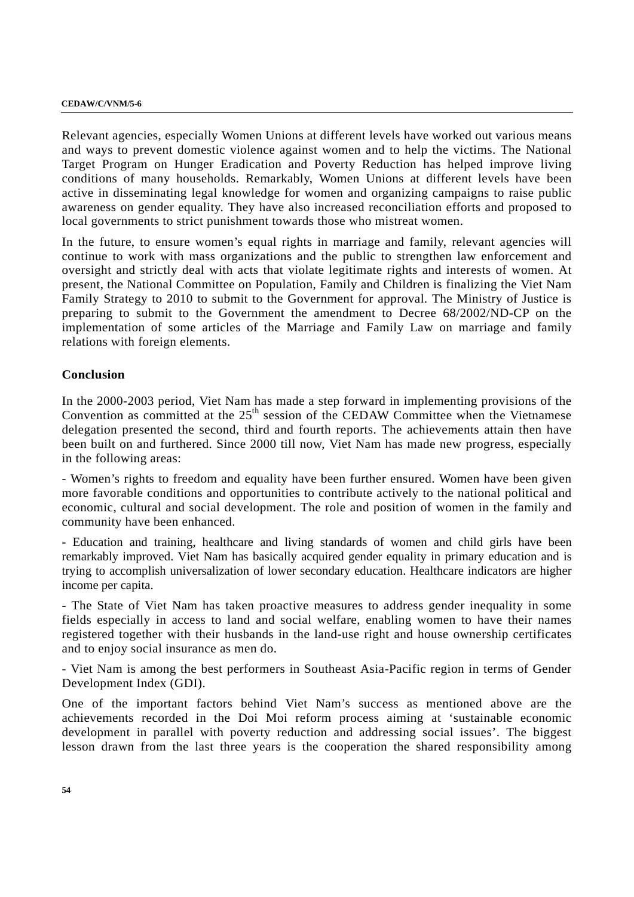Relevant agencies, especially Women Unions at different levels have worked out various means and ways to prevent domestic violence against women and to help the victims. The National Target Program on Hunger Eradication and Poverty Reduction has helped improve living conditions of many households. Remarkably, Women Unions at different levels have been active in disseminating legal knowledge for women and organizing campaigns to raise public awareness on gender equality. They have also increased reconciliation efforts and proposed to local governments to strict punishment towards those who mistreat women.

In the future, to ensure women's equal rights in marriage and family, relevant agencies will continue to work with mass organizations and the public to strengthen law enforcement and oversight and strictly deal with acts that violate legitimate rights and interests of women. At present, the National Committee on Population, Family and Children is finalizing the Viet Nam Family Strategy to 2010 to submit to the Government for approval. The Ministry of Justice is preparing to submit to the Government the amendment to Decree 68/2002/ND-CP on the implementation of some articles of the Marriage and Family Law on marriage and family relations with foreign elements.

## Conclusion

In the 2000-2003 period, Viet Nam has made a step forward in implementing provisions of the Convention as committed at the 25th session of the CEDAW Committee when the Vietnamese delegation presented the second, third and fourth reports. The achievements attain then have been built on and furthered. Since 2000 till now, Viet Nam has made new progress, especially in the following areas:

- Women's rights to freedom and equality have been further ensured. Women have been given more favorable conditions and opportunities to contribute actively to the national political and economic, cultural and social development. The role and position of women in the family and community have been enhanced.

- Education and training, healthcare and living standards of women and child girls have been remarkably improved. Viet Nam has basically acquired gender equality in primary education and is trying to accomplish universalization of lower secondary education. Healthcare indicators are higher income per capita.

- The State of Viet Nam has taken proactive measures to address gender inequality in some fields especially in access to land and social welfare, enabling women to have their names registered together with their husbands in the land-use right and house ownership certificates and to enjoy social insurance as men do.

- Viet Nam is among the best performers in Southeast Asia-Pacific region in terms of Gender Development Index (GDI).

One of the important factors behind Viet Nam's success as mentioned above are the achievements recorded in the Doi Moi reform process aiming at 'sustainable economic development in parallel with poverty reduction and addressing social issues'. The biggest lesson drawn from the last three years is the cooperation the shared responsibility among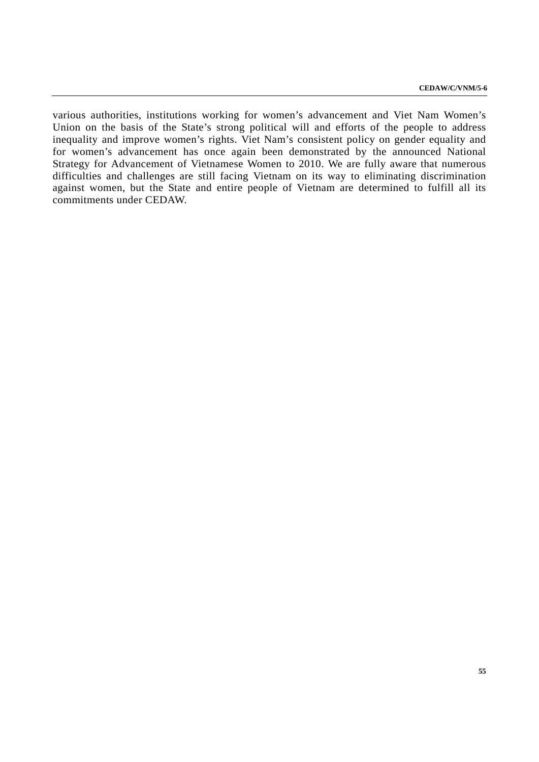various authorities, institutions working for women's advancement and Viet Nam Women's Union on the basis of the State's strong political will and efforts of the people to address inequality and improve women's rights. Viet Nam's consistent policy on gender equality and for women's advancement has once again been demonstrated by the announced National Strategy for Advancement of Vietnamese Women to 2010. We are fully aware that numerous difficulties and challenges are still facing Vietnam on its way to eliminating discrimination against women, but the State and entire people of Vietnam are determined to fulfill all its commitments under CEDAW.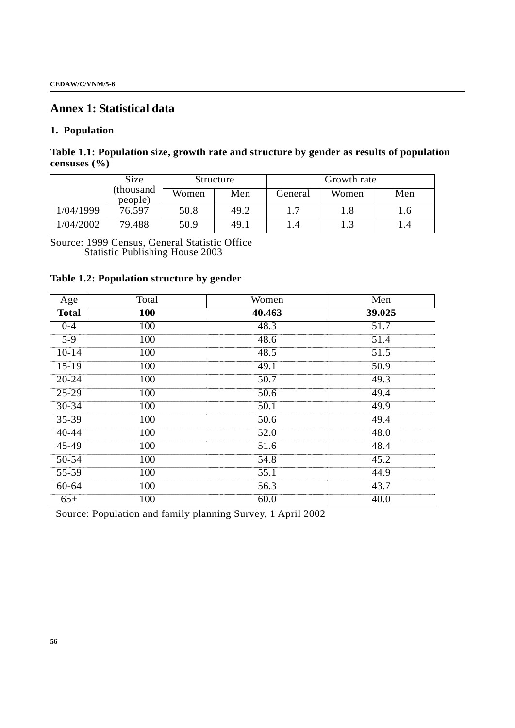# Annex 1: Statistical data

## 1. Population

**Table 1.1: Population size, growth rate and structure by gender as results of population censuses (%)**

| | Size (thousand people) | Structure | | Growth rate | | |
|---|---|---|---|---|---|---|
| | | Women | Men | General | Women | Men |
| 1/04/1999 | 76.597 | 50.8 | 49.2 | 1.7 | 1.8 | 1.6 |
| 1/04/2002 | 79.488 | 50.9 | 49.1 | 1.4 | 1.3 | 1.4 |

Source: 1999 Census, General Statistic Office
Statistic Publishing House 2003

**Table 1.2: Population structure by gender**

| Age | Total | Women | Men |
|---|---|---|---|
| **Total** | **100** | **40.463** | **39.025** |
| 0-4 | 100 | 48.3 | 51.7 |
| 5-9 | 100 | 48.6 | 51.4 |
| 10-14 | 100 | 48.5 | 51.5 |
| 15-19 | 100 | 49.1 | 50.9 |
| 20-24 | 100 | 50.7 | 49.3 |
| 25-29 | 100 | 50.6 | 49.4 |
| 30-34 | 100 | 50.1 | 49.9 |
| 35-39 | 100 | 50.6 | 49.4 |
| 40-44 | 100 | 52.0 | 48.0 |
| 45-49 | 100 | 51.6 | 48.4 |
| 50-54 | 100 | 54.8 | 45.2 |
| 55-59 | 100 | 55.1 | 44.9 |
| 60-64 | 100 | 56.3 | 43.7 |
| 65+ | 100 | 60.0 | 40.0 |

Source: Population and family planning Survey, 1 April 2002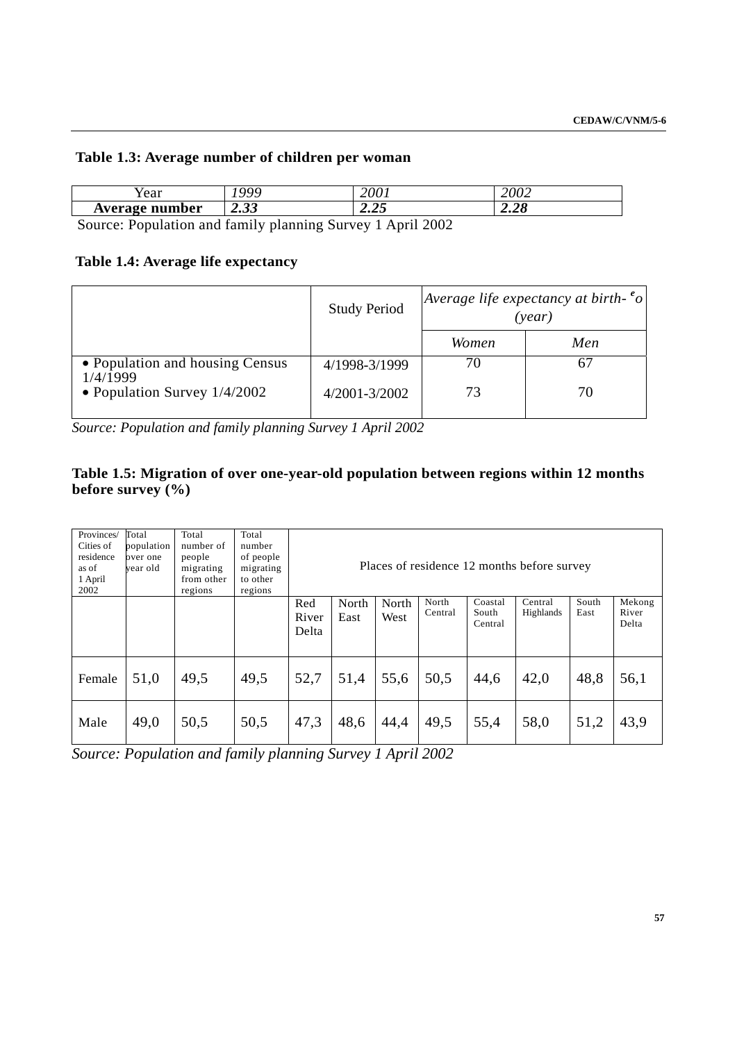**Table 1.3: Average number of children per woman**

| Year | *1999* | *2001* | *2002* |
|---|---|---|---|
| **Average number** | ***2.33*** | ***2.25*** | ***2.28*** |

Source: Population and family planning Survey 1 April 2002

**Table 1.4: Average life expectancy**

| | Study Period | *Average life expectancy at birth- $^e o$ (year)* | |
|---|---|---|---|
| | | *Women* | *Men* |
| • Population and housing Census 1/4/1999 | 4/1998-3/1999 | 70 | 67 |
| • Population Survey 1/4/2002 | 4/2001-3/2002 | 73 | 70 |

*Source: Population and family planning Survey 1 April 2002*

**Table 1.5: Migration of over one-year-old population between regions within 12 months before survey (%)**

| Provinces/ Cities of residence as of 1 April 2002 | Total population over one year old | Total number of people migrating from other regions | Total number of people migrating to other regions | Places of residence 12 months before survey | | | | | | | |
|---|---|---|---|---|---|---|---|---|---|---|---|
| | | | | Red River Delta | North East | North West | North Central | Coastal South Central | Central Highlands | South East | Mekong River Delta |
| Female | 51,0 | 49,5 | 49,5 | 52,7 | 51,4 | 55,6 | 50,5 | 44,6 | 42,0 | 48,8 | 56,1 |
| Male | 49,0 | 50,5 | 50,5 | 47,3 | 48,6 | 44,4 | 49,5 | 55,4 | 58,0 | 51,2 | 43,9 |

*Source: Population and family planning Survey 1 April 2002*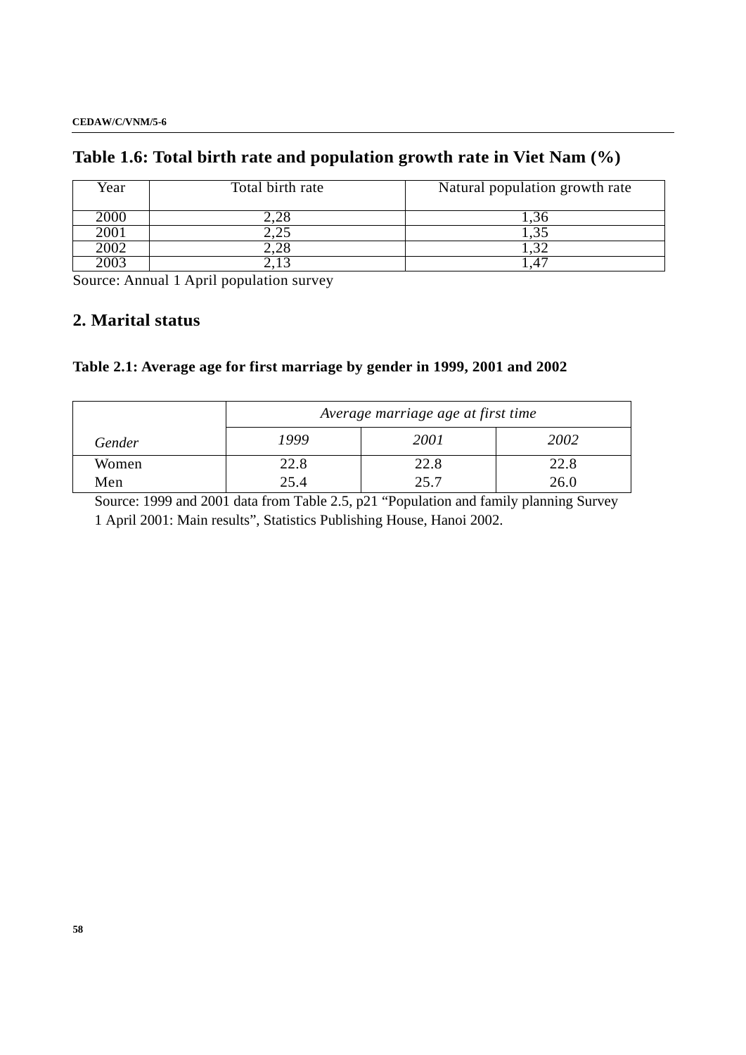## Table 1.6: Total birth rate and population growth rate in Viet Nam (%)

| Year | Total birth rate | Natural population growth rate |
|---|---|---|
| 2000 | 2,28 | 1,36 |
| 2001 | 2,25 | 1,35 |
| 2002 | 2,28 | 1,32 |
| 2003 | 2,13 | 1,47 |

Source: Annual 1 April population survey

## 2. Marital status

### Table 2.1: Average age for first marriage by gender in 1999, 2001 and 2002

| | *Average marriage age at first time* | | |
|---|---|---|---|
| *Gender* | *1999* | *2001* | *2002* |
| Women | 22.8 | 22.8 | 22.8 |
| Men | 25.4 | 25.7 | 26.0 |

Source: 1999 and 2001 data from Table 2.5, p21 "Population and family planning Survey 1 April 2001: Main results", Statistics Publishing House, Hanoi 2002.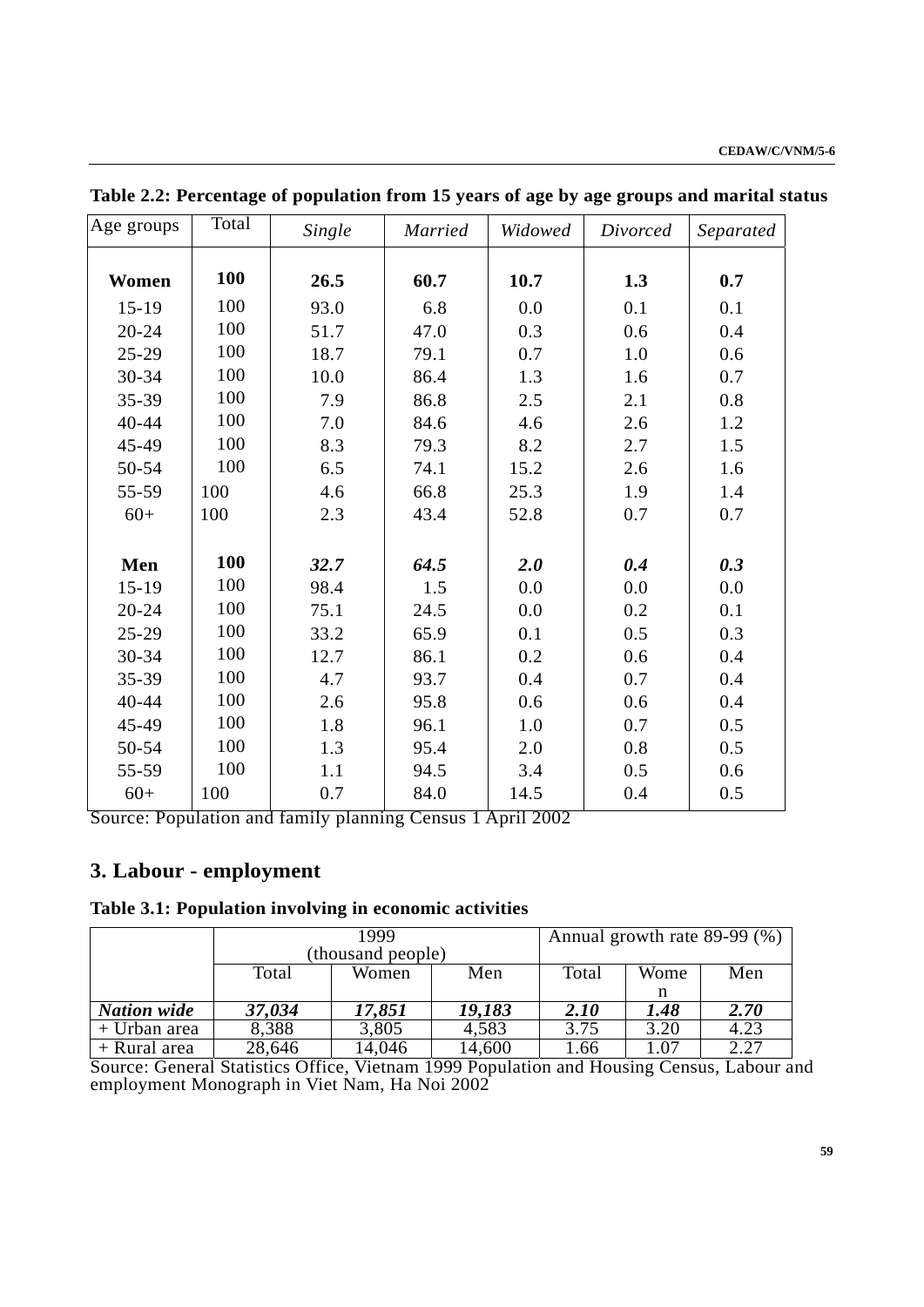**Table 2.2: Percentage of population from 15 years of age by age groups and marital status**

| Age groups | Total | *Single* | *Married* | *Widowed* | *Divorced* | *Separated* |
|---|---|---|---|---|---|---|
| **Women** | **100** | **26.5** | **60.7** | **10.7** | **1.3** | **0.7** |
| 15-19 | 100 | 93.0 | 6.8 | 0.0 | 0.1 | 0.1 |
| 20-24 | 100 | 51.7 | 47.0 | 0.3 | 0.6 | 0.4 |
| 25-29 | 100 | 18.7 | 79.1 | 0.7 | 1.0 | 0.6 |
| 30-34 | 100 | 10.0 | 86.4 | 1.3 | 1.6 | 0.7 |
| 35-39 | 100 | 7.9 | 86.8 | 2.5 | 2.1 | 0.8 |
| 40-44 | 100 | 7.0 | 84.6 | 4.6 | 2.6 | 1.2 |
| 45-49 | 100 | 8.3 | 79.3 | 8.2 | 2.7 | 1.5 |
| 50-54 | 100 | 6.5 | 74.1 | 15.2 | 2.6 | 1.6 |
| 55-59 | 100 | 4.6 | 66.8 | 25.3 | 1.9 | 1.4 |
| 60+ | 100 | 2.3 | 43.4 | 52.8 | 0.7 | 0.7 |
| **Men** | **100** | ***32.7*** | ***64.5*** | ***2.0*** | ***0.4*** | ***0.3*** |
| 15-19 | 100 | 98.4 | 1.5 | 0.0 | 0.0 | 0.0 |
| 20-24 | 100 | 75.1 | 24.5 | 0.0 | 0.2 | 0.1 |
| 25-29 | 100 | 33.2 | 65.9 | 0.1 | 0.5 | 0.3 |
| 30-34 | 100 | 12.7 | 86.1 | 0.2 | 0.6 | 0.4 |
| 35-39 | 100 | 4.7 | 93.7 | 0.4 | 0.7 | 0.4 |
| 40-44 | 100 | 2.6 | 95.8 | 0.6 | 0.6 | 0.4 |
| 45-49 | 100 | 1.8 | 96.1 | 1.0 | 0.7 | 0.5 |
| 50-54 | 100 | 1.3 | 95.4 | 2.0 | 0.8 | 0.5 |
| 55-59 | 100 | 1.1 | 94.5 | 3.4 | 0.5 | 0.6 |
| 60+ | 100 | 0.7 | 84.0 | 14.5 | 0.4 | 0.5 |

Source: Population and family planning Census 1 April 2002

## 3. Labour - employment

**Table 3.1: Population involving in economic activities**

| | 1999 (thousand people) | | | Annual growth rate 89-99 (%) | | |
|---|---|---|---|---|---|---|
| | Total | Women | Men | Total | Women | Men |
| ***Nation wide*** | ***37,034*** | ***17,851*** | ***19,183*** | ***2.10*** | ***1.48*** | ***2.70*** |
| + Urban area | 8,388 | 3,805 | 4,583 | 3.75 | 3.20 | 4.23 |
| + Rural area | 28,646 | 14,046 | 14,600 | 1.66 | 1.07 | 2.27 |

Source: General Statistics Office, Vietnam 1999 Population and Housing Census, Labour and employment Monograph in Viet Nam, Ha Noi 2002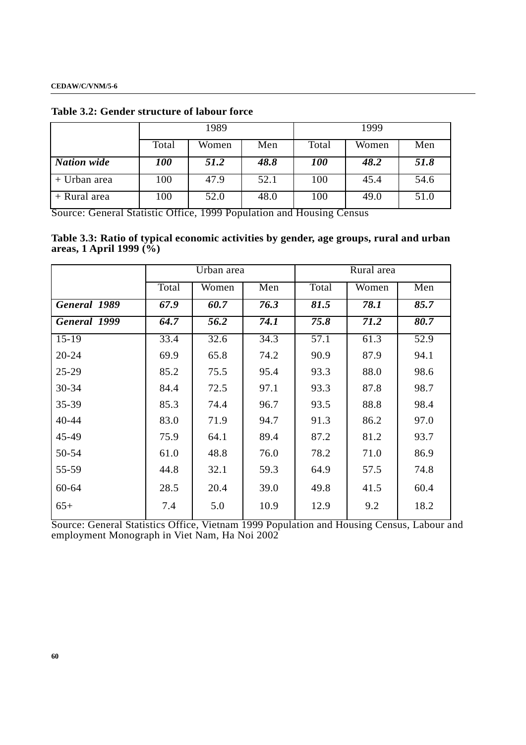**Table 3.2: Gender structure of labour force**

| | 1989 | | | 1999 | | |
|---|---|---|---|---|---|---|
| | Total | Women | Men | Total | Women | Men |
| ***Nation wide*** | ***100*** | ***51.2*** | ***48.8*** | ***100*** | ***48.2*** | ***51.8*** |
| + Urban area | 100 | 47.9 | 52.1 | 100 | 45.4 | 54.6 |
| + Rural area | 100 | 52.0 | 48.0 | 100 | 49.0 | 51.0 |

Source: General Statistic Office, 1999 Population and Housing Census

**Table 3.3: Ratio of typical economic activities by gender, age groups, rural and urban areas, 1 April 1999 (%)**

| | Urban area | | | Rural area | | |
|---|---|---|---|---|---|---|
| | Total | Women | Men | Total | Women | Men |
| ***General 1989*** | ***67.9*** | ***60.7*** | ***76.3*** | ***81.5*** | ***78.1*** | ***85.7*** |
| ***General 1999*** | ***64.7*** | ***56.2*** | ***74.1*** | ***75.8*** | ***71.2*** | ***80.7*** |
| 15-19 | 33.4 | 32.6 | 34.3 | 57.1 | 61.3 | 52.9 |
| 20-24 | 69.9 | 65.8 | 74.2 | 90.9 | 87.9 | 94.1 |
| 25-29 | 85.2 | 75.5 | 95.4 | 93.3 | 88.0 | 98.6 |
| 30-34 | 84.4 | 72.5 | 97.1 | 93.3 | 87.8 | 98.7 |
| 35-39 | 85.3 | 74.4 | 96.7 | 93.5 | 88.8 | 98.4 |
| 40-44 | 83.0 | 71.9 | 94.7 | 91.3 | 86.2 | 97.0 |
| 45-49 | 75.9 | 64.1 | 89.4 | 87.2 | 81.2 | 93.7 |
| 50-54 | 61.0 | 48.8 | 76.0 | 78.2 | 71.0 | 86.9 |
| 55-59 | 44.8 | 32.1 | 59.3 | 64.9 | 57.5 | 74.8 |
| 60-64 | 28.5 | 20.4 | 39.0 | 49.8 | 41.5 | 60.4 |
| 65+ | 7.4 | 5.0 | 10.9 | 12.9 | 9.2 | 18.2 |

Source: General Statistics Office, Vietnam 1999 Population and Housing Census, Labour and employment Monograph in Viet Nam, Ha Noi 2002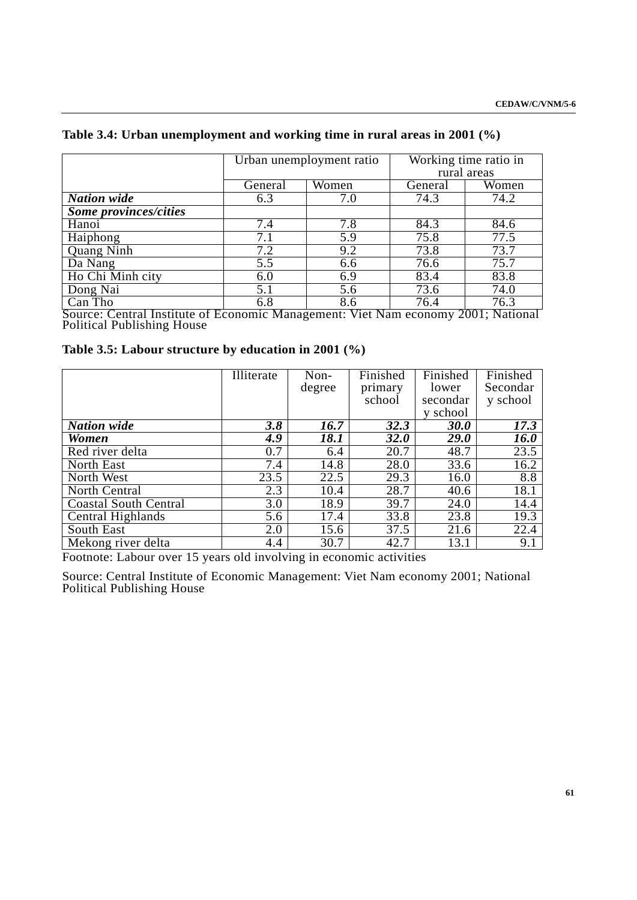**Table 3.4: Urban unemployment and working time in rural areas in 2001 (%)**

| | Urban unemployment ratio | | Working time ratio in rural areas | |
|---|---|---|---|---|
| | General | Women | General | Women |
| ***Nation wide*** | 6.3 | 7.0 | 74.3 | 74.2 |
| ***Some provinces/cities*** | | | | |
| Hanoi | 7.4 | 7.8 | 84.3 | 84.6 |
| Haiphong | 7.1 | 5.9 | 75.8 | 77.5 |
| Quang Ninh | 7.2 | 9.2 | 73.8 | 73.7 |
| Da Nang | 5.5 | 6.6 | 76.6 | 75.7 |
| Ho Chi Minh city | 6.0 | 6.9 | 83.4 | 83.8 |
| Dong Nai | 5.1 | 5.6 | 73.6 | 74.0 |
| Can Tho | 6.8 | 8.6 | 76.4 | 76.3 |

Source: Central Institute of Economic Management: Viet Nam economy 2001; National Political Publishing House

**Table 3.5: Labour structure by education in 2001 (%)**

| | Illiterate | Non-degree | Finished primary school | Finished lower secondary school | Finished Secondary school |
|---|---|---|---|---|---|
| ***Nation wide*** | ***3.8*** | ***16.7*** | ***32.3*** | ***30.0*** | ***17.3*** |
| ***Women*** | ***4.9*** | ***18.1*** | ***32.0*** | ***29.0*** | ***16.0*** |
| Red river delta | 0.7 | 6.4 | 20.7 | 48.7 | 23.5 |
| North East | 7.4 | 14.8 | 28.0 | 33.6 | 16.2 |
| North West | 23.5 | 22.5 | 29.3 | 16.0 | 8.8 |
| North Central | 2.3 | 10.4 | 28.7 | 40.6 | 18.1 |
| Coastal South Central | 3.0 | 18.9 | 39.7 | 24.0 | 14.4 |
| Central Highlands | 5.6 | 17.4 | 33.8 | 23.8 | 19.3 |
| South East | 2.0 | 15.6 | 37.5 | 21.6 | 22.4 |
| Mekong river delta | 4.4 | 30.7 | 42.7 | 13.1 | 9.1 |

Footnote: Labour over 15 years old involving in economic activities

Source: Central Institute of Economic Management: Viet Nam economy 2001; National Political Publishing House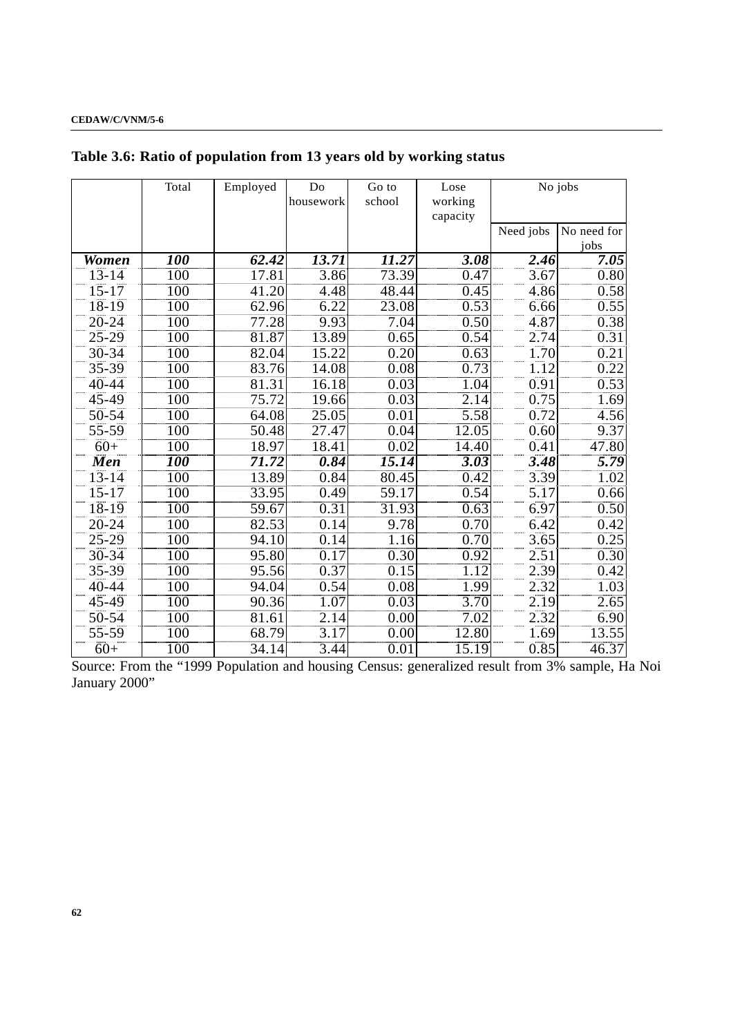**Table 3.6: Ratio of population from 13 years old by working status**

| | Total | Employed | Do housework | Go to school | Lose working capacity | No jobs | |
|---|---|---|---|---|---|---|---|
| | | | | | | Need jobs | No need for jobs |
| ***Women*** | ***100*** | ***62.42*** | ***13.71*** | ***11.27*** | ***3.08*** | ***2.46*** | ***7.05*** |
| 13-14 | 100 | 17.81 | 3.86 | 73.39 | 0.47 | 3.67 | 0.80 |
| 15-17 | 100 | 41.20 | 4.48 | 48.44 | 0.45 | 4.86 | 0.58 |
| 18-19 | 100 | 62.96 | 6.22 | 23.08 | 0.53 | 6.66 | 0.55 |
| 20-24 | 100 | 77.28 | 9.93 | 7.04 | 0.50 | 4.87 | 0.38 |
| 25-29 | 100 | 81.87 | 13.89 | 0.65 | 0.54 | 2.74 | 0.31 |
| 30-34 | 100 | 82.04 | 15.22 | 0.20 | 0.63 | 1.70 | 0.21 |
| 35-39 | 100 | 83.76 | 14.08 | 0.08 | 0.73 | 1.12 | 0.22 |
| 40-44 | 100 | 81.31 | 16.18 | 0.03 | 1.04 | 0.91 | 0.53 |
| 45-49 | 100 | 75.72 | 19.66 | 0.03 | 2.14 | 0.75 | 1.69 |
| 50-54 | 100 | 64.08 | 25.05 | 0.01 | 5.58 | 0.72 | 4.56 |
| 55-59 | 100 | 50.48 | 27.47 | 0.04 | 12.05 | 0.60 | 9.37 |
| 60+ | 100 | 18.97 | 18.41 | 0.02 | 14.40 | 0.41 | 47.80 |
| ***Men*** | ***100*** | ***71.72*** | ***0.84*** | ***15.14*** | ***3.03*** | ***3.48*** | ***5.79*** |
| 13-14 | 100 | 13.89 | 0.84 | 80.45 | 0.42 | 3.39 | 1.02 |
| 15-17 | 100 | 33.95 | 0.49 | 59.17 | 0.54 | 5.17 | 0.66 |
| 18-19 | 100 | 59.67 | 0.31 | 31.93 | 0.63 | 6.97 | 0.50 |
| 20-24 | 100 | 82.53 | 0.14 | 9.78 | 0.70 | 6.42 | 0.42 |
| 25-29 | 100 | 94.10 | 0.14 | 1.16 | 0.70 | 3.65 | 0.25 |
| 30-34 | 100 | 95.80 | 0.17 | 0.30 | 0.92 | 2.51 | 0.30 |
| 35-39 | 100 | 95.56 | 0.37 | 0.15 | 1.12 | 2.39 | 0.42 |
| 40-44 | 100 | 94.04 | 0.54 | 0.08 | 1.99 | 2.32 | 1.03 |
| 45-49 | 100 | 90.36 | 1.07 | 0.03 | 3.70 | 2.19 | 2.65 |
| 50-54 | 100 | 81.61 | 2.14 | 0.00 | 7.02 | 2.32 | 6.90 |
| 55-59 | 100 | 68.79 | 3.17 | 0.00 | 12.80 | 1.69 | 13.55 |
| 60+ | 100 | 34.14 | 3.44 | 0.01 | 15.19 | 0.85 | 46.37 |

Source: From the "1999 Population and housing Census: generalized result from 3% sample, Ha Noi January 2000"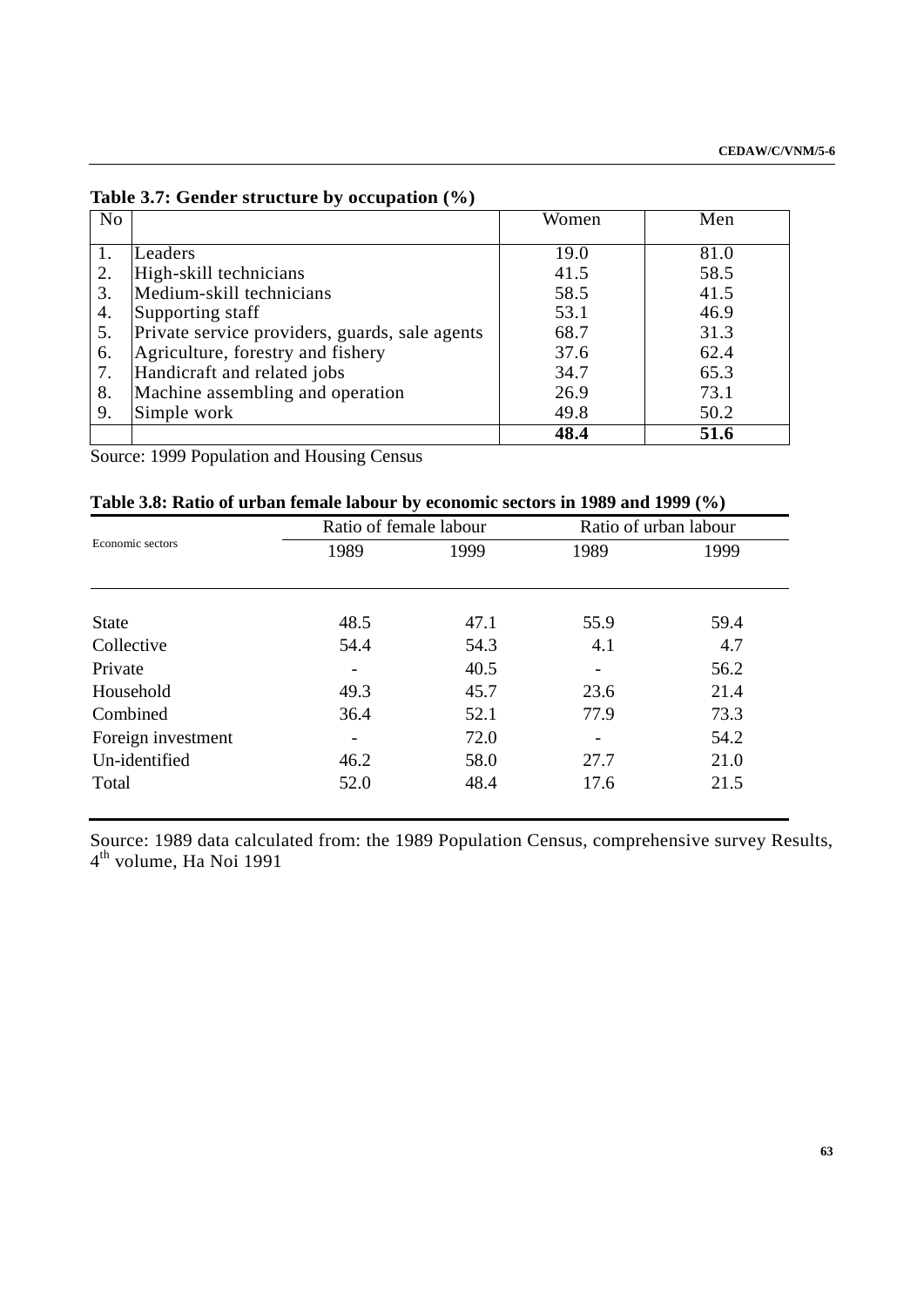**Table 3.7: Gender structure by occupation (%)**

| No | | Women | Men |
|---|---|---|---|
| 1. | Leaders | 19.0 | 81.0 |
| 2. | High-skill technicians | 41.5 | 58.5 |
| 3. | Medium-skill technicians | 58.5 | 41.5 |
| 4. | Supporting staff | 53.1 | 46.9 |
| 5. | Private service providers, guards, sale agents | 68.7 | 31.3 |
| 6. | Agriculture, forestry and fishery | 37.6 | 62.4 |
| 7. | Handicraft and related jobs | 34.7 | 65.3 |
| 8. | Machine assembling and operation | 26.9 | 73.1 |
| 9. | Simple work | 49.8 | 50.2 |
| | | **48.4** | **51.6** |

Source: 1999 Population and Housing Census

**Table 3.8: Ratio of urban female labour by economic sectors in 1989 and 1999 (%)**

| Economic sectors | Ratio of female labour | | Ratio of urban labour | |
|---|---|---|---|---|
| | 1989 | 1999 | 1989 | 1999 |
| State | 48.5 | 47.1 | 55.9 | 59.4 |
| Collective | 54.4 | 54.3 | 4.1 | 4.7 |
| Private | - | 40.5 | - | 56.2 |
| Household | 49.3 | 45.7 | 23.6 | 21.4 |
| Combined | 36.4 | 52.1 | 77.9 | 73.3 |
| Foreign investment | - | 72.0 | - | 54.2 |
| Un-identified | 46.2 | 58.0 | 27.7 | 21.0 |
| Total | 52.0 | 48.4 | 17.6 | 21.5 |

Source: 1989 data calculated from: the 1989 Population Census, comprehensive survey Results, 4th volume, Ha Noi 1991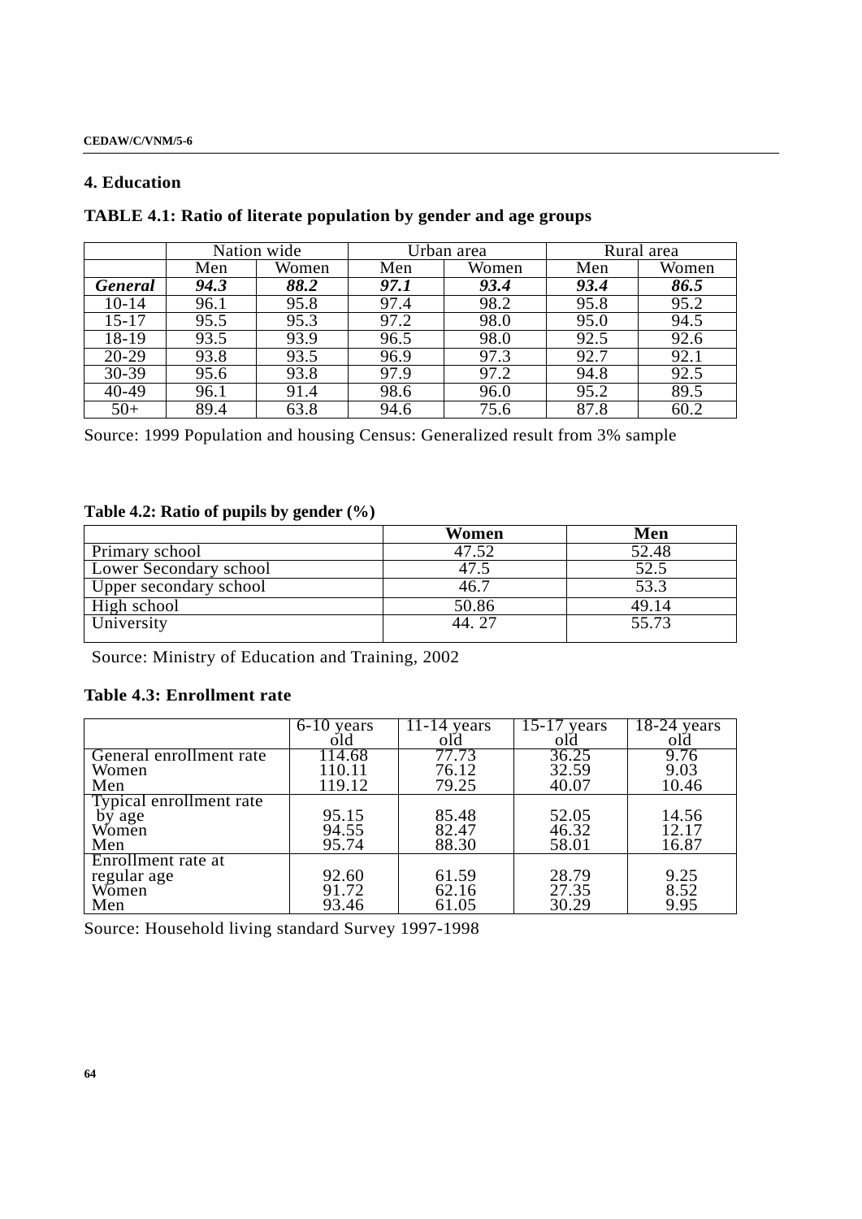## 4. Education

**TABLE 4.1: Ratio of literate population by gender and age groups**

| | Nation wide | | Urban area | | Rural area | |
|---|---|---|---|---|---|---|
| | Men | Women | Men | Women | Men | Women |
| ***General*** | ***94.3*** | ***88.2*** | ***97.1*** | ***93.4*** | ***93.4*** | ***86.5*** |
| 10-14 | 96.1 | 95.8 | 97.4 | 98.2 | 95.8 | 95.2 |
| 15-17 | 95.5 | 95.3 | 97.2 | 98.0 | 95.0 | 94.5 |
| 18-19 | 93.5 | 93.9 | 96.5 | 98.0 | 92.5 | 92.6 |
| 20-29 | 93.8 | 93.5 | 96.9 | 97.3 | 92.7 | 92.1 |
| 30-39 | 95.6 | 93.8 | 97.9 | 97.2 | 94.8 | 92.5 |
| 40-49 | 96.1 | 91.4 | 98.6 | 96.0 | 95.2 | 89.5 |
| 50+ | 89.4 | 63.8 | 94.6 | 75.6 | 87.8 | 60.2 |

Source: 1999 Population and housing Census: Generalized result from 3% sample

**Table 4.2: Ratio of pupils by gender (%)**

| | **Women** | **Men** |
|---|---|---|
| Primary school | 47.52 | 52.48 |
| Lower Secondary school | 47.5 | 52.5 |
| Upper secondary school | 46.7 | 53.3 |
| High school | 50.86 | 49.14 |
| University | 44. 27 | 55.73 |

Source: Ministry of Education and Training, 2002

**Table 4.3: Enrollment rate**

| | 6-10 years old | 11-14 years old | 15-17 years old | 18-24 years old |
|---|---|---|---|---|
| General enrollment rate | 114.68 | 77.73 | 36.25 | 9.76 |
| Women | 110.11 | 76.12 | 32.59 | 9.03 |
| Men | 119.12 | 79.25 | 40.07 | 10.46 |
| Typical enrollment rate by age | 95.15 | 85.48 | 52.05 | 14.56 |
| Women | 94.55 | 82.47 | 46.32 | 12.17 |
| Men | 95.74 | 88.30 | 58.01 | 16.87 |
| Enrollment rate at regular age | 92.60 | 61.59 | 28.79 | 9.25 |
| Women | 91.72 | 62.16 | 27.35 | 8.52 |
| Men | 93.46 | 61.05 | 30.29 | 9.95 |

Source: Household living standard Survey 1997-1998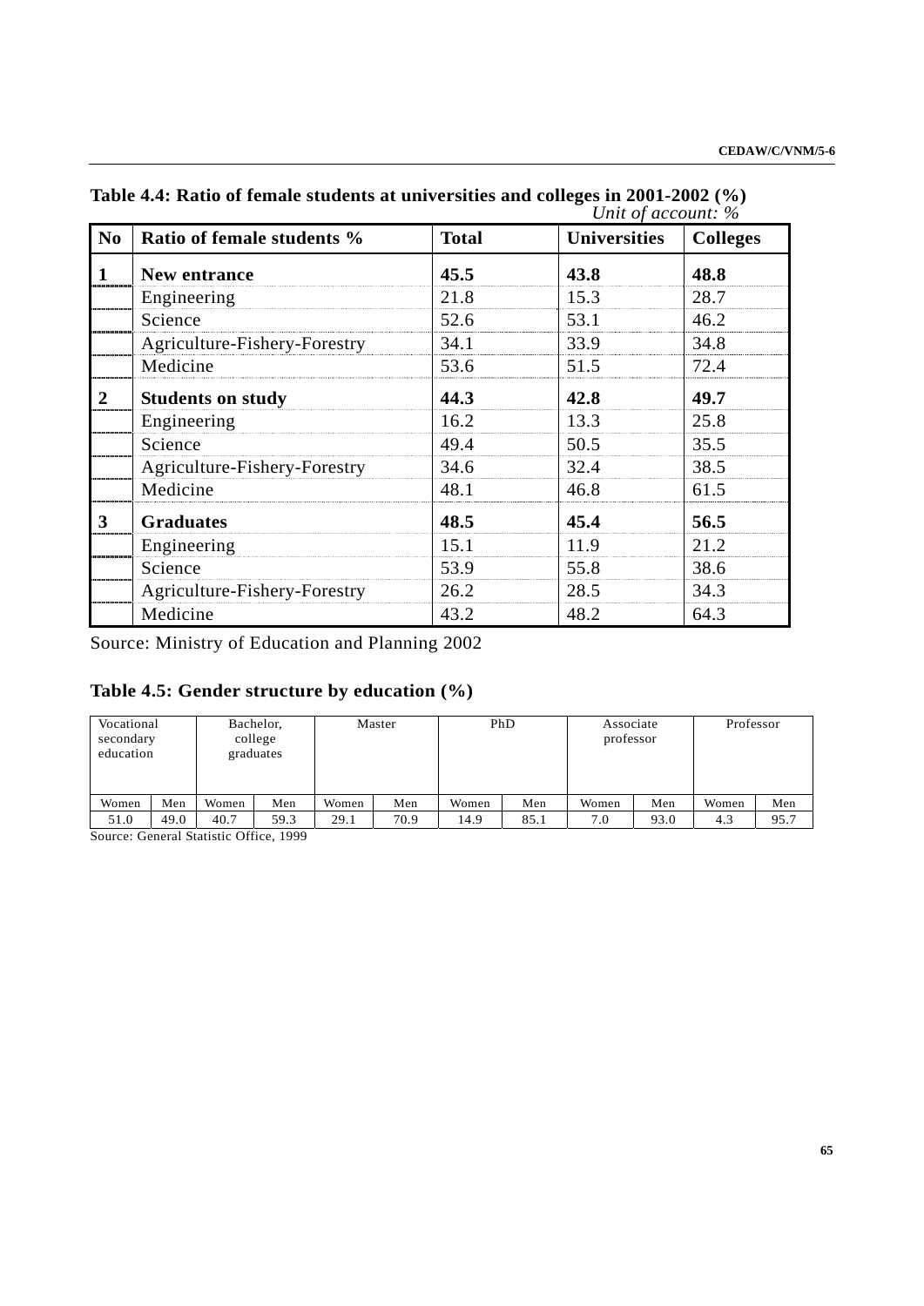**Table 4.4: Ratio of female students at universities and colleges in 2001-2002 (%)**

*Unit of account: %*

| No | Ratio of female students % | Total | Universities | Colleges |
|---|---|---|---|---|
| 1 | **New entrance** | **45.5** | **43.8** | **48.8** |
| | Engineering | 21.8 | 15.3 | 28.7 |
| | Science | 52.6 | 53.1 | 46.2 |
| | Agriculture-Fishery-Forestry | 34.1 | 33.9 | 34.8 |
| | Medicine | 53.6 | 51.5 | 72.4 |
| 2 | **Students on study** | **44.3** | **42.8** | **49.7** |
| | Engineering | 16.2 | 13.3 | 25.8 |
| | Science | 49.4 | 50.5 | 35.5 |
| | Agriculture-Fishery-Forestry | 34.6 | 32.4 | 38.5 |
| | Medicine | 48.1 | 46.8 | 61.5 |
| 3 | **Graduates** | **48.5** | **45.4** | **56.5** |
| | Engineering | 15.1 | 11.9 | 21.2 |
| | Science | 53.9 | 55.8 | 38.6 |
| | Agriculture-Fishery-Forestry | 26.2 | 28.5 | 34.3 |
| | Medicine | 43.2 | 48.2 | 64.3 |

Source: Ministry of Education and Planning 2002

**Table 4.5: Gender structure by education (%)**

| Vocational secondary education | | Bachelor, college graduates | | Master | | PhD | | Associate professor | | Professor | |
|---|---|---|---|---|---|---|---|---|---|---|---|
| Women | Men | Women | Men | Women | Men | Women | Men | Women | Men | Women | Men |
| 51.0 | 49.0 | 40.7 | 59.3 | 29.1 | 70.9 | 14.9 | 85.1 | 7.0 | 93.0 | 4.3 | 95.7 |

Source: General Statistic Office, 1999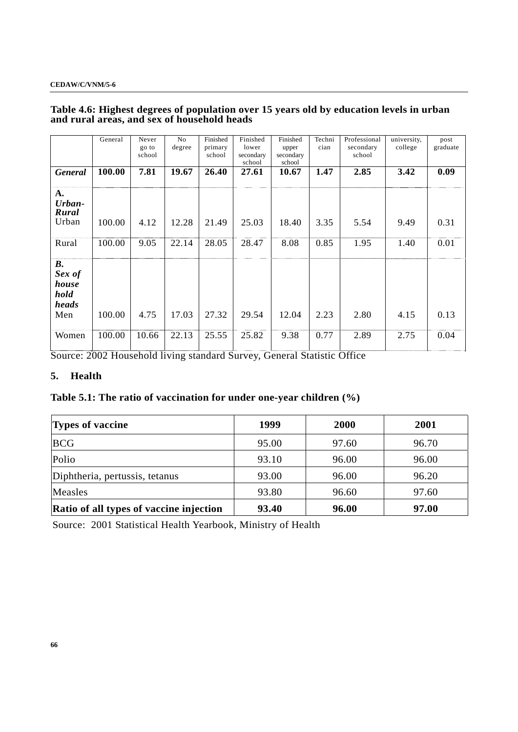**Table 4.6: Highest degrees of population over 15 years old by education levels in urban and rural areas, and sex of household heads**

| | General | Never go to school | No degree | Finished primary school | Finished lower secondary school | Finished upper secondary school | Technician | Professional secondary school | university, college | post graduate |
|---|---|---|---|---|---|---|---|---|---|---|
| ***General*** | **100.00** | **7.81** | **19.67** | **26.40** | **27.61** | **10.67** | **1.47** | **2.85** | **3.42** | **0.09** |
| ***A. Urban-Rural*** | | | | | | | | | | |
| Urban | 100.00 | 4.12 | 12.28 | 21.49 | 25.03 | 18.40 | 3.35 | 5.54 | 9.49 | 0.31 |
| Rural | 100.00 | 9.05 | 22.14 | 28.05 | 28.47 | 8.08 | 0.85 | 1.95 | 1.40 | 0.01 |
| ***B. Sex of household heads*** | | | | | | | | | | |
| Men | 100.00 | 4.75 | 17.03 | 27.32 | 29.54 | 12.04 | 2.23 | 2.80 | 4.15 | 0.13 |
| Women | 100.00 | 10.66 | 22.13 | 25.55 | 25.82 | 9.38 | 0.77 | 2.89 | 2.75 | 0.04 |

Source: 2002 Household living standard Survey, General Statistic Office

## 5. Health

**Table 5.1: The ratio of vaccination for under one-year children (%)**

| Types of vaccine | 1999 | 2000 | 2001 |
|---|---|---|---|
| BCG | 95.00 | 97.60 | 96.70 |
| Polio | 93.10 | 96.00 | 96.00 |
| Diphtheria, pertussis, tetanus | 93.00 | 96.00 | 96.20 |
| Measles | 93.80 | 96.60 | 97.60 |
| **Ratio of all types of vaccine injection** | **93.40** | **96.00** | **97.00** |

Source: 2001 Statistical Health Yearbook, Ministry of Health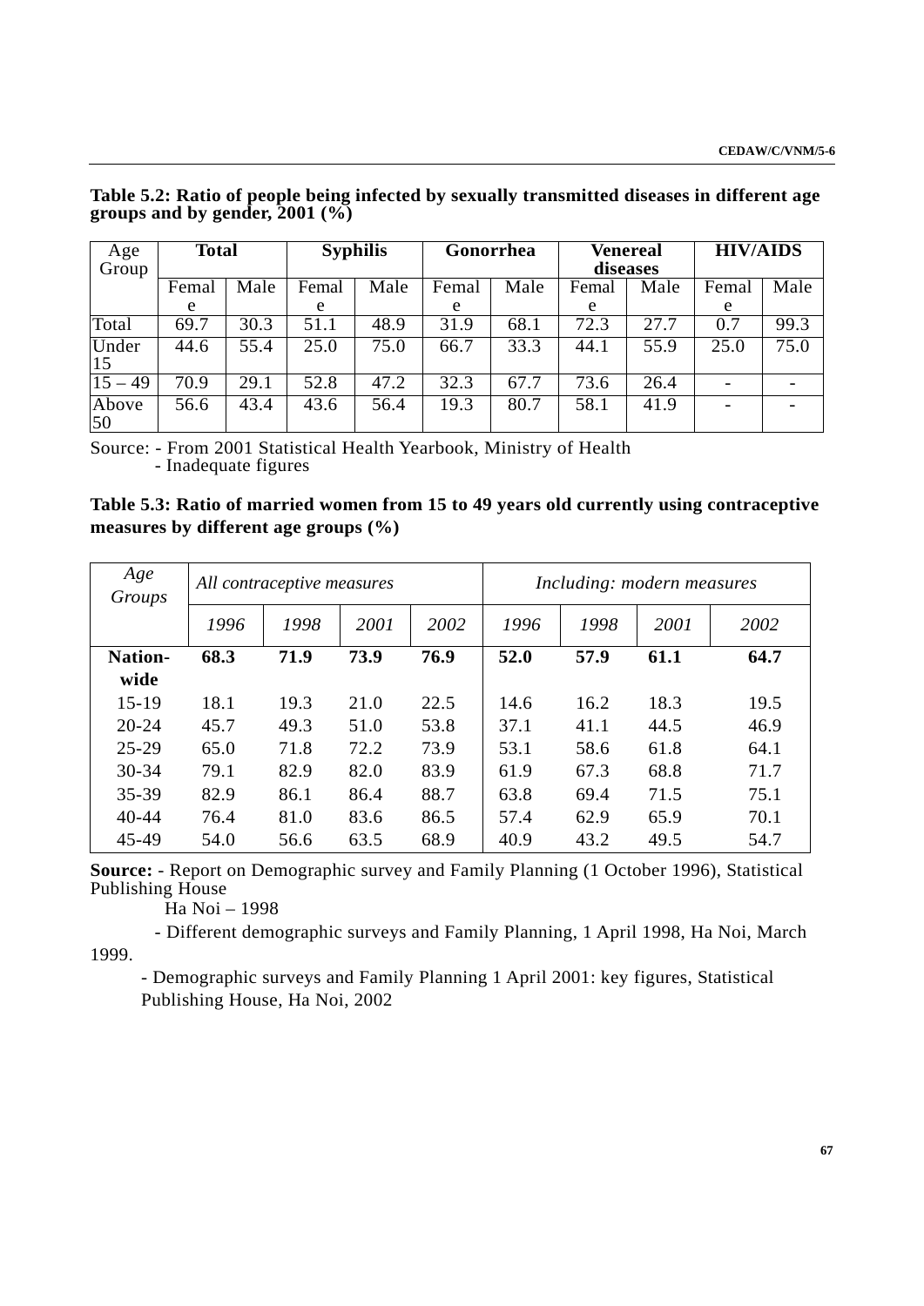**Table 5.2: Ratio of people being infected by sexually transmitted diseases in different age groups and by gender, 2001 (%)**

| Age Group | Total | | Syphilis | | Gonorrhea | | Venereal diseases | | HIV/AIDS | |
|---|---|---|---|---|---|---|---|---|---|---|
| | Female | Male | Female | Male | Female | Male | Female | Male | Female | Male |
| Total | 69.7 | 30.3 | 51.1 | 48.9 | 31.9 | 68.1 | 72.3 | 27.7 | 0.7 | 99.3 |
| Under 15 | 44.6 | 55.4 | 25.0 | 75.0 | 66.7 | 33.3 | 44.1 | 55.9 | 25.0 | 75.0 |
| 15 – 49 | 70.9 | 29.1 | 52.8 | 47.2 | 32.3 | 67.7 | 73.6 | 26.4 | - | - |
| Above 50 | 56.6 | 43.4 | 43.6 | 56.4 | 19.3 | 80.7 | 58.1 | 41.9 | - | - |

Source: - From 2001 Statistical Health Yearbook, Ministry of Health
- Inadequate figures

**Table 5.3: Ratio of married women from 15 to 49 years old currently using contraceptive measures by different age groups (%)**

| *Age Groups* | *All contraceptive measures* | | | | *Including: modern measures* | | | |
|---|---|---|---|---|---|---|---|---|
| | *1996* | *1998* | *2001* | *2002* | *1996* | *1998* | *2001* | *2002* |
| **Nation-wide** | **68.3** | **71.9** | **73.9** | **76.9** | **52.0** | **57.9** | **61.1** | **64.7** |
| 15-19 | 18.1 | 19.3 | 21.0 | 22.5 | 14.6 | 16.2 | 18.3 | 19.5 |
| 20-24 | 45.7 | 49.3 | 51.0 | 53.8 | 37.1 | 41.1 | 44.5 | 46.9 |
| 25-29 | 65.0 | 71.8 | 72.2 | 73.9 | 53.1 | 58.6 | 61.8 | 64.1 |
| 30-34 | 79.1 | 82.9 | 82.0 | 83.9 | 61.9 | 67.3 | 68.8 | 71.7 |
| 35-39 | 82.9 | 86.1 | 86.4 | 88.7 | 63.8 | 69.4 | 71.5 | 75.1 |
| 40-44 | 76.4 | 81.0 | 83.6 | 86.5 | 57.4 | 62.9 | 65.9 | 70.1 |
| 45-49 | 54.0 | 56.6 | 63.5 | 68.9 | 40.9 | 43.2 | 49.5 | 54.7 |

**Source:** - Report on Demographic survey and Family Planning (1 October 1996), Statistical Publishing House
Ha Noi – 1998

- Different demographic surveys and Family Planning, 1 April 1998, Ha Noi, March 1999.

- Demographic surveys and Family Planning 1 April 2001: key figures, Statistical Publishing House, Ha Noi, 2002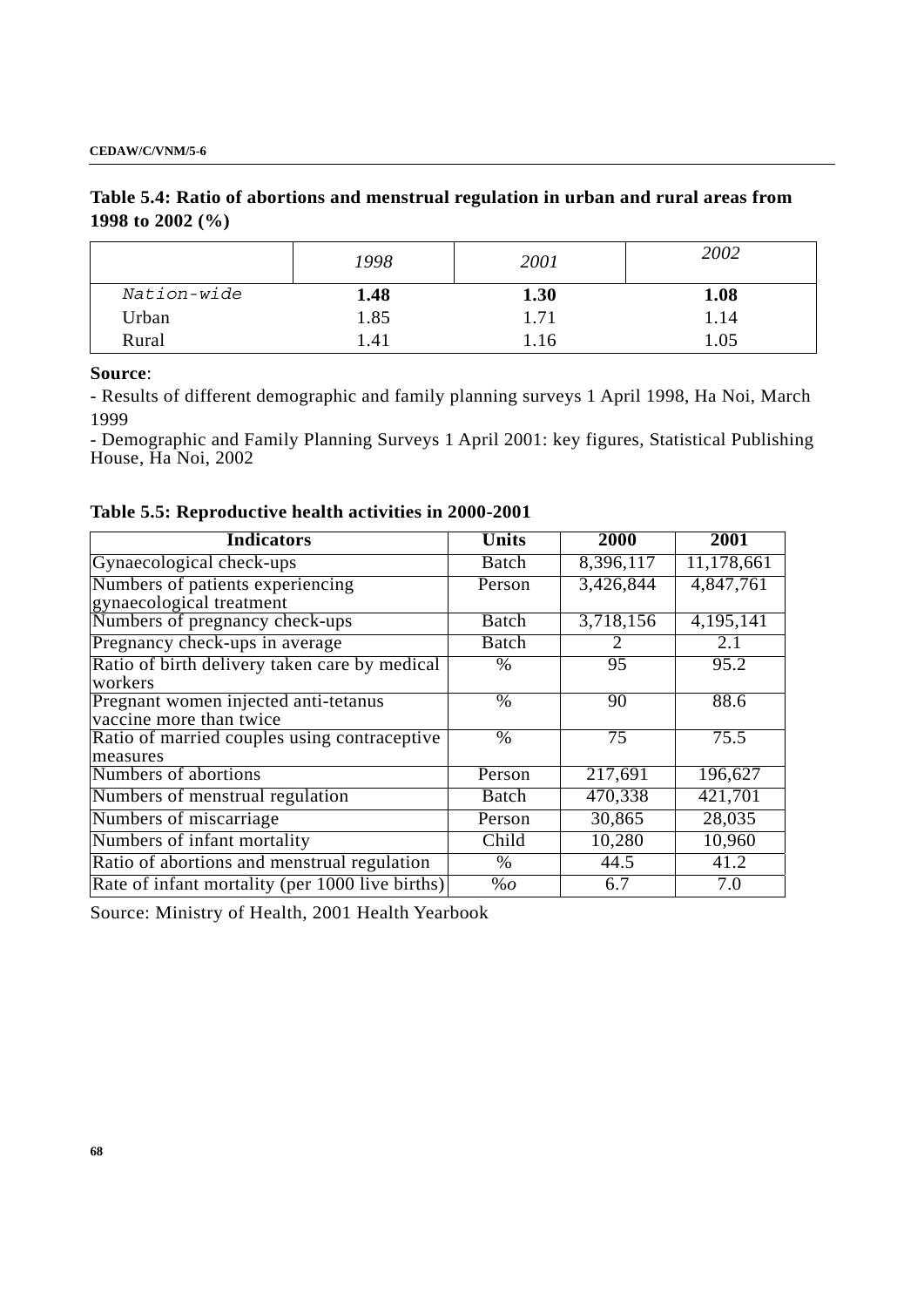**Table 5.4: Ratio of abortions and menstrual regulation in urban and rural areas from 1998 to 2002 (%)**

| | *1998* | *2001* | *2002* |
|---|---|---|---|
| Nation-wide | **1.48** | **1.30** | **1.08** |
| Urban | 1.85 | 1.71 | 1.14 |
| Rural | 1.41 | 1.16 | 1.05 |

**Source**:

- Results of different demographic and family planning surveys 1 April 1998, Ha Noi, March 1999
- Demographic and Family Planning Surveys 1 April 2001: key figures, Statistical Publishing House, Ha Noi, 2002

**Table 5.5: Reproductive health activities in 2000-2001**

| Indicators | Units | 2000 | 2001 |
|---|---|---|---|
| Gynaecological check-ups | Batch | 8,396,117 | 11,178,661 |
| Numbers of patients experiencing gynaecological treatment | Person | 3,426,844 | 4,847,761 |
| Numbers of pregnancy check-ups | Batch | 3,718,156 | 4,195,141 |
| Pregnancy check-ups in average | Batch | 2 | 2.1 |
| Ratio of birth delivery taken care by medical workers | % | 95 | 95.2 |
| Pregnant women injected anti-tetanus vaccine more than twice | % | 90 | 88.6 |
| Ratio of married couples using contraceptive measures | % | 75 | 75.5 |
| Numbers of abortions | Person | 217,691 | 196,627 |
| Numbers of menstrual regulation | Batch | 470,338 | 421,701 |
| Numbers of miscarriage | Person | 30,865 | 28,035 |
| Numbers of infant mortality | Child | 10,280 | 10,960 |
| Ratio of abortions and menstrual regulation | % | 44.5 | 41.2 |
| Rate of infant mortality (per 1000 live births) | %o | 6.7 | 7.0 |

Source: Ministry of Health, 2001 Health Yearbook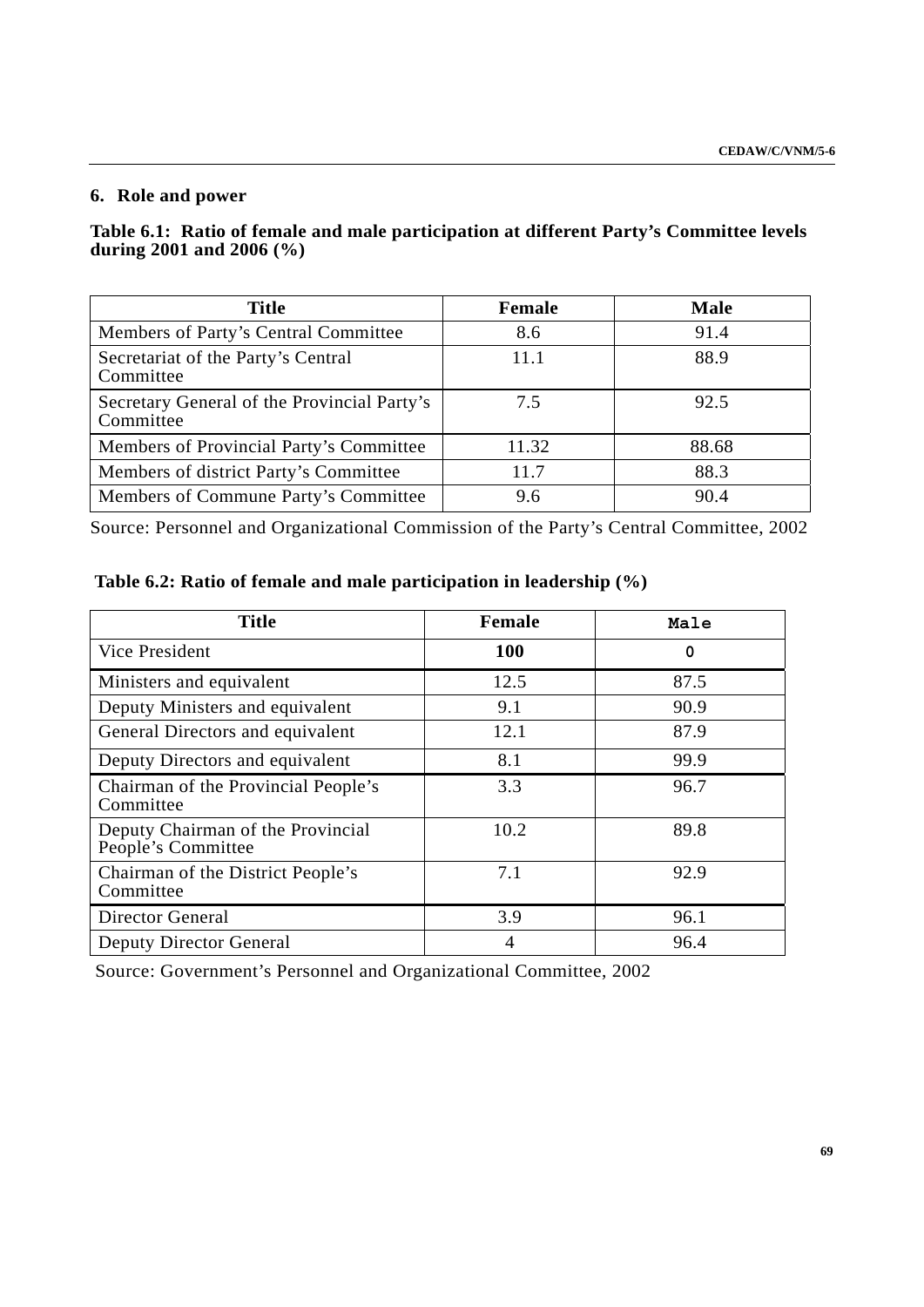## 6. Role and power

**Table 6.1: Ratio of female and male participation at different Party's Committee levels during 2001 and 2006 (%)**

| Title | Female | Male |
|---|---|---|
| Members of Party's Central Committee | 8.6 | 91.4 |
| Secretariat of the Party's Central Committee | 11.1 | 88.9 |
| Secretary General of the Provincial Party's Committee | 7.5 | 92.5 |
| Members of Provincial Party's Committee | 11.32 | 88.68 |
| Members of district Party's Committee | 11.7 | 88.3 |
| Members of Commune Party's Committee | 9.6 | 90.4 |

Source: Personnel and Organizational Commission of the Party's Central Committee, 2002

**Table 6.2: Ratio of female and male participation in leadership (%)**

| Title | Female | Male |
|---|---|---|
| Vice President | **100** | 0 |
| Ministers and equivalent | 12.5 | 87.5 |
| Deputy Ministers and equivalent | 9.1 | 90.9 |
| General Directors and equivalent | 12.1 | 87.9 |
| Deputy Directors and equivalent | 8.1 | 99.9 |
| Chairman of the Provincial People's Committee | 3.3 | 96.7 |
| Deputy Chairman of the Provincial People's Committee | 10.2 | 89.8 |
| Chairman of the District People's Committee | 7.1 | 92.9 |
| Director General | 3.9 | 96.1 |
| Deputy Director General | 4 | 96.4 |

Source: Government's Personnel and Organizational Committee, 2002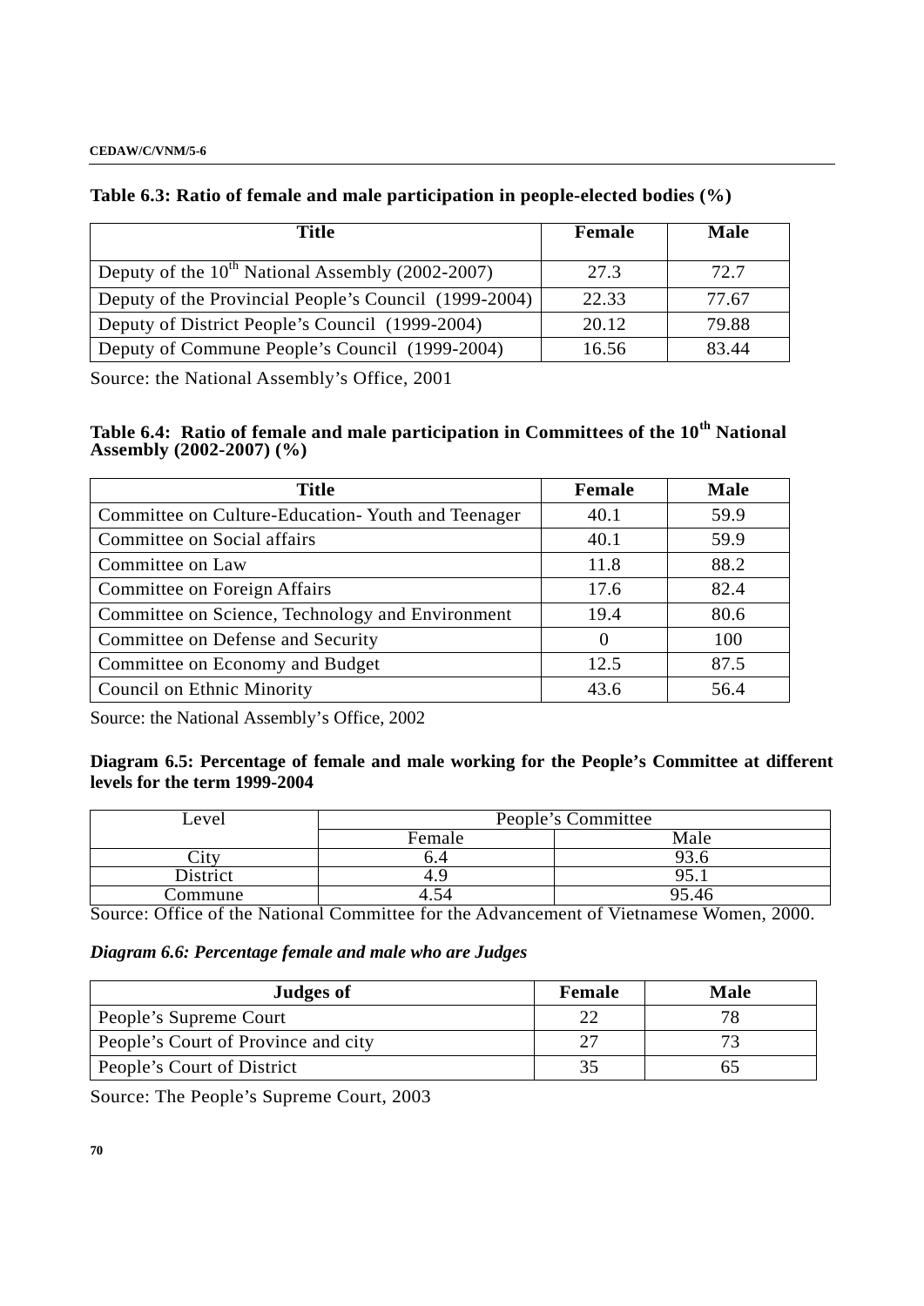**Table 6.3: Ratio of female and male participation in people-elected bodies (%)**

| Title | Female | Male |
|---|---|---|
| Deputy of the 10th National Assembly (2002-2007) | 27.3 | 72.7 |
| Deputy of the Provincial People's Council (1999-2004) | 22.33 | 77.67 |
| Deputy of District People's Council (1999-2004) | 20.12 | 79.88 |
| Deputy of Commune People's Council (1999-2004) | 16.56 | 83.44 |

Source: the National Assembly's Office, 2001

**Table 6.4: Ratio of female and male participation in Committees of the 10th National Assembly (2002-2007) (%)**

| Title | Female | Male |
|---|---|---|
| Committee on Culture-Education- Youth and Teenager | 40.1 | 59.9 |
| Committee on Social affairs | 40.1 | 59.9 |
| Committee on Law | 11.8 | 88.2 |
| Committee on Foreign Affairs | 17.6 | 82.4 |
| Committee on Science, Technology and Environment | 19.4 | 80.6 |
| Committee on Defense and Security | 0 | 100 |
| Committee on Economy and Budget | 12.5 | 87.5 |
| Council on Ethnic Minority | 43.6 | 56.4 |

Source: the National Assembly's Office, 2002

**Diagram 6.5: Percentage of female and male working for the People's Committee at different levels for the term 1999-2004**

| Level | People's Committee | |
|---|---|---|
| | Female | Male |
| City | 6.4 | 93.6 |
| District | 4.9 | 95.1 |
| Commune | 4.54 | 95.46 |

Source: Office of the National Committee for the Advancement of Vietnamese Women, 2000.

***Diagram 6.6: Percentage female and male who are Judges***

| Judges of | Female | Male |
|---|---|---|
| People's Supreme Court | 22 | 78 |
| People's Court of Province and city | 27 | 73 |
| People's Court of District | 35 | 65 |

Source: The People's Supreme Court, 2003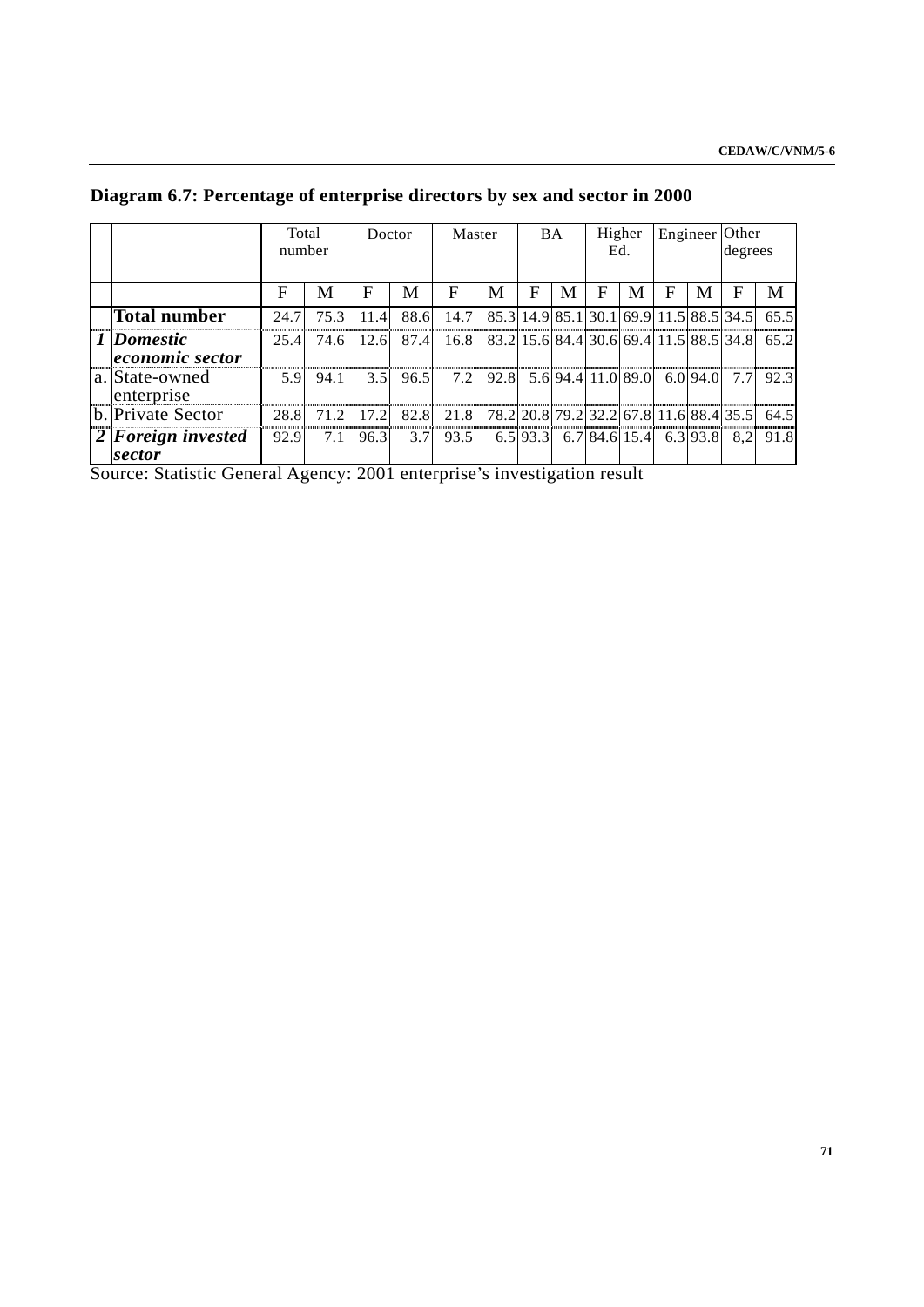**Diagram 6.7: Percentage of enterprise directors by sex and sector in 2000**

| | | Total number | | Doctor | | Master | | BA | | Higher Ed. | | Engineer | | Other degrees | |
|---|---|---|---|---|---|---|---|---|---|---|---|---|---|---|---|
| | | F | M | F | M | F | M | F | M | F | M | F | M | F | M |
| | **Total number** | 24.7 | 75.3 | 11.4 | 88.6 | 14.7 | 85.3 | 14.9 | 85.1 | 30.1 | 69.9 | 11.5 | 88.5 | 34.5 | 65.5 |
| *1* | ***Domestic economic sector*** | 25.4 | 74.6 | 12.6 | 87.4 | 16.8 | 83.2 | 15.6 | 84.4 | 30.6 | 69.4 | 11.5 | 88.5 | 34.8 | 65.2 |
| a. | State-owned enterprise | 5.9 | 94.1 | 3.5 | 96.5 | 7.2 | 92.8 | 5.6 | 94.4 | 11.0 | 89.0 | 6.0 | 94.0 | 7.7 | 92.3 |
| b. | Private Sector | 28.8 | 71.2 | 17.2 | 82.8 | 21.8 | 78.2 | 20.8 | 79.2 | 32.2 | 67.8 | 11.6 | 88.4 | 35.5 | 64.5 |
| *2* | ***Foreign invested sector*** | 92.9 | 7.1 | 96.3 | 3.7 | 93.5 | 6.5 | 93.3 | 6.7 | 84.6 | 15.4 | 6.3 | 93.8 | 8,2 | 91.8 |

Source: Statistic General Agency: 2001 enterprise's investigation result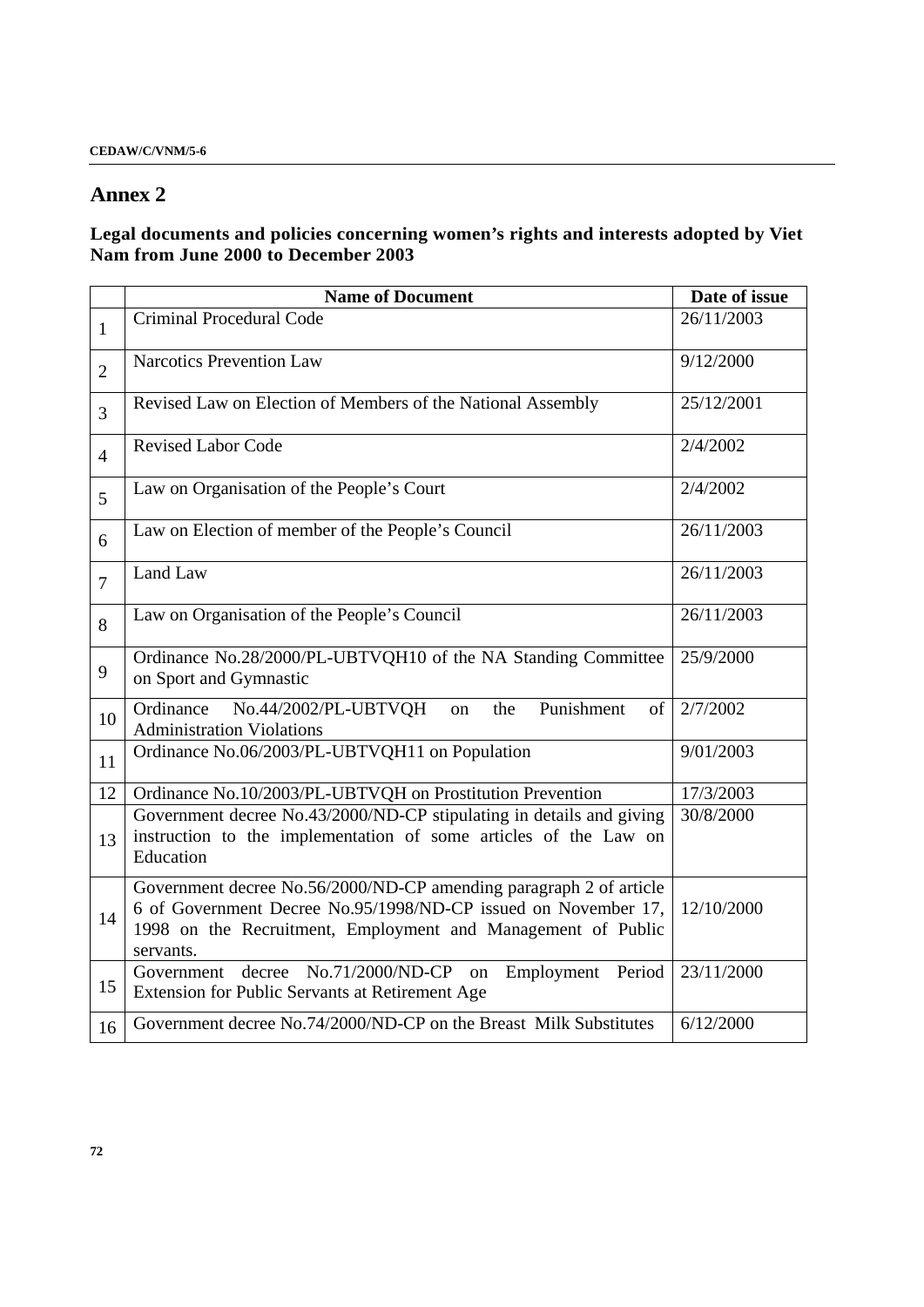## Annex 2

**Legal documents and policies concerning women's rights and interests adopted by Viet Nam from June 2000 to December 2003**

| | Name of Document | Date of issue |
|---|---|---|
| 1 | Criminal Procedural Code | 26/11/2003 |
| 2 | Narcotics Prevention Law | 9/12/2000 |
| 3 | Revised Law on Election of Members of the National Assembly | 25/12/2001 |
| 4 | Revised Labor Code | 2/4/2002 |
| 5 | Law on Organisation of the People's Court | 2/4/2002 |
| 6 | Law on Election of member of the People's Council | 26/11/2003 |
| 7 | Land Law | 26/11/2003 |
| 8 | Law on Organisation of the People's Council | 26/11/2003 |
| 9 | Ordinance No.28/2000/PL-UBTVQH10 of the NA Standing Committee on Sport and Gymnastic | 25/9/2000 |
| 10 | Ordinance No.44/2002/PL-UBTVQH on the Punishment of Administration Violations | 2/7/2002 |
| 11 | Ordinance No.06/2003/PL-UBTVQH11 on Population | 9/01/2003 |
| 12 | Ordinance No.10/2003/PL-UBTVQH on Prostitution Prevention | 17/3/2003 |
| 13 | Government decree No.43/2000/ND-CP stipulating in details and giving instruction to the implementation of some articles of the Law on Education | 30/8/2000 |
| 14 | Government decree No.56/2000/ND-CP amending paragraph 2 of article 6 of Government Decree No.95/1998/ND-CP issued on November 17, 1998 on the Recruitment, Employment and Management of Public servants. | 12/10/2000 |
| 15 | Government decree No.71/2000/ND-CP on Employment Period Extension for Public Servants at Retirement Age | 23/11/2000 |
| 16 | Government decree No.74/2000/ND-CP on the Breast Milk Substitutes | 6/12/2000 |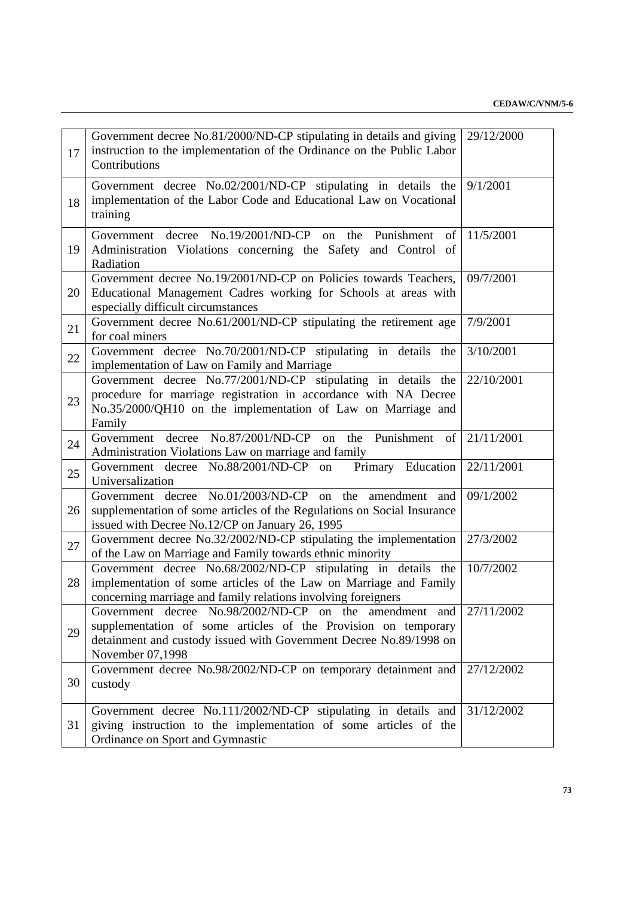| 17 | Government decree No.81/2000/ND-CP stipulating in details and giving instruction to the implementation of the Ordinance on the Public Labor Contributions | 29/12/2000 |
|---|---|---|
| 18 | Government decree No.02/2001/ND-CP stipulating in details the implementation of the Labor Code and Educational Law on Vocational training | 9/1/2001 |
| 19 | Government decree No.19/2001/ND-CP on the Punishment of Administration Violations concerning the Safety and Control of Radiation | 11/5/2001 |
| 20 | Government decree No.19/2001/ND-CP on Policies towards Teachers, Educational Management Cadres working for Schools at areas with especially difficult circumstances | 09/7/2001 |
| 21 | Government decree No.61/2001/ND-CP stipulating the retirement age for coal miners | 7/9/2001 |
| 22 | Government decree No.70/2001/ND-CP stipulating in details the implementation of Law on Family and Marriage | 3/10/2001 |
| 23 | Government decree No.77/2001/ND-CP stipulating in details the procedure for marriage registration in accordance with NA Decree No.35/2000/QH10 on the implementation of Law on Marriage and Family | 22/10/2001 |
| 24 | Government decree No.87/2001/ND-CP on the Punishment of Administration Violations Law on marriage and family | 21/11/2001 |
| 25 | Government decree No.88/2001/ND-CP on Primary Education Universalization | 22/11/2001 |
| 26 | Government decree No.01/2003/ND-CP on the amendment and supplementation of some articles of the Regulations on Social Insurance issued with Decree No.12/CP on January 26, 1995 | 09/1/2002 |
| 27 | Government decree No.32/2002/ND-CP stipulating the implementation of the Law on Marriage and Family towards ethnic minority | 27/3/2002 |
| 28 | Government decree No.68/2002/ND-CP stipulating in details the implementation of some articles of the Law on Marriage and Family concerning marriage and family relations involving foreigners | 10/7/2002 |
| 29 | Government decree No.98/2002/ND-CP on the amendment and supplementation of some articles of the Provision on temporary detainment and custody issued with Government Decree No.89/1998 on November 07,1998 | 27/11/2002 |
| 30 | Government decree No.98/2002/ND-CP on temporary detainment and custody | 27/12/2002 |
| 31 | Government decree No.111/2002/ND-CP stipulating in details and giving instruction to the implementation of some articles of the Ordinance on Sport and Gymnastic | 31/12/2002 |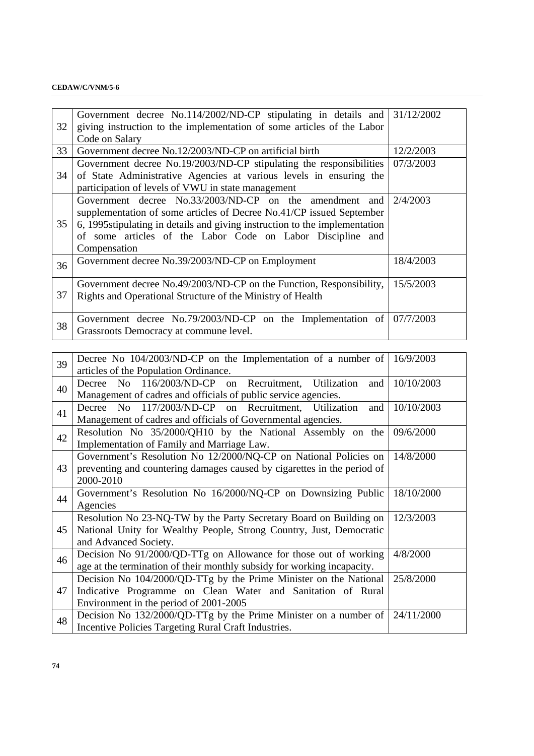| | | |
|---|---|---|
| 32 | Government decree No.114/2002/ND-CP stipulating in details and giving instruction to the implementation of some articles of the Labor Code on Salary | 31/12/2002 |
| 33 | Government decree No.12/2003/ND-CP on artificial birth | 12/2/2003 |
| 34 | Government decree No.19/2003/ND-CP stipulating the responsibilities of State Administrative Agencies at various levels in ensuring the participation of levels of VWU in state management | 07/3/2003 |
| 35 | Government decree No.33/2003/ND-CP on the amendment and supplementation of some articles of Decree No.41/CP issued September 6, 1995stipulating in details and giving instruction to the implementation of some articles of the Labor Code on Labor Discipline and Compensation | 2/4/2003 |
| 36 | Government decree No.39/2003/ND-CP on Employment | 18/4/2003 |
| 37 | Government decree No.49/2003/ND-CP on the Function, Responsibility, Rights and Operational Structure of the Ministry of Health | 15/5/2003 |
| 38 | Government decree No.79/2003/ND-CP on the Implementation of Grassroots Democracy at commune level. | 07/7/2003 |
| 39 | Decree No 104/2003/ND-CP on the Implementation of a number of articles of the Population Ordinance. | 16/9/2003 |
| 40 | Decree No 116/2003/ND-CP on Recruitment, Utilization and Management of cadres and officials of public service agencies. | 10/10/2003 |
| 41 | Decree No 117/2003/ND-CP on Recruitment, Utilization and Management of cadres and officials of Governmental agencies. | 10/10/2003 |
| 42 | Resolution No 35/2000/QH10 by the National Assembly on the Implementation of Family and Marriage Law. | 09/6/2000 |
| 43 | Government's Resolution No 12/2000/NQ-CP on National Policies on preventing and countering damages caused by cigarettes in the period of 2000-2010 | 14/8/2000 |
| 44 | Government's Resolution No 16/2000/NQ-CP on Downsizing Public Agencies | 18/10/2000 |
| 45 | Resolution No 23-NQ-TW by the Party Secretary Board on Building on National Unity for Wealthy People, Strong Country, Just, Democratic and Advanced Society. | 12/3/2003 |
| 46 | Decision No 91/2000/QD-TTg on Allowance for those out of working age at the termination of their monthly subsidy for working incapacity. | 4/8/2000 |
| 47 | Decision No 104/2000/QD-TTg by the Prime Minister on the National Indicative Programme on Clean Water and Sanitation of Rural Environment in the period of 2001-2005 | 25/8/2000 |
| 48 | Decision No 132/2000/QD-TTg by the Prime Minister on a number of Incentive Policies Targeting Rural Craft Industries. | 24/11/2000 |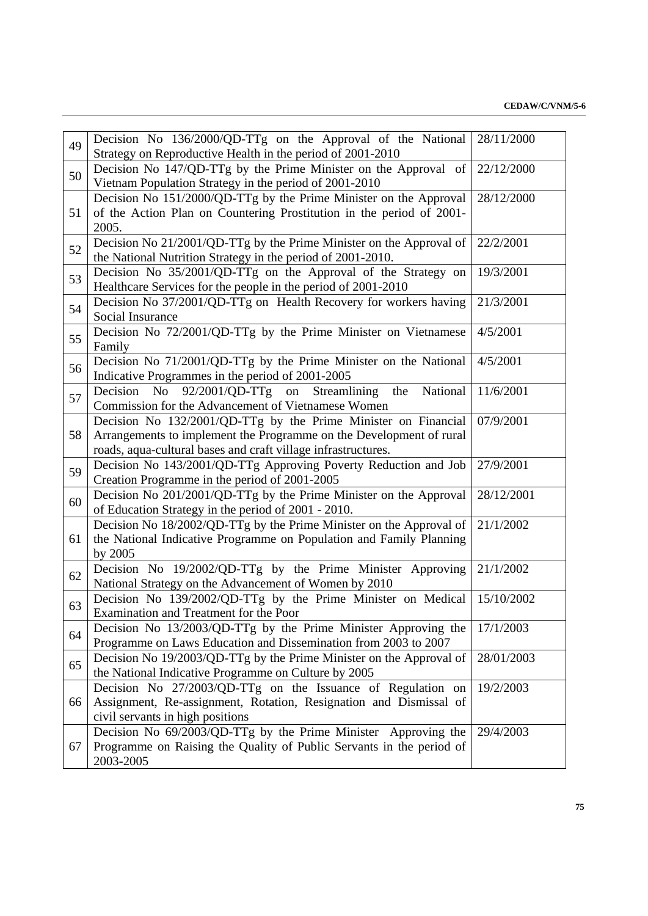| 49 | Decision No 136/2000/QD-TTg on the Approval of the National Strategy on Reproductive Health in the period of 2001-2010 | 28/11/2000 |
|---|---|---|
| 50 | Decision No 147/QD-TTg by the Prime Minister on the Approval of Vietnam Population Strategy in the period of 2001-2010 | 22/12/2000 |
| 51 | Decision No 151/2000/QD-TTg by the Prime Minister on the Approval of the Action Plan on Countering Prostitution in the period of 2001-2005. | 28/12/2000 |
| 52 | Decision No 21/2001/QD-TTg by the Prime Minister on the Approval of the National Nutrition Strategy in the period of 2001-2010. | 22/2/2001 |
| 53 | Decision No 35/2001/QD-TTg on the Approval of the Strategy on Healthcare Services for the people in the period of 2001-2010 | 19/3/2001 |
| 54 | Decision No 37/2001/QD-TTg on Health Recovery for workers having Social Insurance | 21/3/2001 |
| 55 | Decision No 72/2001/QD-TTg by the Prime Minister on Vietnamese Family | 4/5/2001 |
| 56 | Decision No 71/2001/QD-TTg by the Prime Minister on the National Indicative Programmes in the period of 2001-2005 | 4/5/2001 |
| 57 | Decision No 92/2001/QD-TTg on Streamlining the National Commission for the Advancement of Vietnamese Women | 11/6/2001 |
| 58 | Decision No 132/2001/QD-TTg by the Prime Minister on Financial Arrangements to implement the Programme on the Development of rural roads, aqua-cultural bases and craft village infrastructures. | 07/9/2001 |
| 59 | Decision No 143/2001/QD-TTg Approving Poverty Reduction and Job Creation Programme in the period of 2001-2005 | 27/9/2001 |
| 60 | Decision No 201/2001/QD-TTg by the Prime Minister on the Approval of Education Strategy in the period of 2001 - 2010. | 28/12/2001 |
| 61 | Decision No 18/2002/QD-TTg by the Prime Minister on the Approval of the National Indicative Programme on Population and Family Planning by 2005 | 21/1/2002 |
| 62 | Decision No 19/2002/QD-TTg by the Prime Minister Approving National Strategy on the Advancement of Women by 2010 | 21/1/2002 |
| 63 | Decision No 139/2002/QD-TTg by the Prime Minister on Medical Examination and Treatment for the Poor | 15/10/2002 |
| 64 | Decision No 13/2003/QD-TTg by the Prime Minister Approving the Programme on Laws Education and Dissemination from 2003 to 2007 | 17/1/2003 |
| 65 | Decision No 19/2003/QD-TTg by the Prime Minister on the Approval of the National Indicative Programme on Culture by 2005 | 28/01/2003 |
| 66 | Decision No 27/2003/QD-TTg on the Issuance of Regulation on Assignment, Re-assignment, Rotation, Resignation and Dismissal of civil servants in high positions | 19/2/2003 |
| 67 | Decision No 69/2003/QD-TTg by the Prime Minister Approving the Programme on Raising the Quality of Public Servants in the period of 2003-2005 | 29/4/2003 |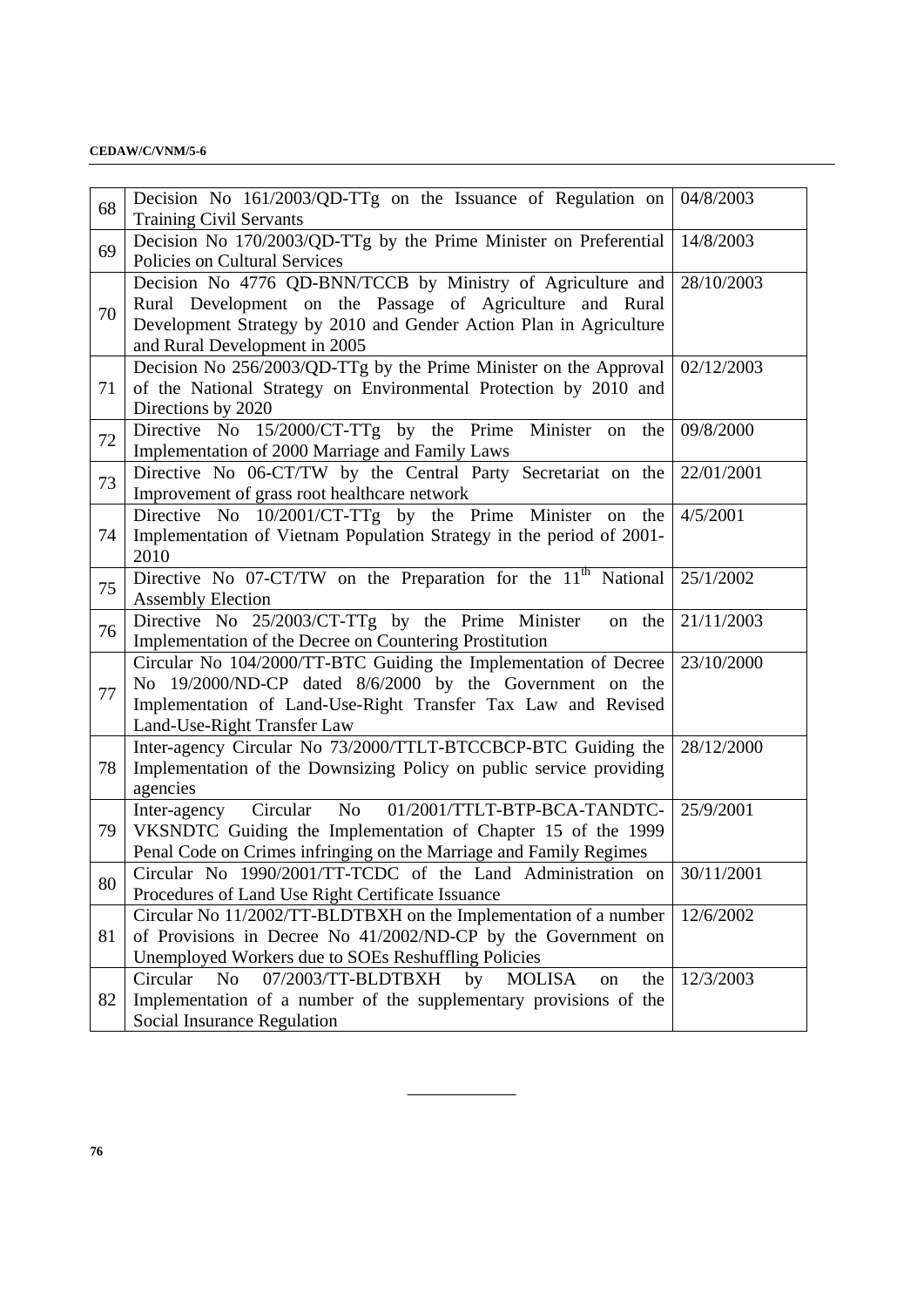| | | |
|---|---|---|
| 68 | Decision No 161/2003/QD-TTg on the Issuance of Regulation on Training Civil Servants | 04/8/2003 |
| 69 | Decision No 170/2003/QD-TTg by the Prime Minister on Preferential Policies on Cultural Services | 14/8/2003 |
| 70 | Decision No 4776 QD-BNN/TCCB by Ministry of Agriculture and Rural Development on the Passage of Agriculture and Rural Development Strategy by 2010 and Gender Action Plan in Agriculture and Rural Development in 2005 | 28/10/2003 |
| 71 | Decision No 256/2003/QD-TTg by the Prime Minister on the Approval of the National Strategy on Environmental Protection by 2010 and Directions by 2020 | 02/12/2003 |
| 72 | Directive No 15/2000/CT-TTg by the Prime Minister on the Implementation of 2000 Marriage and Family Laws | 09/8/2000 |
| 73 | Directive No 06-CT/TW by the Central Party Secretariat on the Improvement of grass root healthcare network | 22/01/2001 |
| 74 | Directive No 10/2001/CT-TTg by the Prime Minister on the Implementation of Vietnam Population Strategy in the period of 2001-2010 | 4/5/2001 |
| 75 | Directive No 07-CT/TW on the Preparation for the 11th National Assembly Election | 25/1/2002 |
| 76 | Directive No 25/2003/CT-TTg by the Prime Minister on the Implementation of the Decree on Countering Prostitution | 21/11/2003 |
| 77 | Circular No 104/2000/TT-BTC Guiding the Implementation of Decree No 19/2000/ND-CP dated 8/6/2000 by the Government on the Implementation of Land-Use-Right Transfer Tax Law and Revised Land-Use-Right Transfer Law | 23/10/2000 |
| 78 | Inter-agency Circular No 73/2000/TTLT-BTCCBCP-BTC Guiding the Implementation of the Downsizing Policy on public service providing agencies | 28/12/2000 |
| 79 | Inter-agency Circular No 01/2001/TTLT-BTP-BCA-TANDTC-VKSNDTC Guiding the Implementation of Chapter 15 of the 1999 Penal Code on Crimes infringing on the Marriage and Family Regimes | 25/9/2001 |
| 80 | Circular No 1990/2001/TT-TCDC of the Land Administration on Procedures of Land Use Right Certificate Issuance | 30/11/2001 |
| 81 | Circular No 11/2002/TT-BLDTBXH on the Implementation of a number of Provisions in Decree No 41/2002/ND-CP by the Government on Unemployed Workers due to SOEs Reshuffling Policies | 12/6/2002 |
| 82 | Circular No 07/2003/TT-BLDTBXH by MOLISA on the Implementation of a number of the supplementary provisions of the Social Insurance Regulation | 12/3/2003 |